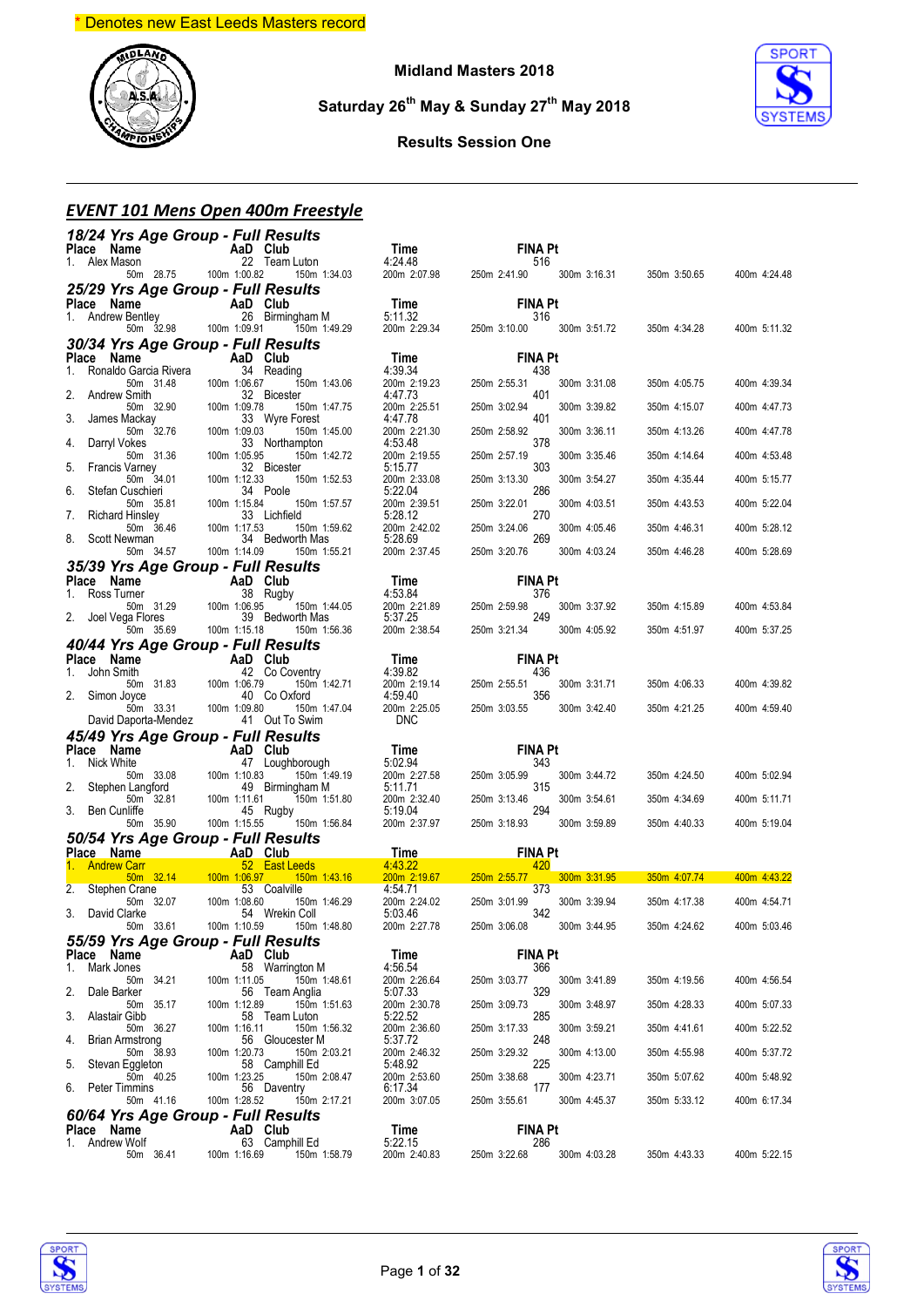* Denotes new East Leeds Masters record

**Midland Masters 2018**

**Saturday 26th May & Sunday 27th May 2018**

**Results Session One**

## *EVENT 101 Mens Open 400m Freestyle*

### *18/24 Yrs Age Group - Full Results*

| Place | Name | AaD | Club | Time | FINA Pt | | | |
|---|---|---|---|---|---|---|---|---|
| 1. | Alex Mason | 22 | Team Luton | 4:24.48 | 516 | | | |
| | 50m 28.75 | 100m 1:00.82 | 150m 1:34.03 | 200m 2:07.98 | 250m 2:41.90 | 300m 3:16.31 | 350m 3:50.65 | 400m 4:24.48 |

### *25/29 Yrs Age Group - Full Results*

| Place | Name | AaD | Club | Time | FINA Pt | | | |
|---|---|---|---|---|---|---|---|---|
| 1. | Andrew Bentley | 26 | Birmingham M | 5:11.32 | 316 | | | |
| | 50m 32.98 | 100m 1:09.91 | 150m 1:49.29 | 200m 2:29.34 | 250m 3:10.00 | 300m 3:51.72 | 350m 4:34.28 | 400m 5:11.32 |

### *30/34 Yrs Age Group - Full Results*

| Place | Name | AaD | Club | Time | FINA Pt | | | |
|---|---|---|---|---|---|---|---|---|
| 1. | Ronaldo Garcia Rivera | 34 | Reading | 4:39.34 | 438 | | | |
| | 50m 31.48 | 100m 1:06.67 | 150m 1:43.06 | 200m 2:19.23 | 250m 2:55.31 | 300m 3:31.08 | 350m 4:05.75 | 400m 4:39.34 |
| 2. | Andrew Smith | 32 | Bicester | 4:47.73 | 401 | | | |
| | 50m 32.90 | 100m 1:09.78 | 150m 1:47.75 | 200m 2:25.51 | 250m 3:02.94 | 300m 3:39.82 | 350m 4:15.07 | 400m 4:47.73 |
| 3. | James Mackay | 33 | Wyre Forest | 4:47.78 | 401 | | | |
| | 50m 32.76 | 100m 1:09.03 | 150m 1:45.00 | 200m 2:21.30 | 250m 2:58.92 | 300m 3:36.11 | 350m 4:13.26 | 400m 4:47.78 |
| 4. | Darryl Vokes | 33 | Northampton | 4:53.48 | 378 | | | |
| | 50m 31.36 | 100m 1:05.95 | 150m 1:42.72 | 200m 2:19.55 | 250m 2:57.19 | 300m 3:35.46 | 350m 4:14.64 | 400m 4:53.48 |
| 5. | Francis Varney | 32 | Bicester | 5:15.77 | 303 | | | |
| | 50m 34.01 | 100m 1:12.33 | 150m 1:52.53 | 200m 2:33.08 | 250m 3:13.30 | 300m 3:54.27 | 350m 4:35.44 | 400m 5:15.77 |
| 6. | Stefan Cuschieri | 34 | Poole | 5:22.04 | 286 | | | |
| | 50m 35.81 | 100m 1:15.84 | 150m 1:57.57 | 200m 2:39.51 | 250m 3:22.01 | 300m 4:03.51 | 350m 4:43.53 | 400m 5:22.04 |
| 7. | Richard Hinsley | 33 | Lichfield | 5:28.12 | 270 | | | |
| | 50m 36.46 | 100m 1:17.53 | 150m 1:59.62 | 200m 2:42.02 | 250m 3:24.06 | 300m 4:05.46 | 350m 4:46.31 | 400m 5:28.12 |
| 8. | Scott Newman | 34 | Bedworth Mas | 5:28.69 | 269 | | | |
| | 50m 34.57 | 100m 1:14.09 | 150m 1:55.21 | 200m 2:37.45 | 250m 3:20.76 | 300m 4:03.24 | 350m 4:46.28 | 400m 5:28.69 |

### *35/39 Yrs Age Group - Full Results*

| Place | Name | AaD | Club | Time | FINA Pt | | | |
|---|---|---|---|---|---|---|---|---|
| 1. | Ross Turner | 38 | Rugby | 4:53.84 | 376 | | | |
| | 50m 31.29 | 100m 1:06.95 | 150m 1:44.05 | 200m 2:21.89 | 250m 2:59.98 | 300m 3:37.92 | 350m 4:15.89 | 400m 4:53.84 |
| 2. | Joel Vega Flores | 39 | Bedworth Mas | 5:37.25 | 249 | | | |
| | 50m 35.69 | 100m 1:15.18 | 150m 1:56.36 | 200m 2:38.54 | 250m 3:21.34 | 300m 4:05.92 | 350m 4:51.97 | 400m 5:37.25 |

### *40/44 Yrs Age Group - Full Results*

| Place | Name | AaD | Club | Time | FINA Pt | | | |
|---|---|---|---|---|---|---|---|---|
| 1. | John Smith | 42 | Co Coventry | 4:39.82 | 436 | | | |
| | 50m 31.83 | 100m 1:06.79 | 150m 1:42.71 | 200m 2:19.14 | 250m 2:55.51 | 300m 3:31.71 | 350m 4:06.33 | 400m 4:39.82 |
| 2. | Simon Joyce | 40 | Co Oxford | 4:59.40 | 356 | | | |
| | 50m 33.31 | 100m 1:09.80 | 150m 1:47.04 | 200m 2:25.05 | 250m 3:03.55 | 300m 3:42.40 | 350m 4:21.25 | 400m 4:59.40 |
| | David Daporta-Mendez | 41 | Out To Swim | DNC | | | | |

### *45/49 Yrs Age Group - Full Results*

| Place | Name | AaD | Club | Time | FINA Pt | | | |
|---|---|---|---|---|---|---|---|---|
| 1. | Nick White | 47 | Loughborough | 5:02.94 | 343 | | | |
| | 50m 33.08 | 100m 1:10.83 | 150m 1:49.19 | 200m 2:27.58 | 250m 3:05.99 | 300m 3:44.72 | 350m 4:24.50 | 400m 5:02.94 |
| 2. | Stephen Langford | 49 | Birmingham M | 5:11.71 | 315 | | | |
| | 50m 32.81 | 100m 1:11.61 | 150m 1:51.80 | 200m 2:32.40 | 250m 3:13.46 | 300m 3:54.61 | 350m 4:34.69 | 400m 5:11.71 |
| 3. | Ben Cunliffe | 45 | Rugby | 5:19.04 | 294 | | | |
| | 50m 35.90 | 100m 1:15.55 | 150m 1:56.84 | 200m 2:37.97 | 250m 3:18.93 | 300m 3:59.89 | 350m 4:40.33 | 400m 5:19.04 |

### *50/54 Yrs Age Group - Full Results*

| Place | Name | AaD | Club | Time | FINA Pt | | | |
|---|---|---|---|---|---|---|---|---|
| 1. | Andrew Carr | 52 | East Leeds | 4:43.22 | 420 | | | |
| | 50m 32.14 | 100m 1:06.97 | 150m 1:43.16 | 200m 2:19.67 | 250m 2:55.77 | 300m 3:31.95 | 350m 4:07.74 | 400m 4:43.22 |
| 2. | Stephen Crane | 53 | Coalville | 4:54.71 | 373 | | | |
| | 50m 32.07 | 100m 1:08.60 | 150m 1:46.29 | 200m 2:24.02 | 250m 3:01.99 | 300m 3:39.94 | 350m 4:17.38 | 400m 4:54.71 |
| 3. | David Clarke | 54 | Wrekin Coll | 5:03.46 | 342 | | | |
| | 50m 33.61 | 100m 1:10.59 | 150m 1:48.80 | 200m 2:27.78 | 250m 3:06.08 | 300m 3:44.95 | 350m 4:24.62 | 400m 5:03.46 |

### *55/59 Yrs Age Group - Full Results*

| Place | Name | AaD | Club | Time | FINA Pt | | | |
|---|---|---|---|---|---|---|---|---|
| 1. | Mark Jones | 58 | Warrington M | 4:56.54 | 366 | | | |
| | 50m 34.21 | 100m 1:11.05 | 150m 1:48.61 | 200m 2:26.64 | 250m 3:03.77 | 300m 3:41.89 | 350m 4:19.56 | 400m 4:56.54 |
| 2. | Dale Barker | 56 | Team Anglia | 5:07.33 | 329 | | | |
| | 50m 35.17 | 100m 1:12.89 | 150m 1:51.63 | 200m 2:30.78 | 250m 3:09.73 | 300m 3:48.97 | 350m 4:28.33 | 400m 5:07.33 |
| 3. | Alastair Gibb | 58 | Team Luton | 5:22.52 | 285 | | | |
| | 50m 36.27 | 100m 1:16.11 | 150m 1:56.32 | 200m 2:36.60 | 250m 3:17.33 | 300m 3:59.21 | 350m 4:41.61 | 400m 5:22.52 |
| 4. | Brian Armstrong | 56 | Gloucester M | 5:37.72 | 248 | | | |
| | 50m 38.93 | 100m 1:20.73 | 150m 2:03.21 | 200m 2:46.32 | 250m 3:29.32 | 300m 4:13.00 | 350m 4:55.98 | 400m 5:37.72 |
| 5. | Stevan Eggleton | 58 | Camphill Ed | 5:48.92 | 225 | | | |
| | 50m 40.25 | 100m 1:23.25 | 150m 2:08.47 | 200m 2:53.60 | 250m 3:38.68 | 300m 4:23.71 | 350m 5:07.62 | 400m 5:48.92 |
| 6. | Peter Timmins | 56 | Daventry | 6:17.34 | 177 | | | |
| | 50m 41.16 | 100m 1:28.52 | 150m 2:17.21 | 200m 3:07.05 | 250m 3:55.61 | 300m 4:45.37 | 350m 5:33.12 | 400m 6:17.34 |

### *60/64 Yrs Age Group - Full Results*

| Place | Name | AaD | Club | Time | FINA Pt | | | |
|---|---|---|---|---|---|---|---|---|
| 1. | Andrew Wolf | 63 | Camphill Ed | 5:22.15 | 286 | | | |
| | 50m 36.41 | 100m 1:16.69 | 150m 1:58.79 | 200m 2:40.83 | 250m 3:22.68 | 300m 4:03.28 | 350m 4:43.33 | 400m 5:22.15 |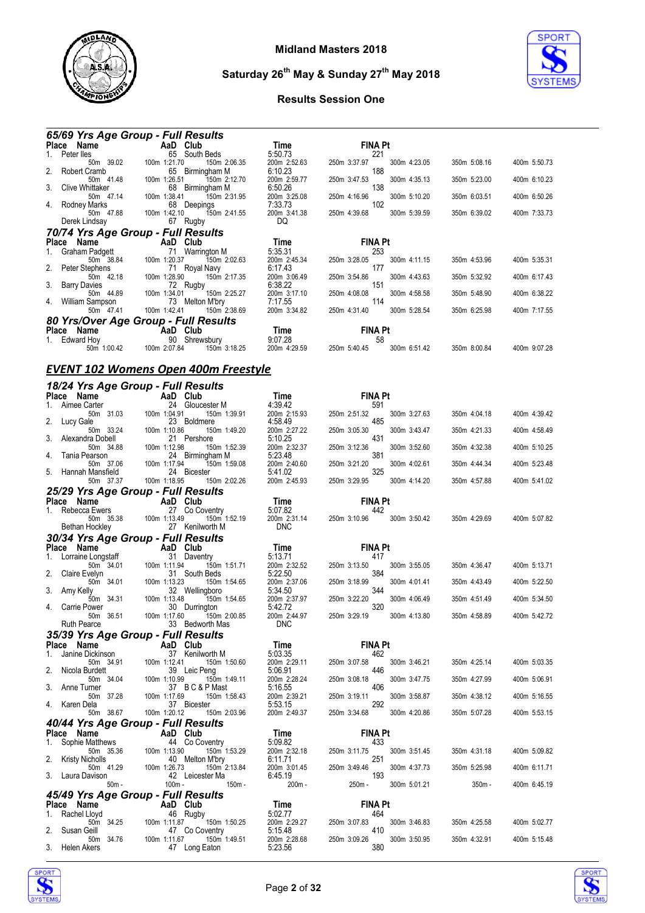## 65/69 Yrs Age Group - Full Results

| Place | Name | AaD | Club | Time | FINA Pt |
|---|---|---|---|---|---|
| 1. | Peter Iles | 65 | South Beds | 5:50.73 | 221 |
| | 50m 39.02 | 100m 1:21.70 | 150m 2:06.35 | 200m 2:52.63 | 250m 3:37.97 | 300m 4:23.05 | 350m 5:08.16 | 400m 5:50.73 |
| 2. | Robert Cramb | 65 | Birmingham M | 6:10.23 | 188 |
| | 50m 41.48 | 100m 1:26.51 | 150m 2:12.70 | 200m 2:59.77 | 250m 3:47.53 | 300m 4:35.13 | 350m 5:23.00 | 400m 6:10.23 |
| 3. | Clive Whittaker | 68 | Birmingham M | 6:50.26 | 138 |
| | 50m 47.14 | 100m 1:38.41 | 150m 2:31.95 | 200m 3:25.08 | 250m 4:16.96 | 300m 5:10.20 | 350m 6:03.51 | 400m 6:50.26 |
| 4. | Rodney Marks | 68 | Deepings | 7:33.73 | 102 |
| | 50m 47.88 | 100m 1:42.10 | 150m 2:41.55 | 200m 3:41.38 | 250m 4:39.68 | 300m 5:39.59 | 350m 6:39.02 | 400m 7:33.73 |
| | Derek Lindsay | 67 | Rugby | DQ | |

## 70/74 Yrs Age Group - Full Results

| Place | Name | AaD | Club | Time | FINA Pt |
|---|---|---|---|---|---|
| 1. | Graham Padgett | 71 | Warrington M | 5:35.31 | 253 |
| | 50m 38.84 | 100m 1:20.37 | 150m 2:02.63 | 200m 2:45.34 | 250m 3:28.05 | 300m 4:11.15 | 350m 4:53.96 | 400m 5:35.31 |
| 2. | Peter Stephens | 71 | Royal Navy | 6:17.43 | 177 |
| | 50m 42.18 | 100m 1:28.90 | 150m 2:17.35 | 200m 3:06.49 | 250m 3:54.86 | 300m 4:43.63 | 350m 5:32.92 | 400m 6:17.43 |
| 3. | Barry Davies | 72 | Rugby | 6:38.22 | 151 |
| | 50m 44.89 | 100m 1:34.01 | 150m 2:25.27 | 200m 3:17.10 | 250m 4:08.08 | 300m 4:58.58 | 350m 5:48.90 | 400m 6:38.22 |
| 4. | William Sampson | 73 | Melton M'bry | 7:17.55 | 114 |
| | 50m 47.41 | 100m 1:42.41 | 150m 2:38.69 | 200m 3:34.82 | 250m 4:31.40 | 300m 5:28.54 | 350m 6:25.98 | 400m 7:17.55 |

## 80 Yrs/Over Age Group - Full Results

| Place | Name | AaD | Club | Time | FINA Pt |
|---|---|---|---|---|---|
| 1. | Edward Hoy | 90 | Shrewsbury | 9:07.28 | 58 |
| | 50m 1:00.42 | 100m 2:07.84 | 150m 3:18.25 | 200m 4:29.59 | 250m 5:40.45 | 300m 6:51.42 | 350m 8:00.84 | 400m 9:07.28 |

# EVENT 102 Womens Open 400m Freestyle

## 18/24 Yrs Age Group - Full Results

| Place | Name | AaD | Club | Time | FINA Pt |
|---|---|---|---|---|---|
| 1. | Aimee Carter | 24 | Gloucester M | 4:39.42 | 591 |
| | 50m 31.03 | 100m 1:04.91 | 150m 1:39.91 | 200m 2:15.93 | 250m 2:51.32 | 300m 3:27.63 | 350m 4:04.18 | 400m 4:39.42 |
| 2. | Lucy Gale | 23 | Boldmere | 4:58.49 | 485 |
| | 50m 33.24 | 100m 1:10.86 | 150m 1:49.20 | 200m 2:27.22 | 250m 3:05.30 | 300m 3:43.47 | 350m 4:21.33 | 400m 4:58.49 |
| 3. | Alexandra Dobell | 21 | Pershore | 5:10.25 | 431 |
| | 50m 34.88 | 100m 1:12.98 | 150m 1:52.39 | 200m 2:32.37 | 250m 3:12.36 | 300m 3:52.60 | 350m 4:32.38 | 400m 5:10.25 |
| 4. | Tania Pearson | 24 | Birmingham M | 5:23.48 | 381 |
| | 50m 37.06 | 100m 1:17.94 | 150m 1:59.08 | 200m 2:40.60 | 250m 3:21.20 | 300m 4:02.61 | 350m 4:44.34 | 400m 5:23.48 |
| 5. | Hannah Mansfield | 24 | Bicester | 5:41.02 | 325 |
| | 50m 37.37 | 100m 1:18.95 | 150m 2:02.26 | 200m 2:45.93 | 250m 3:29.95 | 300m 4:14.20 | 350m 4:57.88 | 400m 5:41.02 |

## 25/29 Yrs Age Group - Full Results

| Place | Name | AaD | Club | Time | FINA Pt |
|---|---|---|---|---|---|
| 1. | Rebecca Ewers | 27 | Co Coventry | 5:07.82 | 442 |
| | 50m 35.38 | 100m 1:13.49 | 150m 1:52.19 | 200m 2:31.14 | 250m 3:10.96 | 300m 3:50.42 | 350m 4:29.69 | 400m 5:07.82 |
| | Bethan Hockley | 27 | Kenilworth M | DNC | |

## 30/34 Yrs Age Group - Full Results

| Place | Name | AaD | Club | Time | FINA Pt |
|---|---|---|---|---|---|
| 1. | Lorraine Longstaff | 31 | Daventry | 5:13.71 | 417 |
| | 50m 34.01 | 100m 1:11.94 | 150m 1:51.71 | 200m 2:32.52 | 250m 3:13.50 | 300m 3:55.05 | 350m 4:36.47 | 400m 5:13.71 |
| 2. | Claire Evelyn | 31 | South Beds | 5:22.50 | 384 |
| | 50m 34.01 | 100m 1:13.23 | 150m 1:54.65 | 200m 2:37.06 | 250m 3:18.99 | 300m 4:01.41 | 350m 4:43.49 | 400m 5:22.50 |
| 3. | Amy Kelly | 32 | Wellingboro | 5:34.50 | 344 |
| | 50m 34.31 | 100m 1:13.48 | 150m 1:54.65 | 200m 2:37.97 | 250m 3:22.20 | 300m 4:06.49 | 350m 4:51.49 | 400m 5:34.50 |
| 4. | Carrie Power | 30 | Durrington | 5:42.72 | 320 |
| | 50m 36.51 | 100m 1:17.60 | 150m 2:00.85 | 200m 2:44.97 | 250m 3:29.19 | 300m 4:13.80 | 350m 4:58.89 | 400m 5:42.72 |
| | Ruth Pearce | 33 | Bedworth Mas | DNC | |

## 35/39 Yrs Age Group - Full Results

| Place | Name | AaD | Club | Time | FINA Pt |
|---|---|---|---|---|---|
| 1. | Janine Dickinson | 37 | Kenilworth M | 5:03.35 | 462 |
| | 50m 34.91 | 100m 1:12.41 | 150m 1:50.60 | 200m 2:29.11 | 250m 3:07.58 | 300m 3:46.21 | 350m 4:25.14 | 400m 5:03.35 |
| 2. | Nicola Burdett | 39 | Leic Peng | 5:06.91 | 446 |
| | 50m 34.04 | 100m 1:10.99 | 150m 1:49.11 | 200m 2:28.24 | 250m 3:08.18 | 300m 3:47.75 | 350m 4:27.99 | 400m 5:06.91 |
| 3. | Anne Turner | 37 | B C & P Mast | 5:16.55 | 406 |
| | 50m 37.28 | 100m 1:17.69 | 150m 1:58.43 | 200m 2:39.21 | 250m 3:19.11 | 300m 3:58.87 | 350m 4:38.12 | 400m 5:16.55 |
| 4. | Karen Dela | 37 | Bicester | 5:53.15 | 292 |
| | 50m 38.67 | 100m 1:20.12 | 150m 2:03.96 | 200m 2:49.37 | 250m 3:34.68 | 300m 4:20.86 | 350m 5:07.28 | 400m 5:53.15 |

## 40/44 Yrs Age Group - Full Results

| Place | Name | AaD | Club | Time | FINA Pt |
|---|---|---|---|---|---|
| 1. | Sophie Matthews | 44 | Co Coventry | 5:09.82 | 433 |
| | 50m 35.36 | 100m 1:13.90 | 150m 1:53.29 | 200m 2:32.18 | 250m 3:11.75 | 300m 3:51.45 | 350m 4:31.18 | 400m 5:09.82 |
| 2. | Kristy Nicholls | 40 | Melton M'bry | 6:11.71 | 251 |
| | 50m 41.29 | 100m 1:26.73 | 150m 2:13.84 | 200m 3:01.45 | 250m 3:49.46 | 300m 4:37.73 | 350m 5:25.98 | 400m 6:11.71 |
| 3. | Laura Davison | 42 | Leicester Ma | 6:45.19 | 193 |
| | 50m - | 100m - | 150m - | 200m - | 250m - | 300m 5:01.21 | 350m - | 400m 6:45.19 |

## 45/49 Yrs Age Group - Full Results

| Place | Name | AaD | Club | Time | FINA Pt |
|---|---|---|---|---|---|
| 1. | Rachel Lloyd | 46 | Rugby | 5:02.77 | 464 |
| | 50m 34.25 | 100m 1:11.87 | 150m 1:50.25 | 200m 2:29.27 | 250m 3:07.83 | 300m 3:46.83 | 350m 4:25.58 | 400m 5:02.77 |
| 2. | Susan Geill | 47 | Co Coventry | 5:15.48 | 410 |
| | 50m 34.76 | 100m 1:11.67 | 150m 1:49.51 | 200m 2:28.68 | 250m 3:09.26 | 300m 3:50.95 | 350m 4:32.91 | 400m 5:15.48 |
| 3. | Helen Akers | 47 | Long Eaton | 5:23.56 | 380 |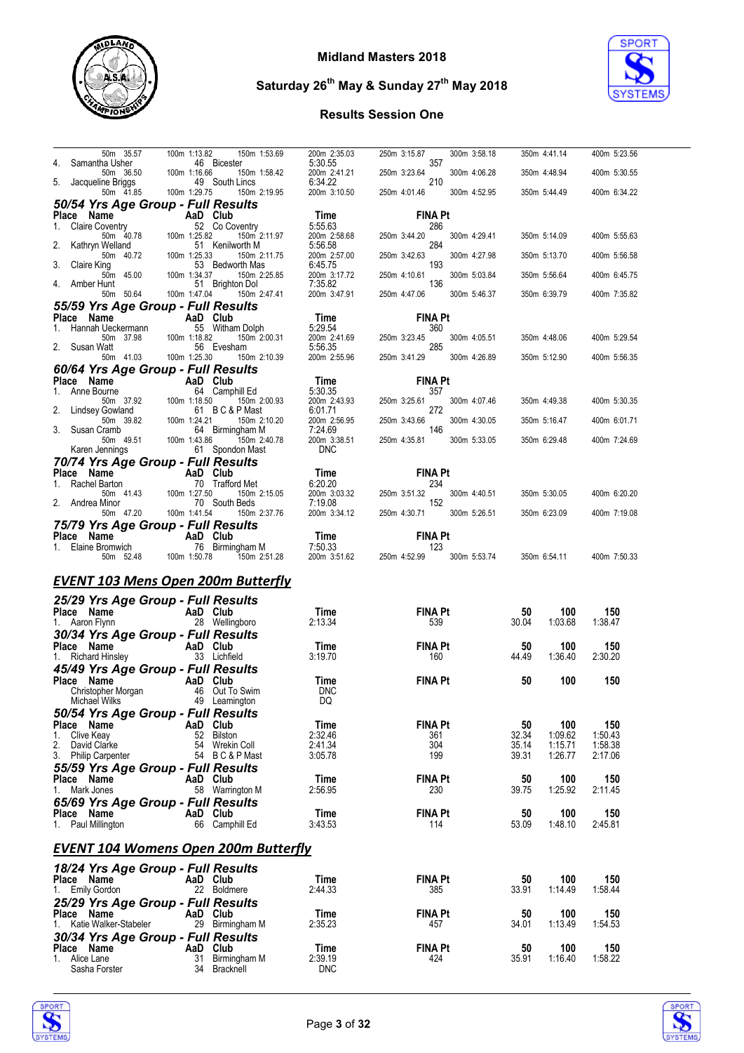| Place | Name | AaD | Club | Time | FINA Pt |
|---|---|---|---|---|---|
| | 50m 35.57 | 100m 1:13.82 | 150m 1:53.69 | 200m 2:35.03 | 250m 3:15.87 300m 3:58.18 350m 4:41.14 400m 5:23.56 |
| 4. | Samantha Usher | 46 | Bicester | 5:30.55 | 357 |
| | 50m 36.50 | 100m 1:16.66 | 150m 1:58.42 | 200m 2:41.21 | 250m 3:23.64 300m 4:06.28 350m 4:48.94 400m 5:30.55 |
| 5. | Jacqueline Briggs | 49 | South Lincs | 6:34.22 | 210 |
| | 50m 41.85 | 100m 1:29.75 | 150m 2:19.95 | 200m 3:10.50 | 250m 4:01.46 300m 4:52.95 350m 5:44.49 400m 6:34.22 |

### 50/54 Yrs Age Group - Full Results

| Place | Name | AaD | Club | Time | FINA Pt |
|---|---|---|---|---|---|
| 1. | Claire Coventry | 52 | Co Coventry | 5:55.63 | 286 |
| | 50m 40.78 | 100m 1:25.82 | 150m 2:11.97 | 200m 2:58.68 | 250m 3:44.20 300m 4:29.41 350m 5:14.09 400m 5:55.63 |
| 2. | Kathryn Welland | 51 | Kenilworth M | 5:56.58 | 284 |
| | 50m 40.72 | 100m 1:25.33 | 150m 2:11.75 | 200m 2:57.00 | 250m 3:42.63 300m 4:27.98 350m 5:13.70 400m 5:56.58 |
| 3. | Claire King | 53 | Bedworth Mas | 6:45.75 | 193 |
| | 50m 45.00 | 100m 1:34.37 | 150m 2:25.85 | 200m 3:17.72 | 250m 4:10.61 300m 5:03.84 350m 5:56.64 400m 6:45.75 |
| 4. | Amber Hunt | 51 | Brighton Dol | 7:35.82 | 136 |
| | 50m 50.64 | 100m 1:47.04 | 150m 2:47.41 | 200m 3:47.91 | 250m 4:47.06 300m 5:46.37 350m 6:39.79 400m 7:35.82 |

### 55/59 Yrs Age Group - Full Results

| Place | Name | AaD | Club | Time | FINA Pt |
|---|---|---|---|---|---|
| 1. | Hannah Ueckermann | 55 | Witham Dolph | 5:29.54 | 360 |
| | 50m 37.98 | 100m 1:18.82 | 150m 2:00.31 | 200m 2:41.69 | 250m 3:23.45 300m 4:05.51 350m 4:48.06 400m 5:29.54 |
| 2. | Susan Watt | 56 | Evesham | 5:56.35 | 285 |
| | 50m 41.03 | 100m 1:25.30 | 150m 2:10.39 | 200m 2:55.96 | 250m 3:41.29 300m 4:26.89 350m 5:12.90 400m 5:56.35 |

### 60/64 Yrs Age Group - Full Results

| Place | Name | AaD | Club | Time | FINA Pt |
|---|---|---|---|---|---|
| 1. | Anne Bourne | 64 | Camphill Ed | 5:30.35 | 357 |
| | 50m 37.92 | 100m 1:18.50 | 150m 2:00.93 | 200m 2:43.93 | 250m 3:25.61 300m 4:07.46 350m 4:49.38 400m 5:30.35 |
| 2. | Lindsey Gowland | 61 | B C & P Mast | 6:01.71 | 272 |
| | 50m 39.82 | 100m 1:24.21 | 150m 2:10.20 | 200m 2:56.95 | 250m 3:43.66 300m 4:30.05 350m 5:16.47 400m 6:01.71 |
| 3. | Susan Cramb | 64 | Birmingham M | 7:24.69 | 146 |
| | 50m 49.51 | 100m 1:43.86 | 150m 2:40.78 | 200m 3:38.51 | 250m 4:35.81 300m 5:33.05 350m 6:29.48 400m 7:24.69 |
| | Karen Jennings | 61 | Spondon Mast | DNC | |

### 70/74 Yrs Age Group - Full Results

| Place | Name | AaD | Club | Time | FINA Pt |
|---|---|---|---|---|---|
| 1. | Rachel Barton | 70 | Trafford Met | 6:20.20 | 234 |
| | 50m 41.43 | 100m 1:27.50 | 150m 2:15.05 | 200m 3:03.32 | 250m 3:51.32 300m 4:40.51 350m 5:30.05 400m 6:20.20 |
| 2. | Andrea Minor | 70 | South Beds | 7:19.08 | 152 |
| | 50m 47.20 | 100m 1:41.54 | 150m 2:37.76 | 200m 3:34.12 | 250m 4:30.71 300m 5:26.51 350m 6:23.09 400m 7:19.08 |

### 75/79 Yrs Age Group - Full Results

| Place | Name | AaD | Club | Time | FINA Pt |
|---|---|---|---|---|---|
| 1. | Elaine Bromwich | 76 | Birmingham M | 7:50.33 | 123 |
| | 50m 52.48 | 100m 1:50.78 | 150m 2:51.28 | 200m 3:51.62 | 250m 4:52.99 300m 5:53.74 350m 6:54.11 400m 7:50.33 |

## EVENT 103 Mens Open 200m Butterfly

### 25/29 Yrs Age Group - Full Results

| Place | Name | AaD | Club | Time | FINA Pt | 50 | 100 | 150 |
|---|---|---|---|---|---|---|---|---|
| 1. | Aaron Flynn | 28 | Wellingboro | 2:13.34 | 539 | 30.04 | 1:03.68 | 1:38.47 |

### 30/34 Yrs Age Group - Full Results

| Place | Name | AaD | Club | Time | FINA Pt | 50 | 100 | 150 |
|---|---|---|---|---|---|---|---|---|
| 1. | Richard Hinsley | 33 | Lichfield | 3:19.70 | 160 | 44.49 | 1:36.40 | 2:30.20 |

### 45/49 Yrs Age Group - Full Results

| Place | Name | AaD | Club | Time | FINA Pt | 50 | 100 | 150 |
|---|---|---|---|---|---|---|---|---|
| | Christopher Morgan | 46 | Out To Swim | DNC | | | | |
| | Michael Wilks | 49 | Leamington | DQ | | | | |

### 50/54 Yrs Age Group - Full Results

| Place | Name | AaD | Club | Time | FINA Pt | 50 | 100 | 150 |
|---|---|---|---|---|---|---|---|---|
| 1. | Clive Keay | 52 | Bilston | 2:32.46 | 361 | 32.34 | 1:09.62 | 1:50.43 |
| 2. | David Clarke | 54 | Wrekin Coll | 2:41.34 | 304 | 35.14 | 1:15.71 | 1:58.38 |
| 3. | Philip Carpenter | 54 | B C & P Mast | 3:05.78 | 199 | 39.31 | 1:26.77 | 2:17.06 |

### 55/59 Yrs Age Group - Full Results

| Place | Name | AaD | Club | Time | FINA Pt | 50 | 100 | 150 |
|---|---|---|---|---|---|---|---|---|
| 1. | Mark Jones | 58 | Warrington M | 2:56.95 | 230 | 39.75 | 1:25.92 | 2:11.45 |

### 65/69 Yrs Age Group - Full Results

| Place | Name | AaD | Club | Time | FINA Pt | 50 | 100 | 150 |
|---|---|---|---|---|---|---|---|---|
| 1. | Paul Millington | 66 | Camphill Ed | 3:43.53 | 114 | 53.09 | 1:48.10 | 2:45.81 |

## EVENT 104 Womens Open 200m Butterfly

### 18/24 Yrs Age Group - Full Results

| Place | Name | AaD | Club | Time | FINA Pt | 50 | 100 | 150 |
|---|---|---|---|---|---|---|---|---|
| 1. | Emily Gordon | 22 | Boldmere | 2:44.33 | 385 | 33.91 | 1:14.49 | 1:58.44 |

### 25/29 Yrs Age Group - Full Results

| Place | Name | AaD | Club | Time | FINA Pt | 50 | 100 | 150 |
|---|---|---|---|---|---|---|---|---|
| 1. | Katie Walker-Stabeler | 29 | Birmingham M | 2:35.23 | 457 | 34.01 | 1:13.49 | 1:54.53 |

### 30/34 Yrs Age Group - Full Results

| Place | Name | AaD | Club | Time | FINA Pt | 50 | 100 | 150 |
|---|---|---|---|---|---|---|---|---|
| 1. | Alice Lane | 31 | Birmingham M | 2:39.19 | 424 | 35.91 | 1:16.40 | 1:58.22 |
| | Sasha Forster | 34 | Bracknell | DNC | | | | |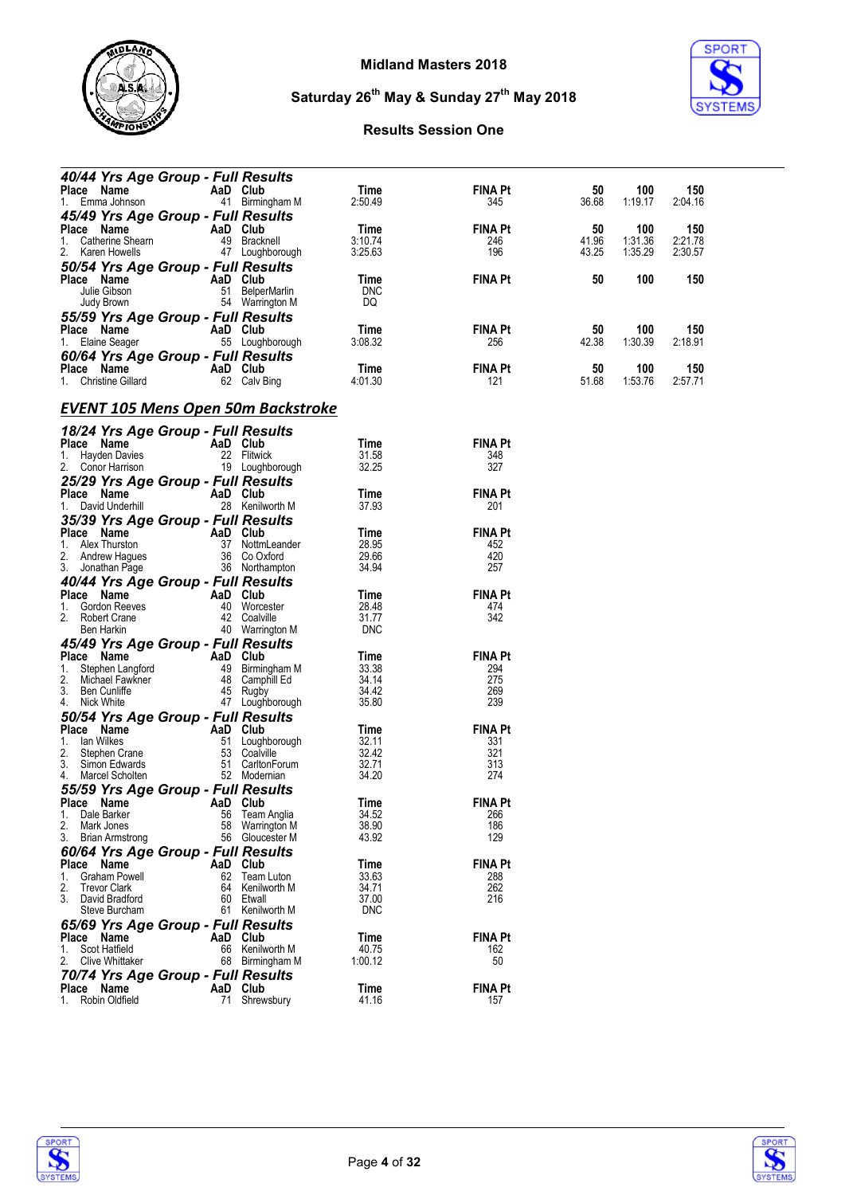# Midland Masters 2018

## Saturday 26th May & Sunday 27th May 2018

### Results Session One

### *40/44 Yrs Age Group - Full Results*

| Place | Name | AaD | Club | Time | FINA Pt | 50 | 100 | 150 |
|---|---|---|---|---|---|---|---|---|
| 1. | Emma Johnson | 41 | Birmingham M | 2:50.49 | 345 | 36.68 | 1:19.17 | 2:04.16 |

### *45/49 Yrs Age Group - Full Results*

| Place | Name | AaD | Club | Time | FINA Pt | 50 | 100 | 150 |
|---|---|---|---|---|---|---|---|---|
| 1. | Catherine Shearn | 49 | Bracknell | 3:10.74 | 246 | 41.96 | 1:31.36 | 2:21.78 |
| 2. | Karen Howells | 47 | Loughborough | 3:25.63 | 196 | 43.25 | 1:35.29 | 2:30.57 |

### *50/54 Yrs Age Group - Full Results*

| Place | Name | AaD | Club | Time | FINA Pt | 50 | 100 | 150 |
|---|---|---|---|---|---|---|---|---|
| | Julie Gibson | 51 | BelperMarlin | DNC | | | | |
| | Judy Brown | 54 | Warrington M | DQ | | | | |

### *55/59 Yrs Age Group - Full Results*

| Place | Name | AaD | Club | Time | FINA Pt | 50 | 100 | 150 |
|---|---|---|---|---|---|---|---|---|
| 1. | Elaine Seager | 55 | Loughborough | 3:08.32 | 256 | 42.38 | 1:30.39 | 2:18.91 |

### *60/64 Yrs Age Group - Full Results*

| Place | Name | AaD | Club | Time | FINA Pt | 50 | 100 | 150 |
|---|---|---|---|---|---|---|---|---|
| 1. | Christine Gillard | 62 | Calv Bing | 4:01.30 | 121 | 51.68 | 1:53.76 | 2:57.71 |

## EVENT 105 Mens Open 50m Backstroke

### *18/24 Yrs Age Group - Full Results*

| Place | Name | AaD | Club | Time | FINA Pt |
|---|---|---|---|---|---|
| 1. | Hayden Davies | 22 | Flitwick | 31.58 | 348 |
| 2. | Conor Harrison | 19 | Loughborough | 32.25 | 327 |

### *25/29 Yrs Age Group - Full Results*

| Place | Name | AaD | Club | Time | FINA Pt |
|---|---|---|---|---|---|
| 1. | David Underhill | 28 | Kenilworth M | 37.93 | 201 |

### *35/39 Yrs Age Group - Full Results*

| Place | Name | AaD | Club | Time | FINA Pt |
|---|---|---|---|---|---|
| 1. | Alex Thurston | 37 | NottmLeander | 28.95 | 452 |
| 2. | Andrew Hagues | 36 | Co Oxford | 29.66 | 420 |
| 3. | Jonathan Page | 36 | Northampton | 34.94 | 257 |

### *40/44 Yrs Age Group - Full Results*

| Place | Name | AaD | Club | Time | FINA Pt |
|---|---|---|---|---|---|
| 1. | Gordon Reeves | 40 | Worcester | 28.48 | 474 |
| 2. | Robert Crane | 42 | Coalville | 31.77 | 342 |
| | Ben Harkin | 40 | Warrington M | DNC | |

### *45/49 Yrs Age Group - Full Results*

| Place | Name | AaD | Club | Time | FINA Pt |
|---|---|---|---|---|---|
| 1. | Stephen Langford | 49 | Birmingham M | 33.38 | 294 |
| 2. | Michael Fawkner | 48 | Camphill Ed | 34.14 | 275 |
| 3. | Ben Cunliffe | 45 | Rugby | 34.42 | 269 |
| 4. | Nick White | 47 | Loughborough | 35.80 | 239 |

### *50/54 Yrs Age Group - Full Results*

| Place | Name | AaD | Club | Time | FINA Pt |
|---|---|---|---|---|---|
| 1. | Ian Wilkes | 51 | Loughborough | 32.11 | 331 |
| 2. | Stephen Crane | 53 | Coalville | 32.42 | 321 |
| 3. | Simon Edwards | 51 | CarltonForum | 32.71 | 313 |
| 4. | Marcel Scholten | 52 | Modernian | 34.20 | 274 |

### *55/59 Yrs Age Group - Full Results*

| Place | Name | AaD | Club | Time | FINA Pt |
|---|---|---|---|---|---|
| 1. | Dale Barker | 56 | Team Anglia | 34.52 | 266 |
| 2. | Mark Jones | 58 | Warrington M | 38.90 | 186 |
| 3. | Brian Armstrong | 56 | Gloucester M | 43.92 | 129 |

### *60/64 Yrs Age Group - Full Results*

| Place | Name | AaD | Club | Time | FINA Pt |
|---|---|---|---|---|---|
| 1. | Graham Powell | 62 | Team Luton | 33.63 | 288 |
| 2. | Trevor Clark | 64 | Kenilworth M | 34.71 | 262 |
| 3. | David Bradford | 60 | Etwall | 37.00 | 216 |
| | Steve Burcham | 61 | Kenilworth M | DNC | |

### *65/69 Yrs Age Group - Full Results*

| Place | Name | AaD | Club | Time | FINA Pt |
|---|---|---|---|---|---|
| 1. | Scot Hatfield | 66 | Kenilworth M | 40.75 | 162 |
| 2. | Clive Whittaker | 68 | Birmingham M | 1:00.12 | 50 |

### *70/74 Yrs Age Group - Full Results*

| Place | Name | AaD | Club | Time | FINA Pt |
|---|---|---|---|---|---|
| 1. | Robin Oldfield | 71 | Shrewsbury | 41.16 | 157 |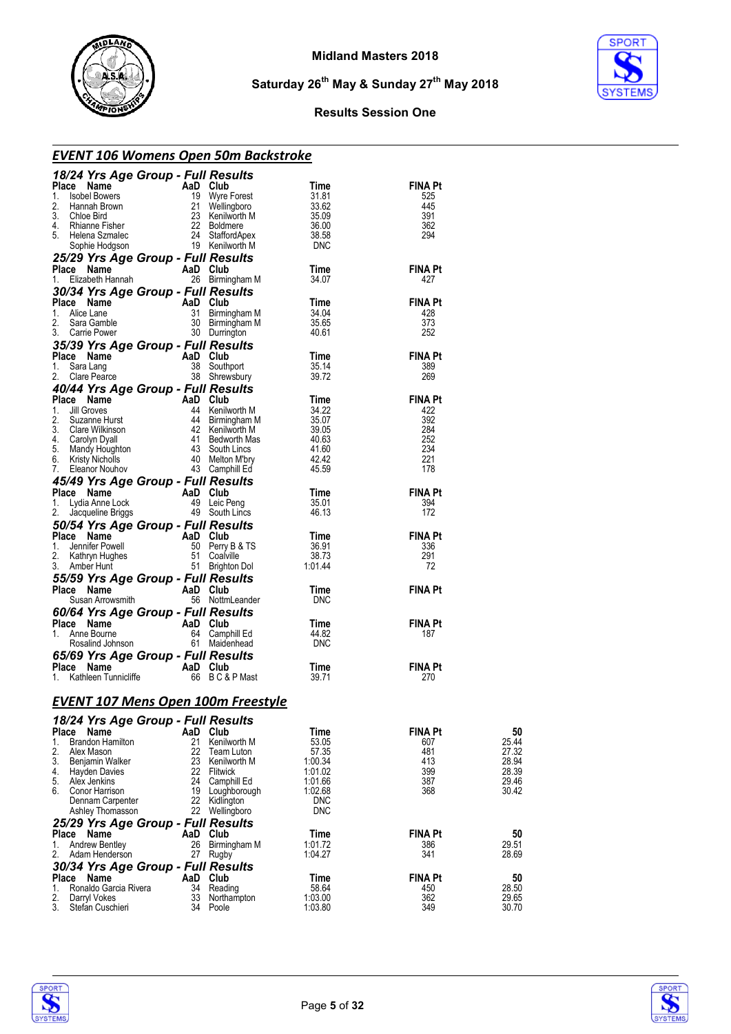# Midland Masters 2018

**Saturday 26th May & Sunday 27th May 2018**

**Results Session One**

## EVENT 106 Womens Open 50m Backstroke

### 18/24 Yrs Age Group - Full Results

| Place | Name | AaD | Club | Time | FINA Pt |
|---|---|---|---|---|---|
| 1. | Isobel Bowers | 19 | Wyre Forest | 31.81 | 525 |
| 2. | Hannah Brown | 21 | Wellingboro | 33.62 | 445 |
| 3. | Chloe Bird | 23 | Kenilworth M | 35.09 | 391 |
| 4. | Rhianne Fisher | 22 | Boldmere | 36.00 | 362 |
| 5. | Helena Szmalec | 24 | StaffordApex | 38.58 | 294 |
| | Sophie Hodgson | 19 | Kenilworth M | DNC | |

### 25/29 Yrs Age Group - Full Results

| Place | Name | AaD | Club | Time | FINA Pt |
|---|---|---|---|---|---|
| 1. | Elizabeth Hannah | 26 | Birmingham M | 34.07 | 427 |

### 30/34 Yrs Age Group - Full Results

| Place | Name | AaD | Club | Time | FINA Pt |
|---|---|---|---|---|---|
| 1. | Alice Lane | 31 | Birmingham M | 34.04 | 428 |
| 2. | Sara Gamble | 30 | Birmingham M | 35.65 | 373 |
| 3. | Carrie Power | 30 | Durrington | 40.61 | 252 |

### 35/39 Yrs Age Group - Full Results

| Place | Name | AaD | Club | Time | FINA Pt |
|---|---|---|---|---|---|
| 1. | Sara Lang | 38 | Southport | 35.14 | 389 |
| 2. | Clare Pearce | 38 | Shrewsbury | 39.72 | 269 |

### 40/44 Yrs Age Group - Full Results

| Place | Name | AaD | Club | Time | FINA Pt |
|---|---|---|---|---|---|
| 1. | Jill Groves | 44 | Kenilworth M | 34.22 | 422 |
| 2. | Suzanne Hurst | 44 | Birmingham M | 35.07 | 392 |
| 3. | Clare Wilkinson | 42 | Kenilworth M | 39.05 | 284 |
| 4. | Carolyn Dyall | 41 | Bedworth Mas | 40.63 | 252 |
| 5. | Mandy Houghton | 43 | South Lincs | 41.60 | 234 |
| 6. | Kristy Nicholls | 40 | Melton M'bry | 42.42 | 221 |
| 7. | Eleanor Nouhov | 43 | Camphill Ed | 45.59 | 178 |

### 45/49 Yrs Age Group - Full Results

| Place | Name | AaD | Club | Time | FINA Pt |
|---|---|---|---|---|---|
| 1. | Lydia Anne Lock | 49 | Leic Peng | 35.01 | 394 |
| 2. | Jacqueline Briggs | 49 | South Lincs | 46.13 | 172 |

### 50/54 Yrs Age Group - Full Results

| Place | Name | AaD | Club | Time | FINA Pt |
|---|---|---|---|---|---|
| 1. | Jennifer Powell | 50 | Perry B & TS | 36.91 | 336 |
| 2. | Kathryn Hughes | 51 | Coalville | 38.73 | 291 |
| 3. | Amber Hunt | 51 | Brighton Dol | 1:01.44 | 72 |

### 55/59 Yrs Age Group - Full Results

| Place | Name | AaD | Club | Time | FINA Pt |
|---|---|---|---|---|---|
| | Susan Arrowsmith | 56 | NottmLeander | DNC | |

### 60/64 Yrs Age Group - Full Results

| Place | Name | AaD | Club | Time | FINA Pt |
|---|---|---|---|---|---|
| 1. | Anne Bourne | 64 | Camphill Ed | 44.82 | 187 |
| | Rosalind Johnson | 61 | Maidenhead | DNC | |

### 65/69 Yrs Age Group - Full Results

| Place | Name | AaD | Club | Time | FINA Pt |
|---|---|---|---|---|---|
| 1. | Kathleen Tunnicliffe | 66 | B C & P Mast | 39.71 | 270 |

## EVENT 107 Mens Open 100m Freestyle

### 18/24 Yrs Age Group - Full Results

| Place | Name | AaD | Club | Time | FINA Pt | 50 |
|---|---|---|---|---|---|---|
| 1. | Brandon Hamilton | 21 | Kenilworth M | 53.05 | 607 | 25.44 |
| 2. | Alex Mason | 22 | Team Luton | 57.35 | 481 | 27.32 |
| 3. | Benjamin Walker | 23 | Kenilworth M | 1:00.34 | 413 | 28.94 |
| 4. | Hayden Davies | 22 | Flitwick | 1:01.02 | 399 | 28.39 |
| 5. | Alex Jenkins | 24 | Camphill Ed | 1:01.66 | 387 | 29.46 |
| 6. | Conor Harrison | 19 | Loughborough | 1:02.68 | 368 | 30.42 |
| | Dennam Carpenter | 22 | Kidlington | DNC | | |
| | Ashley Thomasson | 22 | Wellingboro | DNC | | |

### 25/29 Yrs Age Group - Full Results

| Place | Name | AaD | Club | Time | FINA Pt | 50 |
|---|---|---|---|---|---|---|
| 1. | Andrew Bentley | 26 | Birmingham M | 1:01.72 | 386 | 29.51 |
| 2. | Adam Henderson | 27 | Rugby | 1:04.27 | 341 | 28.69 |

### 30/34 Yrs Age Group - Full Results

| Place | Name | AaD | Club | Time | FINA Pt | 50 |
|---|---|---|---|---|---|---|
| 1. | Ronaldo Garcia Rivera | 34 | Reading | 58.64 | 450 | 28.50 |
| 2. | Darryl Vokes | 33 | Northampton | 1:03.00 | 362 | 29.65 |
| 3. | Stefan Cuschieri | 34 | Poole | 1:03.80 | 349 | 30.70 |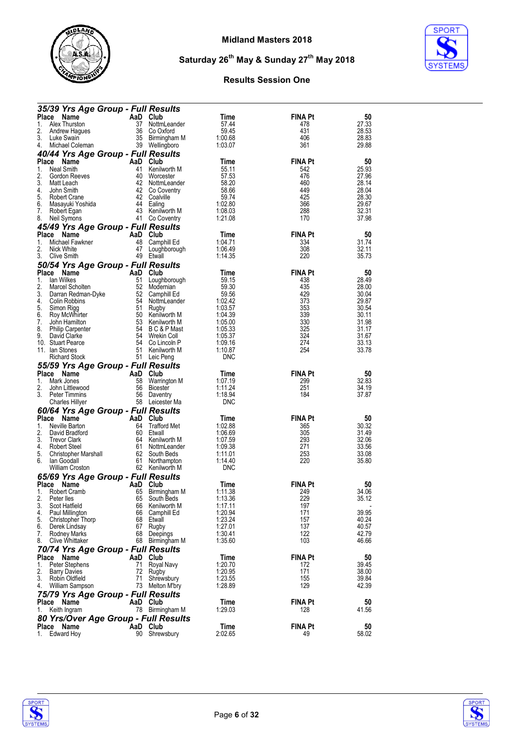# Midland Masters 2018

## Saturday 26th May & Sunday 27th May 2018

### Results Session One

#### 35/39 Yrs Age Group - Full Results

| Place | Name | AaD | Club | Time | FINA Pt | 50 |
|---|---|---|---|---|---|---|
| 1. | Alex Thurston | 37 | NottmLeander | 57.44 | 478 | 27.33 |
| 2. | Andrew Hagues | 36 | Co Oxford | 59.45 | 431 | 28.53 |
| 3. | Luke Swain | 35 | Birmingham M | 1:00.68 | 406 | 28.83 |
| 4. | Michael Coleman | 39 | Wellingboro | 1:03.07 | 361 | 29.88 |

#### 40/44 Yrs Age Group - Full Results

| Place | Name | AaD | Club | Time | FINA Pt | 50 |
|---|---|---|---|---|---|---|
| 1. | Neal Smith | 41 | Kenilworth M | 55.11 | 542 | 25.93 |
| 2. | Gordon Reeves | 40 | Worcester | 57.53 | 476 | 27.96 |
| 3. | Matt Leach | 42 | NottmLeander | 58.20 | 460 | 28.14 |
| 4. | John Smith | 42 | Co Coventry | 58.66 | 449 | 28.04 |
| 5. | Robert Crane | 42 | Coalville | 59.74 | 425 | 28.30 |
| 6. | Masayuki Yoshida | 44 | Ealing | 1:02.80 | 366 | 29.67 |
| 7. | Robert Egan | 43 | Kenilworth M | 1:08.03 | 288 | 32.31 |
| 8. | Neil Symons | 41 | Co Coventry | 1:21.08 | 170 | 37.98 |

#### 45/49 Yrs Age Group - Full Results

| Place | Name | AaD | Club | Time | FINA Pt | 50 |
|---|---|---|---|---|---|---|
| 1. | Michael Fawkner | 48 | Camphill Ed | 1:04.71 | 334 | 31.74 |
| 2. | Nick White | 47 | Loughborough | 1:06.49 | 308 | 32.11 |
| 3. | Clive Smith | 49 | Etwall | 1:14.35 | 220 | 35.73 |

#### 50/54 Yrs Age Group - Full Results

| Place | Name | AaD | Club | Time | FINA Pt | 50 |
|---|---|---|---|---|---|---|
| 1. | Ian Wilkes | 51 | Loughborough | 59.15 | 438 | 28.49 |
| 2. | Marcel Scholten | 52 | Modernian | 59.30 | 435 | 28.00 |
| 3. | Darran Redman-Dyke | 52 | Camphill Ed | 59.56 | 429 | 30.04 |
| 4. | Colin Robbins | 54 | NottmLeander | 1:02.42 | 373 | 29.87 |
| 5. | Simon Rigg | 51 | Rugby | 1:03.57 | 353 | 30.54 |
| 6. | Roy McWhirter | 50 | Kenilworth M | 1:04.39 | 339 | 30.11 |
| 7. | John Hamilton | 53 | Kenilworth M | 1:05.00 | 330 | 31.98 |
| 8. | Philip Carpenter | 54 | B C & P Mast | 1:05.33 | 325 | 31.17 |
| 9. | David Clarke | 54 | Wrekin Coll | 1:05.37 | 324 | 31.67 |
| 10. | Stuart Pearce | 54 | Co Lincoln P | 1:09.16 | 274 | 33.13 |
| 11. | Ian Stones | 51 | Kenilworth M | 1:10.87 | 254 | 33.78 |
| | Richard Stock | 51 | Leic Peng | DNC | | |

#### 55/59 Yrs Age Group - Full Results

| Place | Name | AaD | Club | Time | FINA Pt | 50 |
|---|---|---|---|---|---|---|
| 1. | Mark Jones | 58 | Warrington M | 1:07.19 | 299 | 32.83 |
| 2. | John Littlewood | 56 | Bicester | 1:11.24 | 251 | 34.19 |
| 3. | Peter Timmins | 56 | Daventry | 1:18.94 | 184 | 37.87 |
| | Charles Hillyer | 58 | Leicester Ma | DNC | | |

#### 60/64 Yrs Age Group - Full Results

| Place | Name | AaD | Club | Time | FINA Pt | 50 |
|---|---|---|---|---|---|---|
| 1. | Neville Barton | 64 | Trafford Met | 1:02.88 | 365 | 30.32 |
| 2. | David Bradford | 60 | Etwall | 1:06.69 | 305 | 31.49 |
| 3. | Trevor Clark | 64 | Kenilworth M | 1:07.59 | 293 | 32.06 |
| 4. | Robert Steel | 61 | NottmLeander | 1:09.38 | 271 | 33.56 |
| 5. | Christopher Marshall | 62 | South Beds | 1:11.01 | 253 | 33.08 |
| 6. | Ian Goodall | 61 | Northampton | 1:14.40 | 220 | 35.80 |
| | William Croston | 62 | Kenilworth M | DNC | | |

#### 65/69 Yrs Age Group - Full Results

| Place | Name | AaD | Club | Time | FINA Pt | 50 |
|---|---|---|---|---|---|---|
| 1. | Robert Cramb | 65 | Birmingham M | 1:11.38 | 249 | 34.06 |
| 2. | Peter Iles | 65 | South Beds | 1:13.36 | 229 | 35.12 |
| 3. | Scot Hatfield | 66 | Kenilworth M | 1:17.11 | 197 | - |
| 4. | Paul Millington | 66 | Camphill Ed | 1:20.94 | 171 | 39.95 |
| 5. | Christopher Thorp | 68 | Etwall | 1:23.24 | 157 | 40.24 |
| 6. | Derek Lindsay | 67 | Rugby | 1:27.01 | 137 | 40.57 |
| 7. | Rodney Marks | 68 | Deepings | 1:30.41 | 122 | 42.79 |
| 8. | Clive Whittaker | 68 | Birmingham M | 1:35.60 | 103 | 46.66 |

#### 70/74 Yrs Age Group - Full Results

| Place | Name | AaD | Club | Time | FINA Pt | 50 |
|---|---|---|---|---|---|---|
| 1. | Peter Stephens | 71 | Royal Navy | 1:20.70 | 172 | 39.45 |
| 2. | Barry Davies | 72 | Rugby | 1:20.95 | 171 | 38.00 |
| 3. | Robin Oldfield | 71 | Shrewsbury | 1:23.55 | 155 | 39.84 |
| 4. | William Sampson | 73 | Melton M'bry | 1:28.89 | 129 | 42.39 |

#### 75/79 Yrs Age Group - Full Results

| Place | Name | AaD | Club | Time | FINA Pt | 50 |
|---|---|---|---|---|---|---|
| 1. | Keith Ingram | 78 | Birmingham M | 1:29.03 | 128 | 41.56 |

#### 80 Yrs/Over Age Group - Full Results

| Place | Name | AaD | Club | Time | FINA Pt | 50 |
|---|---|---|---|---|---|---|
| 1. | Edward Hoy | 90 | Shrewsbury | 2:02.65 | 49 | 58.02 |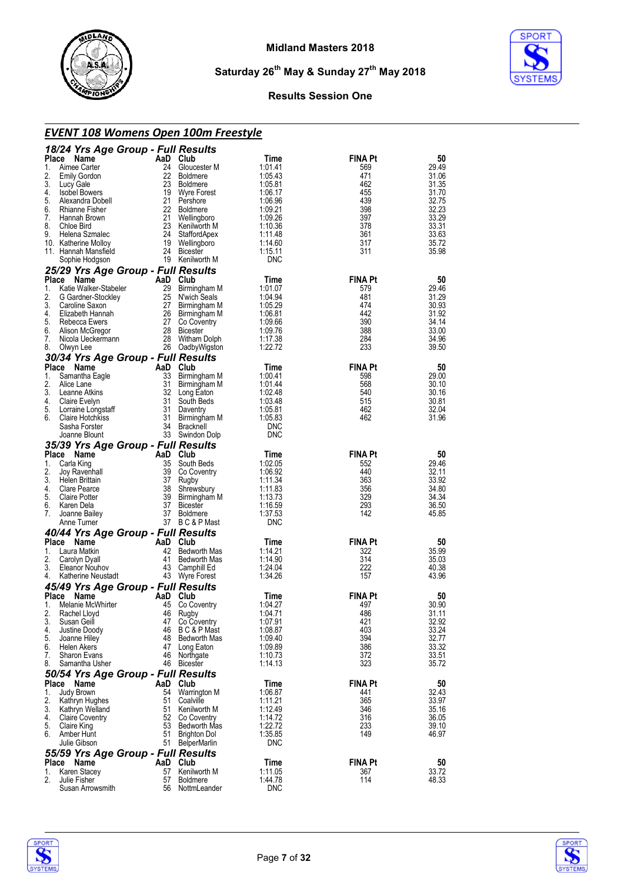# Midland Masters 2018

**Saturday 26th May & Sunday 27th May 2018**

**Results Session One**

## *EVENT 108 Womens Open 100m Freestyle*

### *18/24 Yrs Age Group - Full Results*

| Place | Name | AaD | Club | Time | FINA Pt | 50 |
|---|---|---|---|---|---|---|
| 1. | Aimee Carter | 24 | Gloucester M | 1:01.41 | 569 | 29.49 |
| 2. | Emily Gordon | 22 | Boldmere | 1:05.43 | 471 | 31.06 |
| 3. | Lucy Gale | 23 | Boldmere | 1:05.81 | 462 | 31.35 |
| 4. | Isobel Bowers | 19 | Wyre Forest | 1:06.17 | 455 | 31.70 |
| 5. | Alexandra Dobell | 21 | Pershore | 1:06.96 | 439 | 32.75 |
| 6. | Rhianne Fisher | 22 | Boldmere | 1:09.21 | 398 | 32.23 |
| 7. | Hannah Brown | 21 | Wellingboro | 1:09.26 | 397 | 33.29 |
| 8. | Chloe Bird | 23 | Kenilworth M | 1:10.36 | 378 | 33.31 |
| 9. | Helena Szmalec | 24 | StaffordApex | 1:11.48 | 361 | 33.63 |
| 10. | Katherine Molloy | 19 | Wellingboro | 1:14.60 | 317 | 35.72 |
| 11. | Hannah Mansfield | 24 | Bicester | 1:15.11 | 311 | 35.98 |
| | Sophie Hodgson | 19 | Kenilworth M | DNC | | |

### *25/29 Yrs Age Group - Full Results*

| Place | Name | AaD | Club | Time | FINA Pt | 50 |
|---|---|---|---|---|---|---|
| 1. | Katie Walker-Stabeler | 29 | Birmingham M | 1:01.07 | 579 | 29.46 |
| 2. | G Gardner-Stockley | 25 | N'wich Seals | 1:04.94 | 481 | 31.29 |
| 3. | Caroline Saxon | 27 | Birmingham M | 1:05.29 | 474 | 30.93 |
| 4. | Elizabeth Hannah | 26 | Birmingham M | 1:06.81 | 442 | 31.92 |
| 5. | Rebecca Ewers | 27 | Co Coventry | 1:09.66 | 390 | 34.14 |
| 6. | Alison McGregor | 28 | Bicester | 1:09.76 | 388 | 33.00 |
| 7. | Nicola Ueckermann | 28 | Witham Dolph | 1:17.38 | 284 | 34.96 |
| 8. | Olwyn Lee | 26 | OadbyWigston | 1:22.72 | 233 | 39.50 |

### *30/34 Yrs Age Group - Full Results*

| Place | Name | AaD | Club | Time | FINA Pt | 50 |
|---|---|---|---|---|---|---|
| 1. | Samantha Eagle | 33 | Birmingham M | 1:00.41 | 598 | 29.00 |
| 2. | Alice Lane | 31 | Birmingham M | 1:01.44 | 568 | 30.10 |
| 3. | Leanne Atkins | 32 | Long Eaton | 1:02.48 | 540 | 30.16 |
| 4. | Claire Evelyn | 31 | South Beds | 1:03.48 | 515 | 30.81 |
| 5. | Lorraine Longstaff | 31 | Daventry | 1:05.81 | 462 | 32.04 |
| 6. | Claire Hotchkiss | 31 | Birmingham M | 1:05.83 | 462 | 31.96 |
| | Sasha Forster | 34 | Bracknell | DNC | | |
| | Joanne Blount | 33 | Swindon Dolp | DNC | | |

### *35/39 Yrs Age Group - Full Results*

| Place | Name | AaD | Club | Time | FINA Pt | 50 |
|---|---|---|---|---|---|---|
| 1. | Carla King | 35 | South Beds | 1:02.05 | 552 | 29.46 |
| 2. | Joy Ravenhall | 39 | Co Coventry | 1:06.92 | 440 | 32.11 |
| 3. | Helen Brittain | 37 | Rugby | 1:11.34 | 363 | 33.92 |
| 4. | Clare Pearce | 38 | Shrewsbury | 1:11.83 | 356 | 34.80 |
| 5. | Claire Potter | 39 | Birmingham M | 1:13.73 | 329 | 34.34 |
| 6. | Karen Dela | 37 | Bicester | 1:16.59 | 293 | 36.50 |
| 7. | Joanne Bailey | 37 | Boldmere | 1:37.53 | 142 | 45.85 |
| | Anne Turner | 37 | B C & P Mast | DNC | | |

### *40/44 Yrs Age Group - Full Results*

| Place | Name | AaD | Club | Time | FINA Pt | 50 |
|---|---|---|---|---|---|---|
| 1. | Laura Matkin | 42 | Bedworth Mas | 1:14.21 | 322 | 35.99 |
| 2. | Carolyn Dyall | 41 | Bedworth Mas | 1:14.90 | 314 | 35.03 |
| 3. | Eleanor Nouhov | 43 | Camphill Ed | 1:24.04 | 222 | 40.38 |
| 4. | Katherine Neustadt | 43 | Wyre Forest | 1:34.26 | 157 | 43.96 |

### *45/49 Yrs Age Group - Full Results*

| Place | Name | AaD | Club | Time | FINA Pt | 50 |
|---|---|---|---|---|---|---|
| 1. | Melanie McWhirter | 45 | Co Coventry | 1:04.27 | 497 | 30.90 |
| 2. | Rachel Lloyd | 46 | Rugby | 1:04.71 | 486 | 31.11 |
| 3. | Susan Geill | 47 | Co Coventry | 1:07.91 | 421 | 32.92 |
| 4. | Justine Doody | 46 | B C & P Mast | 1:08.87 | 403 | 33.24 |
| 5. | Joanne Hiley | 48 | Bedworth Mas | 1:09.40 | 394 | 32.77 |
| 6. | Helen Akers | 47 | Long Eaton | 1:09.89 | 386 | 33.32 |
| 7. | Sharon Evans | 46 | Northgate | 1:10.73 | 372 | 33.51 |
| 8. | Samantha Usher | 46 | Bicester | 1:14.13 | 323 | 35.72 |

### *50/54 Yrs Age Group - Full Results*

| Place | Name | AaD | Club | Time | FINA Pt | 50 |
|---|---|---|---|---|---|---|
| 1. | Judy Brown | 54 | Warrington M | 1:06.87 | 441 | 32.43 |
| 2. | Kathryn Hughes | 51 | Coalville | 1:11.21 | 365 | 33.97 |
| 3. | Kathryn Welland | 51 | Kenilworth M | 1:12.49 | 346 | 35.16 |
| 4. | Claire Coventry | 52 | Co Coventry | 1:14.72 | 316 | 36.05 |
| 5. | Claire King | 53 | Bedworth Mas | 1:22.72 | 233 | 39.10 |
| 6. | Amber Hunt | 51 | Brighton Dol | 1:35.85 | 149 | 46.97 |
| | Julie Gibson | 51 | BelperMarlin | DNC | | |

### *55/59 Yrs Age Group - Full Results*

| Place | Name | AaD | Club | Time | FINA Pt | 50 |
|---|---|---|---|---|---|---|
| 1. | Karen Stacey | 57 | Kenilworth M | 1:11.05 | 367 | 33.72 |
| 2. | Julie Fisher | 57 | Boldmere | 1:44.78 | 114 | 48.33 |
| | Susan Arrowsmith | 56 | NottmLeander | DNC | | |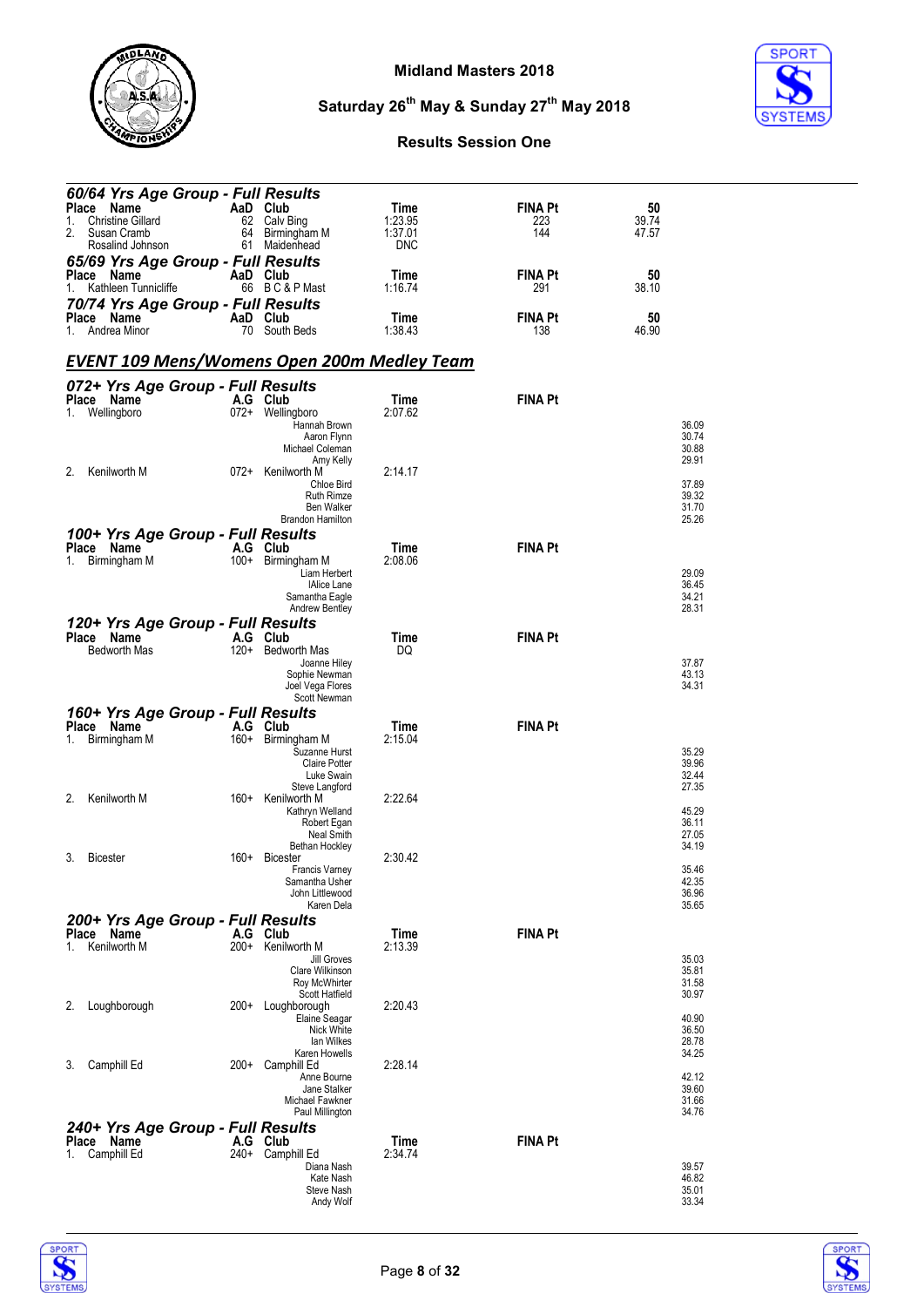Midland Masters 2018

Saturday 26th May & Sunday 27th May 2018

Results Session One

### 60/64 Yrs Age Group - Full Results

| Place | Name | AaD | Club | Time | FINA Pt | 50 |
|---|---|---|---|---|---|---|
| 1. | Christine Gillard | 62 | Calv Bing | 1:23.95 | 223 | 39.74 |
| 2. | Susan Cramb | 64 | Birmingham M | 1:37.01 | 144 | 47.57 |
| | Rosalind Johnson | 61 | Maidenhead | DNC | | |

### 65/69 Yrs Age Group - Full Results

| Place | Name | AaD | Club | Time | FINA Pt | 50 |
|---|---|---|---|---|---|---|
| 1. | Kathleen Tunnicliffe | 66 | B C & P Mast | 1:16.74 | 291 | 38.10 |

### 70/74 Yrs Age Group - Full Results

| Place | Name | AaD | Club | Time | FINA Pt | 50 |
|---|---|---|---|---|---|---|
| 1. | Andrea Minor | 70 | South Beds | 1:38.43 | 138 | 46.90 |

## EVENT 109 Mens/Womens Open 200m Medley Team

### 072+ Yrs Age Group - Full Results

| Place | Name | A.G | Club | Time | FINA Pt | Split |
|---|---|---|---|---|---|---|
| 1. | Wellingboro | 072+ | Wellingboro | 2:07.62 | | |
| | | | Hannah Brown | | | 36.09 |
| | | | Aaron Flynn | | | 30.74 |
| | | | Michael Coleman | | | 30.88 |
| | | | Amy Kelly | | | 29.91 |
| 2. | Kenilworth M | 072+ | Kenilworth M | 2:14.17 | | |
| | | | Chloe Bird | | | 37.89 |
| | | | Ruth Rimze | | | 39.32 |
| | | | Ben Walker | | | 31.70 |
| | | | Brandon Hamilton | | | 25.26 |

### 100+ Yrs Age Group - Full Results

| Place | Name | A.G | Club | Time | FINA Pt | Split |
|---|---|---|---|---|---|---|
| 1. | Birmingham M | 100+ | Birmingham M | 2:08.06 | | |
| | | | Liam Herbert | | | 29.09 |
| | | | lAlice Lane | | | 36.45 |
| | | | Samantha Eagle | | | 34.21 |
| | | | Andrew Bentley | | | 28.31 |

### 120+ Yrs Age Group - Full Results

| Place | Name | A.G | Club | Time | FINA Pt | Split |
|---|---|---|---|---|---|---|
| | Bedworth Mas | 120+ | Bedworth Mas | DQ | | |
| | | | Joanne Hiley | | | 37.87 |
| | | | Sophie Newman | | | 43.13 |
| | | | Joel Vega Flores | | | 34.31 |
| | | | Scott Newman | | | |

### 160+ Yrs Age Group - Full Results

| Place | Name | A.G | Club | Time | FINA Pt | Split |
|---|---|---|---|---|---|---|
| 1. | Birmingham M | 160+ | Birmingham M | 2:15.04 | | |
| | | | Suzanne Hurst | | | 35.29 |
| | | | Claire Potter | | | 39.96 |
| | | | Luke Swain | | | 32.44 |
| | | | Steve Langford | | | 27.35 |
| 2. | Kenilworth M | 160+ | Kenilworth M | 2:22.64 | | |
| | | | Kathryn Welland | | | 45.29 |
| | | | Robert Egan | | | 36.11 |
| | | | Neal Smith | | | 27.05 |
| | | | Bethan Hockley | | | 34.19 |
| 3. | Bicester | 160+ | Bicester | 2:30.42 | | |
| | | | Francis Varney | | | 35.46 |
| | | | Samantha Usher | | | 42.35 |
| | | | John Littlewood | | | 36.96 |
| | | | Karen Dela | | | 35.65 |

### 200+ Yrs Age Group - Full Results

| Place | Name | A.G | Club | Time | FINA Pt | Split |
|---|---|---|---|---|---|---|
| 1. | Kenilworth M | 200+ | Kenilworth M | 2:13.39 | | |
| | | | Jill Groves | | | 35.03 |
| | | | Clare Wilkinson | | | 35.81 |
| | | | Roy McWhirter | | | 31.58 |
| | | | Scott Hatfield | | | 30.97 |
| 2. | Loughborough | 200+ | Loughborough | 2:20.43 | | |
| | | | Elaine Seagar | | | 40.90 |
| | | | Nick White | | | 36.50 |
| | | | Ian Wilkes | | | 28.78 |
| | | | Karen Howells | | | 34.25 |
| 3. | Camphill Ed | 200+ | Camphill Ed | 2:28.14 | | |
| | | | Anne Bourne | | | 42.12 |
| | | | Jane Stalker | | | 39.60 |
| | | | Michael Fawkner | | | 31.66 |
| | | | Paul Millington | | | 34.76 |

### 240+ Yrs Age Group - Full Results

| Place | Name | A.G | Club | Time | FINA Pt | Split |
|---|---|---|---|---|---|---|
| 1. | Camphill Ed | 240+ | Camphill Ed | 2:34.74 | | |
| | | | Diana Nash | | | 39.57 |
| | | | Kate Nash | | | 46.82 |
| | | | Steve Nash | | | 35.01 |
| | | | Andy Wolf | | | 33.34 |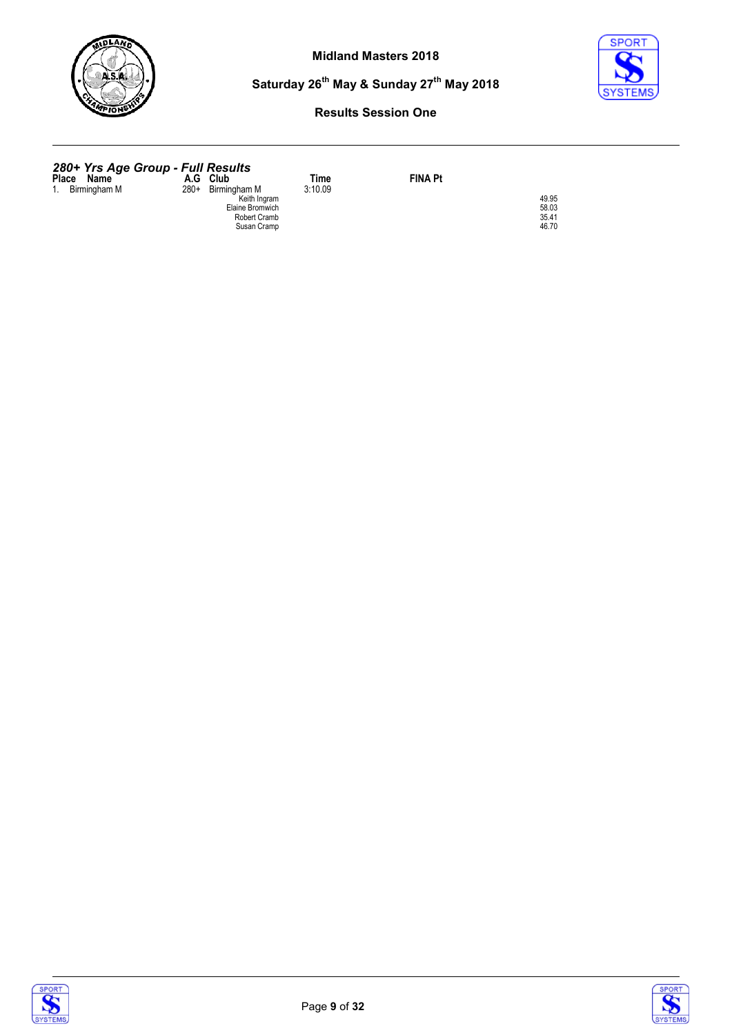Midland Masters 2018

Saturday 26th May & Sunday 27th May 2018

Results Session One

### *280+ Yrs Age Group - Full Results*

| Place | Name | A.G | Club | Time | FINA Pt |
|---|---|---|---|---|---|
| 1. | Birmingham M | 280+ | Birmingham M | 3:10.09 | |
| | | | Keith Ingram | | 49.95 |
| | | | Elaine Bromwich | | 58.03 |
| | | | Robert Cramb | | 35.41 |
| | | | Susan Cramp | | 46.70 |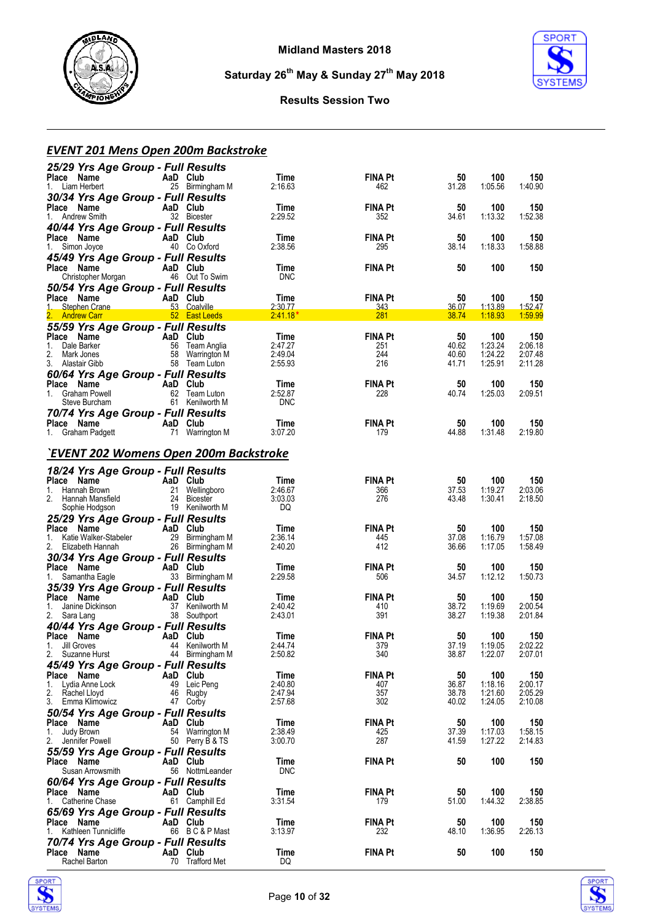Midland Masters 2018

Saturday 26th May & Sunday 27th May 2018

Results Session Two

## EVENT 201 Mens Open 200m Backstroke

### 25/29 Yrs Age Group - Full Results

| Place | Name | AaD | Club | Time | FINA Pt | 50 | 100 | 150 |
|---|---|---|---|---|---|---|---|---|
| 1. | Liam Herbert | 25 | Birmingham M | 2:16.63 | 462 | 31.28 | 1:05.56 | 1:40.90 |

### 30/34 Yrs Age Group - Full Results

| Place | Name | AaD | Club | Time | FINA Pt | 50 | 100 | 150 |
|---|---|---|---|---|---|---|---|---|
| 1. | Andrew Smith | 32 | Bicester | 2:29.52 | 352 | 34.61 | 1:13.32 | 1:52.38 |

### 40/44 Yrs Age Group - Full Results

| Place | Name | AaD | Club | Time | FINA Pt | 50 | 100 | 150 |
|---|---|---|---|---|---|---|---|---|
| 1. | Simon Joyce | 40 | Co Oxford | 2:38.56 | 295 | 38.14 | 1:18.33 | 1:58.88 |

### 45/49 Yrs Age Group - Full Results

| Place | Name | AaD | Club | Time | FINA Pt | 50 | 100 | 150 |
|---|---|---|---|---|---|---|---|---|
| | Christopher Morgan | 46 | Out To Swim | DNC | | | | |

### 50/54 Yrs Age Group - Full Results

| Place | Name | AaD | Club | Time | FINA Pt | 50 | 100 | 150 |
|---|---|---|---|---|---|---|---|---|
| 1. | Stephen Crane | 53 | Coalville | 2:30.77 | 343 | 36.07 | 1:13.89 | 1:52.47 |
| 2. | Andrew Carr | 52 | East Leeds | 2:41.18* | 281 | 38.74 | 1:18.93 | 1:59.99 |

### 55/59 Yrs Age Group - Full Results

| Place | Name | AaD | Club | Time | FINA Pt | 50 | 100 | 150 |
|---|---|---|---|---|---|---|---|---|
| 1. | Dale Barker | 56 | Team Anglia | 2:47.27 | 251 | 40.62 | 1:23.24 | 2:06.18 |
| 2. | Mark Jones | 58 | Warrington M | 2:49.04 | 244 | 40.60 | 1:24.22 | 2:07.48 |
| 3. | Alastair Gibb | 58 | Team Luton | 2:55.93 | 216 | 41.71 | 1:25.91 | 2:11.28 |

### 60/64 Yrs Age Group - Full Results

| Place | Name | AaD | Club | Time | FINA Pt | 50 | 100 | 150 |
|---|---|---|---|---|---|---|---|---|
| 1. | Graham Powell | 62 | Team Luton | 2:52.87 | 228 | 40.74 | 1:25.03 | 2:09.51 |
| | Steve Burcham | 61 | Kenilworth M | DNC | | | | |

### 70/74 Yrs Age Group - Full Results

| Place | Name | AaD | Club | Time | FINA Pt | 50 | 100 | 150 |
|---|---|---|---|---|---|---|---|---|
| 1. | Graham Padgett | 71 | Warrington M | 3:07.20 | 179 | 44.88 | 1:31.48 | 2:19.80 |

## `EVENT 202 Womens Open 200m Backstroke

### 18/24 Yrs Age Group - Full Results

| Place | Name | AaD | Club | Time | FINA Pt | 50 | 100 | 150 |
|---|---|---|---|---|---|---|---|---|
| 1. | Hannah Brown | 21 | Wellingboro | 2:46.67 | 366 | 37.53 | 1:19.27 | 2:03.06 |
| 2. | Hannah Mansfield | 24 | Bicester | 3:03.03 | 276 | 43.48 | 1:30.41 | 2:18.50 |
| | Sophie Hodgson | 19 | Kenilworth M | DQ | | | | |

### 25/29 Yrs Age Group - Full Results

| Place | Name | AaD | Club | Time | FINA Pt | 50 | 100 | 150 |
|---|---|---|---|---|---|---|---|---|
| 1. | Katie Walker-Stabeler | 29 | Birmingham M | 2:36.14 | 445 | 37.08 | 1:16.79 | 1:57.08 |
| 2. | Elizabeth Hannah | 26 | Birmingham M | 2:40.20 | 412 | 36.66 | 1:17.05 | 1:58.49 |

### 30/34 Yrs Age Group - Full Results

| Place | Name | AaD | Club | Time | FINA Pt | 50 | 100 | 150 |
|---|---|---|---|---|---|---|---|---|
| 1. | Samantha Eagle | 33 | Birmingham M | 2:29.58 | 506 | 34.57 | 1:12.12 | 1:50.73 |

### 35/39 Yrs Age Group - Full Results

| Place | Name | AaD | Club | Time | FINA Pt | 50 | 100 | 150 |
|---|---|---|---|---|---|---|---|---|
| 1. | Janine Dickinson | 37 | Kenilworth M | 2:40.42 | 410 | 38.72 | 1:19.69 | 2:00.54 |
| 2. | Sara Lang | 38 | Southport | 2:43.01 | 391 | 38.27 | 1:19.38 | 2:01.84 |

### 40/44 Yrs Age Group - Full Results

| Place | Name | AaD | Club | Time | FINA Pt | 50 | 100 | 150 |
|---|---|---|---|---|---|---|---|---|
| 1. | Jill Groves | 44 | Kenilworth M | 2:44.74 | 379 | 37.19 | 1:19.05 | 2:02.22 |
| 2. | Suzanne Hurst | 44 | Birmingham M | 2:50.82 | 340 | 38.87 | 1:22.07 | 2:07.01 |

### 45/49 Yrs Age Group - Full Results

| Place | Name | AaD | Club | Time | FINA Pt | 50 | 100 | 150 |
|---|---|---|---|---|---|---|---|---|
| 1. | Lydia Anne Lock | 49 | Leic Peng | 2:40.80 | 407 | 36.87 | 1:18.16 | 2:00.17 |
| 2. | Rachel Lloyd | 46 | Rugby | 2:47.94 | 357 | 38.78 | 1:21.60 | 2:05.29 |
| 3. | Emma Klimowicz | 47 | Corby | 2:57.68 | 302 | 40.02 | 1:24.05 | 2:10.08 |

### 50/54 Yrs Age Group - Full Results

| Place | Name | AaD | Club | Time | FINA Pt | 50 | 100 | 150 |
|---|---|---|---|---|---|---|---|---|
| 1. | Judy Brown | 54 | Warrington M | 2:38.49 | 425 | 37.39 | 1:17.03 | 1:58.15 |
| 2. | Jennifer Powell | 50 | Perry B & TS | 3:00.70 | 287 | 41.59 | 1:27.22 | 2:14.83 |

### 55/59 Yrs Age Group - Full Results

| Place | Name | AaD | Club | Time | FINA Pt | 50 | 100 | 150 |
|---|---|---|---|---|---|---|---|---|
| | Susan Arrowsmith | 56 | NottmLeander | DNC | | | | |

### 60/64 Yrs Age Group - Full Results

| Place | Name | AaD | Club | Time | FINA Pt | 50 | 100 | 150 |
|---|---|---|---|---|---|---|---|---|
| 1. | Catherine Chase | 61 | Camphill Ed | 3:31.54 | 179 | 51.00 | 1:44.32 | 2:38.85 |

### 65/69 Yrs Age Group - Full Results

| Place | Name | AaD | Club | Time | FINA Pt | 50 | 100 | 150 |
|---|---|---|---|---|---|---|---|---|
| 1. | Kathleen Tunnicliffe | 66 | B C & P Mast | 3:13.97 | 232 | 48.10 | 1:36.95 | 2:26.13 |

### 70/74 Yrs Age Group - Full Results

| Place | Name | AaD | Club | Time | FINA Pt | 50 | 100 | 150 |
|---|---|---|---|---|---|---|---|---|
| | Rachel Barton | 70 | Trafford Met | DQ | | | | |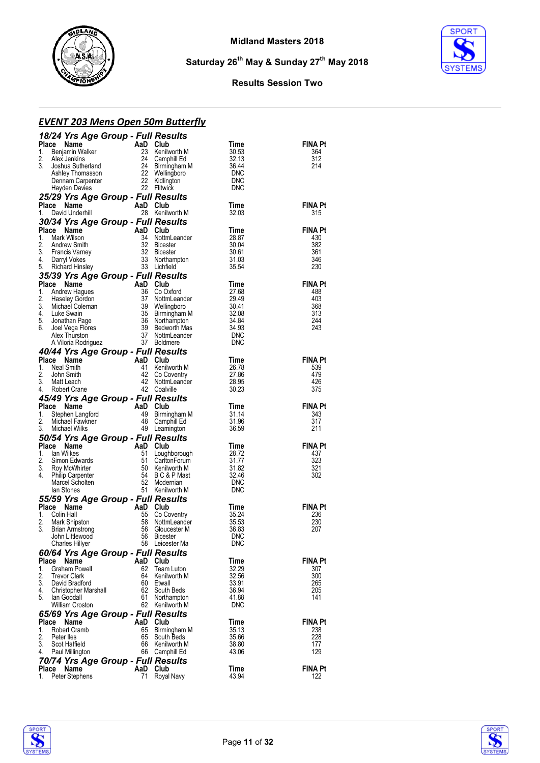Midland Masters 2018

Saturday 26th May & Sunday 27th May 2018

Results Session Two

## EVENT 203 Mens Open 50m Butterfly

### 18/24 Yrs Age Group - Full Results

| Place | Name | AaD | Club | Time | FINA Pt |
|---|---|---|---|---|---|
| 1. | Benjamin Walker | 23 | Kenilworth M | 30.53 | 364 |
| 2. | Alex Jenkins | 24 | Camphill Ed | 32.13 | 312 |
| 3. | Joshua Sutherland | 24 | Birmingham M | 36.44 | 214 |
| | Ashley Thomasson | 22 | Wellingboro | DNC | |
| | Dennam Carpenter | 22 | Kidlington | DNC | |
| | Hayden Davies | 22 | Flitwick | DNC | |

### 25/29 Yrs Age Group - Full Results

| Place | Name | AaD | Club | Time | FINA Pt |
|---|---|---|---|---|---|
| 1. | David Underhill | 28 | Kenilworth M | 32.03 | 315 |

### 30/34 Yrs Age Group - Full Results

| Place | Name | AaD | Club | Time | FINA Pt |
|---|---|---|---|---|---|
| 1. | Mark Wilson | 34 | NottmLeander | 28.87 | 430 |
| 2. | Andrew Smith | 32 | Bicester | 30.04 | 382 |
| 3. | Francis Varney | 32 | Bicester | 30.61 | 361 |
| 4. | Darryl Vokes | 33 | Northampton | 31.03 | 346 |
| 5. | Richard Hinsley | 33 | Lichfield | 35.54 | 230 |

### 35/39 Yrs Age Group - Full Results

| Place | Name | AaD | Club | Time | FINA Pt |
|---|---|---|---|---|---|
| 1. | Andrew Hagues | 36 | Co Oxford | 27.68 | 488 |
| 2. | Haseley Gordon | 37 | NottmLeander | 29.49 | 403 |
| 3. | Michael Coleman | 39 | Wellingboro | 30.41 | 368 |
| 4. | Luke Swain | 35 | Birmingham M | 32.08 | 313 |
| 5. | Jonathan Page | 36 | Northampton | 34.84 | 244 |
| 6. | Joel Vega Flores | 39 | Bedworth Mas | 34.93 | 243 |
| | Alex Thurston | 37 | NottmLeander | DNC | |
| | A Viloria Rodriguez | 37 | Boldmere | DNC | |

### 40/44 Yrs Age Group - Full Results

| Place | Name | AaD | Club | Time | FINA Pt |
|---|---|---|---|---|---|
| 1. | Neal Smith | 41 | Kenilworth M | 26.78 | 539 |
| 2. | John Smith | 42 | Co Coventry | 27.86 | 479 |
| 3. | Matt Leach | 42 | NottmLeander | 28.95 | 426 |
| 4. | Robert Crane | 42 | Coalville | 30.23 | 375 |

### 45/49 Yrs Age Group - Full Results

| Place | Name | AaD | Club | Time | FINA Pt |
|---|---|---|---|---|---|
| 1. | Stephen Langford | 49 | Birmingham M | 31.14 | 343 |
| 2. | Michael Fawkner | 48 | Camphill Ed | 31.96 | 317 |
| 3. | Michael Wilks | 49 | Leamington | 36.59 | 211 |

### 50/54 Yrs Age Group - Full Results

| Place | Name | AaD | Club | Time | FINA Pt |
|---|---|---|---|---|---|
| 1. | Ian Wilkes | 51 | Loughborough | 28.72 | 437 |
| 2. | Simon Edwards | 51 | CarltonForum | 31.77 | 323 |
| 3. | Roy McWhirter | 50 | Kenilworth M | 31.82 | 321 |
| 4. | Philip Carpenter | 54 | B C & P Mast | 32.46 | 302 |
| | Marcel Scholten | 52 | Modernian | DNC | |
| | Ian Stones | 51 | Kenilworth M | DNC | |

### 55/59 Yrs Age Group - Full Results

| Place | Name | AaD | Club | Time | FINA Pt |
|---|---|---|---|---|---|
| 1. | Colin Hall | 55 | Co Coventry | 35.24 | 236 |
| 2. | Mark Shipston | 58 | NottmLeander | 35.53 | 230 |
| 3. | Brian Armstrong | 56 | Gloucester M | 36.83 | 207 |
| | John Littlewood | 56 | Bicester | DNC | |
| | Charles Hillyer | 58 | Leicester Ma | DNC | |

### 60/64 Yrs Age Group - Full Results

| Place | Name | AaD | Club | Time | FINA Pt |
|---|---|---|---|---|---|
| 1. | Graham Powell | 62 | Team Luton | 32.29 | 307 |
| 2. | Trevor Clark | 64 | Kenilworth M | 32.56 | 300 |
| 3. | David Bradford | 60 | Etwall | 33.91 | 265 |
| 4. | Christopher Marshall | 62 | South Beds | 36.94 | 205 |
| 5. | Ian Goodall | 61 | Northampton | 41.88 | 141 |
| | William Croston | 62 | Kenilworth M | DNC | |

### 65/69 Yrs Age Group - Full Results

| Place | Name | AaD | Club | Time | FINA Pt |
|---|---|---|---|---|---|
| 1. | Robert Cramb | 65 | Birmingham M | 35.13 | 238 |
| 2. | Peter Iles | 65 | South Beds | 35.66 | 228 |
| 3. | Scot Hatfield | 66 | Kenilworth M | 38.80 | 177 |
| 4. | Paul Millington | 66 | Camphill Ed | 43.06 | 129 |

### 70/74 Yrs Age Group - Full Results

| Place | Name | AaD | Club | Time | FINA Pt |
|---|---|---|---|---|---|
| 1. | Peter Stephens | 71 | Royal Navy | 43.94 | 122 |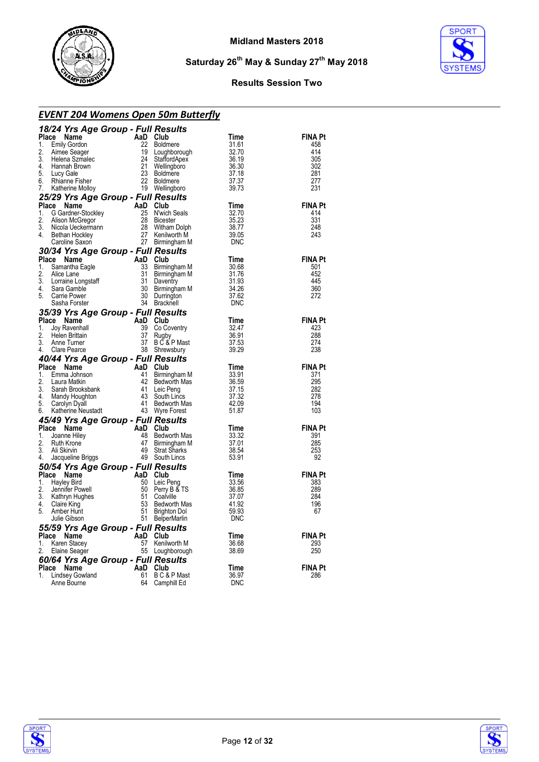Midland Masters 2018

Saturday 26th May & Sunday 27th May 2018

Results Session Two

## EVENT 204 Womens Open 50m Butterfly

### 18/24 Yrs Age Group - Full Results

| Place | Name | AaD | Club | Time | FINA Pt |
|---|---|---|---|---|---|
| 1. | Emily Gordon | 22 | Boldmere | 31.61 | 458 |
| 2. | Aimee Seager | 19 | Loughborough | 32.70 | 414 |
| 3. | Helena Szmalec | 24 | StaffordApex | 36.19 | 305 |
| 4. | Hannah Brown | 21 | Wellingboro | 36.30 | 302 |
| 5. | Lucy Gale | 23 | Boldmere | 37.18 | 281 |
| 6. | Rhianne Fisher | 22 | Boldmere | 37.37 | 277 |
| 7. | Katherine Molloy | 19 | Wellingboro | 39.73 | 231 |

### 25/29 Yrs Age Group - Full Results

| Place | Name | AaD | Club | Time | FINA Pt |
|---|---|---|---|---|---|
| 1. | G Gardner-Stockley | 25 | N'wich Seals | 32.70 | 414 |
| 2. | Alison McGregor | 28 | Bicester | 35.23 | 331 |
| 3. | Nicola Ueckermann | 28 | Witham Dolph | 38.77 | 248 |
| 4. | Bethan Hockley | 27 | Kenilworth M | 39.05 | 243 |
| | Caroline Saxon | 27 | Birmingham M | DNC | |

### 30/34 Yrs Age Group - Full Results

| Place | Name | AaD | Club | Time | FINA Pt |
|---|---|---|---|---|---|
| 1. | Samantha Eagle | 33 | Birmingham M | 30.68 | 501 |
| 2. | Alice Lane | 31 | Birmingham M | 31.76 | 452 |
| 3. | Lorraine Longstaff | 31 | Daventry | 31.93 | 445 |
| 4. | Sara Gamble | 30 | Birmingham M | 34.26 | 360 |
| 5. | Carrie Power | 30 | Durrington | 37.62 | 272 |
| | Sasha Forster | 34 | Bracknell | DNC | |

### 35/39 Yrs Age Group - Full Results

| Place | Name | AaD | Club | Time | FINA Pt |
|---|---|---|---|---|---|
| 1. | Joy Ravenhall | 39 | Co Coventry | 32.47 | 423 |
| 2. | Helen Brittain | 37 | Rugby | 36.91 | 288 |
| 3. | Anne Turner | 37 | B C & P Mast | 37.53 | 274 |
| 4. | Clare Pearce | 38 | Shrewsbury | 39.29 | 238 |

### 40/44 Yrs Age Group - Full Results

| Place | Name | AaD | Club | Time | FINA Pt |
|---|---|---|---|---|---|
| 1. | Emma Johnson | 41 | Birmingham M | 33.91 | 371 |
| 2. | Laura Matkin | 42 | Bedworth Mas | 36.59 | 295 |
| 3. | Sarah Brooksbank | 41 | Leic Peng | 37.15 | 282 |
| 4. | Mandy Houghton | 43 | South Lincs | 37.32 | 278 |
| 5. | Carolyn Dyall | 41 | Bedworth Mas | 42.09 | 194 |
| 6. | Katherine Neustadt | 43 | Wyre Forest | 51.87 | 103 |

### 45/49 Yrs Age Group - Full Results

| Place | Name | AaD | Club | Time | FINA Pt |
|---|---|---|---|---|---|
| 1. | Joanne Hiley | 48 | Bedworth Mas | 33.32 | 391 |
| 2. | Ruth Krone | 47 | Birmingham M | 37.01 | 285 |
| 3. | Ali Skirvin | 49 | Strat Sharks | 38.54 | 253 |
| 4. | Jacqueline Briggs | 49 | South Lincs | 53.91 | 92 |

### 50/54 Yrs Age Group - Full Results

| Place | Name | AaD | Club | Time | FINA Pt |
|---|---|---|---|---|---|
| 1. | Hayley Bird | 50 | Leic Peng | 33.56 | 383 |
| 2. | Jennifer Powell | 50 | Perry B & TS | 36.85 | 289 |
| 3. | Kathryn Hughes | 51 | Coalville | 37.07 | 284 |
| 4. | Claire King | 53 | Bedworth Mas | 41.92 | 196 |
| 5. | Amber Hunt | 51 | Brighton Dol | 59.93 | 67 |
| | Julie Gibson | 51 | BelperMarlin | DNC | |

### 55/59 Yrs Age Group - Full Results

| Place | Name | AaD | Club | Time | FINA Pt |
|---|---|---|---|---|---|
| 1. | Karen Stacey | 57 | Kenilworth M | 36.68 | 293 |
| 2. | Elaine Seager | 55 | Loughborough | 38.69 | 250 |

### 60/64 Yrs Age Group - Full Results

| Place | Name | AaD | Club | Time | FINA Pt |
|---|---|---|---|---|---|
| 1. | Lindsey Gowland | 61 | B C & P Mast | 36.97 | 286 |
| | Anne Bourne | 64 | Camphill Ed | DNC | |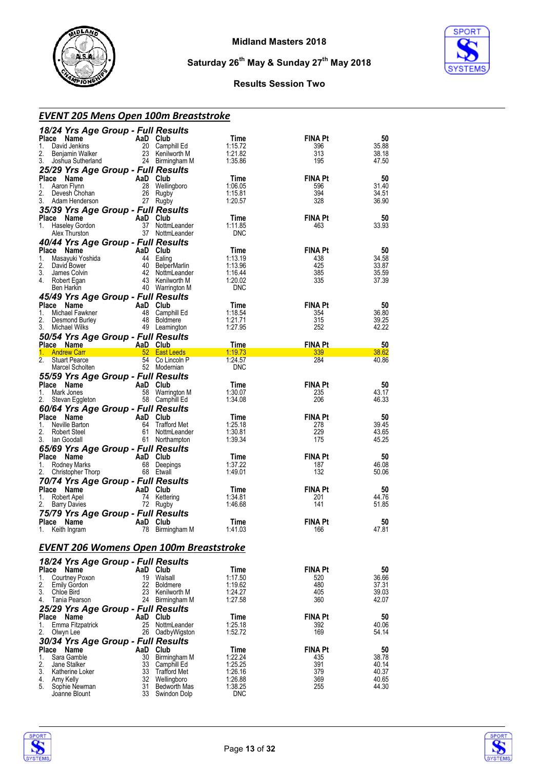# Midland Masters 2018

**Saturday 26th May & Sunday 27th May 2018**

**Results Session Two**

## EVENT 205 Mens Open 100m Breaststroke

### 18/24 Yrs Age Group - Full Results

| Place | Name | AaD | Club | Time | FINA Pt | 50 |
|---|---|---|---|---|---|---|
| 1. | David Jenkins | 20 | Camphill Ed | 1:15.72 | 396 | 35.88 |
| 2. | Benjamin Walker | 23 | Kenilworth M | 1:21.82 | 313 | 38.18 |
| 3. | Joshua Sutherland | 24 | Birmingham M | 1:35.86 | 195 | 47.50 |

### 25/29 Yrs Age Group - Full Results

| Place | Name | AaD | Club | Time | FINA Pt | 50 |
|---|---|---|---|---|---|---|
| 1. | Aaron Flynn | 28 | Wellingboro | 1:06.05 | 596 | 31.40 |
| 2. | Devesh Chohan | 26 | Rugby | 1:15.81 | 394 | 34.51 |
| 3. | Adam Henderson | 27 | Rugby | 1:20.57 | 328 | 36.90 |

### 35/39 Yrs Age Group - Full Results

| Place | Name | AaD | Club | Time | FINA Pt | 50 |
|---|---|---|---|---|---|---|
| 1. | Haseley Gordon | 37 | NottmLeander | 1:11.85 | 463 | 33.93 |
| | Alex Thurston | 37 | NottmLeander | DNC | | |

### 40/44 Yrs Age Group - Full Results

| Place | Name | AaD | Club | Time | FINA Pt | 50 |
|---|---|---|---|---|---|---|
| 1. | Masayuki Yoshida | 44 | Ealing | 1:13.19 | 438 | 34.58 |
| 2. | David Bower | 40 | BelperMarlin | 1:13.96 | 425 | 33.87 |
| 3. | James Colvin | 42 | NottmLeander | 1:16.44 | 385 | 35.59 |
| 4. | Robert Egan | 43 | Kenilworth M | 1:20.02 | 335 | 37.39 |
| | Ben Harkin | 40 | Warrington M | DNC | | |

### 45/49 Yrs Age Group - Full Results

| Place | Name | AaD | Club | Time | FINA Pt | 50 |
|---|---|---|---|---|---|---|
| 1. | Michael Fawkner | 48 | Camphill Ed | 1:18.54 | 354 | 36.80 |
| 2. | Desmond Burley | 48 | Boldmere | 1:21.71 | 315 | 39.25 |
| 3. | Michael Wilks | 49 | Leamington | 1:27.95 | 252 | 42.22 |

### 50/54 Yrs Age Group - Full Results

| Place | Name | AaD | Club | Time | FINA Pt | 50 |
|---|---|---|---|---|---|---|
| 1. | Andrew Carr | 52 | East Leeds | 1:19.73 | 339 | 38.62 |
| 2. | Stuart Pearce | 54 | Co Lincoln P | 1:24.57 | 284 | 40.86 |
| | Marcel Scholten | 52 | Modernian | DNC | | |

### 55/59 Yrs Age Group - Full Results

| Place | Name | AaD | Club | Time | FINA Pt | 50 |
|---|---|---|---|---|---|---|
| 1. | Mark Jones | 58 | Warrington M | 1:30.07 | 235 | 43.17 |
| 2. | Stevan Eggleton | 58 | Camphill Ed | 1:34.08 | 206 | 46.33 |

### 60/64 Yrs Age Group - Full Results

| Place | Name | AaD | Club | Time | FINA Pt | 50 |
|---|---|---|---|---|---|---|
| 1. | Neville Barton | 64 | Trafford Met | 1:25.18 | 278 | 39.45 |
| 2. | Robert Steel | 61 | NottmLeander | 1:30.81 | 229 | 43.65 |
| 3. | Ian Goodall | 61 | Northampton | 1:39.34 | 175 | 45.25 |

### 65/69 Yrs Age Group - Full Results

| Place | Name | AaD | Club | Time | FINA Pt | 50 |
|---|---|---|---|---|---|---|
| 1. | Rodney Marks | 68 | Deepings | 1:37.22 | 187 | 46.08 |
| 2. | Christopher Thorp | 68 | Etwall | 1:49.01 | 132 | 50.06 |

### 70/74 Yrs Age Group - Full Results

| Place | Name | AaD | Club | Time | FINA Pt | 50 |
|---|---|---|---|---|---|---|
| 1. | Robert Apel | 74 | Kettering | 1:34.81 | 201 | 44.76 |
| 2. | Barry Davies | 72 | Rugby | 1:46.68 | 141 | 51.85 |

### 75/79 Yrs Age Group - Full Results

| Place | Name | AaD | Club | Time | FINA Pt | 50 |
|---|---|---|---|---|---|---|
| 1. | Keith Ingram | 78 | Birmingham M | 1:41.03 | 166 | 47.81 |

## EVENT 206 Womens Open 100m Breaststroke

### 18/24 Yrs Age Group - Full Results

| Place | Name | AaD | Club | Time | FINA Pt | 50 |
|---|---|---|---|---|---|---|
| 1. | Courtney Poxon | 19 | Walsall | 1:17.50 | 520 | 36.66 |
| 2. | Emily Gordon | 22 | Boldmere | 1:19.62 | 480 | 37.31 |
| 3. | Chloe Bird | 23 | Kenilworth M | 1:24.27 | 405 | 39.03 |
| 4. | Tania Pearson | 24 | Birmingham M | 1:27.58 | 360 | 42.07 |

### 25/29 Yrs Age Group - Full Results

| Place | Name | AaD | Club | Time | FINA Pt | 50 |
|---|---|---|---|---|---|---|
| 1. | Emma Fitzpatrick | 25 | NottmLeander | 1:25.18 | 392 | 40.06 |
| 2. | Olwyn Lee | 26 | OadbyWigston | 1:52.72 | 169 | 54.14 |

### 30/34 Yrs Age Group - Full Results

| Place | Name | AaD | Club | Time | FINA Pt | 50 |
|---|---|---|---|---|---|---|
| 1. | Sara Gamble | 30 | Birmingham M | 1:22.24 | 435 | 38.78 |
| 2. | Jane Stalker | 33 | Camphill Ed | 1:25.25 | 391 | 40.14 |
| 3. | Katherine Loker | 33 | Trafford Met | 1:26.16 | 379 | 40.37 |
| 4. | Amy Kelly | 32 | Wellingboro | 1:26.88 | 369 | 40.65 |
| 5. | Sophie Newman | 31 | Bedworth Mas | 1:38.25 | 255 | 44.30 |
| | Joanne Blount | 33 | Swindon Dolp | DNC | | |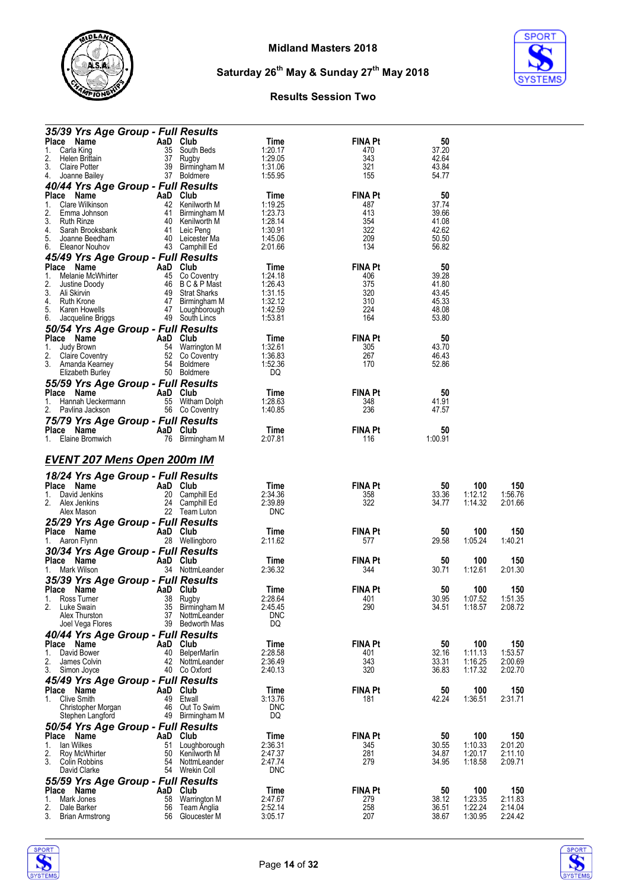### 35/39 Yrs Age Group - Full Results

| Place | Name | AaD | Club | Time | FINA Pt | 50 |
|---|---|---|---|---|---|---|
| 1. | Carla King | 35 | South Beds | 1:20.17 | 470 | 37.20 |
| 2. | Helen Brittain | 37 | Rugby | 1:29.05 | 343 | 42.64 |
| 3. | Claire Potter | 39 | Birmingham M | 1:31.06 | 321 | 43.84 |
| 4. | Joanne Bailey | 37 | Boldmere | 1:55.95 | 155 | 54.77 |

### 40/44 Yrs Age Group - Full Results

| Place | Name | AaD | Club | Time | FINA Pt | 50 |
|---|---|---|---|---|---|---|
| 1. | Clare Wilkinson | 42 | Kenilworth M | 1:19.25 | 487 | 37.74 |
| 2. | Emma Johnson | 41 | Birmingham M | 1:23.73 | 413 | 39.66 |
| 3. | Ruth Rinze | 40 | Kenilworth M | 1:28.14 | 354 | 41.08 |
| 4. | Sarah Brooksbank | 41 | Leic Peng | 1:30.91 | 322 | 42.62 |
| 5. | Joanne Beedham | 40 | Leicester Ma | 1:45.06 | 209 | 50.50 |
| 6. | Eleanor Nouhov | 43 | Camphill Ed | 2:01.66 | 134 | 56.82 |

### 45/49 Yrs Age Group - Full Results

| Place | Name | AaD | Club | Time | FINA Pt | 50 |
|---|---|---|---|---|---|---|
| 1. | Melanie McWhirter | 45 | Co Coventry | 1:24.18 | 406 | 39.28 |
| 2. | Justine Doody | 46 | B C & P Mast | 1:26.43 | 375 | 41.80 |
| 3. | Ali Skirvin | 49 | Strat Sharks | 1:31.15 | 320 | 43.45 |
| 4. | Ruth Krone | 47 | Birmingham M | 1:32.12 | 310 | 45.33 |
| 5. | Karen Howells | 47 | Loughborough | 1:42.59 | 224 | 48.08 |
| 6. | Jacqueline Briggs | 49 | South Lincs | 1:53.81 | 164 | 53.80 |

### 50/54 Yrs Age Group - Full Results

| Place | Name | AaD | Club | Time | FINA Pt | 50 |
|---|---|---|---|---|---|---|
| 1. | Judy Brown | 54 | Warrington M | 1:32.61 | 305 | 43.70 |
| 2. | Claire Coventry | 52 | Co Coventry | 1:36.83 | 267 | 46.43 |
| 3. | Amanda Kearney | 54 | Boldmere | 1:52.36 | 170 | 52.86 |
| | Elizabeth Burley | 50 | Boldmere | DQ | | |

### 55/59 Yrs Age Group - Full Results

| Place | Name | AaD | Club | Time | FINA Pt | 50 |
|---|---|---|---|---|---|---|
| 1. | Hannah Ueckermann | 55 | Witham Dolph | 1:28.63 | 348 | 41.91 |
| 2. | Pavlina Jackson | 56 | Co Coventry | 1:40.85 | 236 | 47.57 |

### 75/79 Yrs Age Group - Full Results

| Place | Name | AaD | Club | Time | FINA Pt | 50 |
|---|---|---|---|---|---|---|
| 1. | Elaine Bromwich | 76 | Birmingham M | 2:07.81 | 116 | 1:00.91 |

## EVENT 207 Mens Open 200m IM

### 18/24 Yrs Age Group - Full Results

| Place | Name | AaD | Club | Time | FINA Pt | 50 | 100 | 150 |
|---|---|---|---|---|---|---|---|---|
| 1. | David Jenkins | 20 | Camphill Ed | 2:34.36 | 358 | 33.36 | 1:12.12 | 1:56.76 |
| 2. | Alex Jenkins | 24 | Camphill Ed | 2:39.89 | 322 | 34.77 | 1:14.32 | 2:01.66 |
| | Alex Mason | 22 | Team Luton | DNC | | | | |

### 25/29 Yrs Age Group - Full Results

| Place | Name | AaD | Club | Time | FINA Pt | 50 | 100 | 150 |
|---|---|---|---|---|---|---|---|---|
| 1. | Aaron Flynn | 28 | Wellingboro | 2:11.62 | 577 | 29.58 | 1:05.24 | 1:40.21 |

### 30/34 Yrs Age Group - Full Results

| Place | Name | AaD | Club | Time | FINA Pt | 50 | 100 | 150 |
|---|---|---|---|---|---|---|---|---|
| 1. | Mark Wilson | 34 | NottmLeander | 2:36.32 | 344 | 30.71 | 1:12.61 | 2:01.30 |

### 35/39 Yrs Age Group - Full Results

| Place | Name | AaD | Club | Time | FINA Pt | 50 | 100 | 150 |
|---|---|---|---|---|---|---|---|---|
| 1. | Ross Turner | 38 | Rugby | 2:28.64 | 401 | 30.95 | 1:07.52 | 1:51.35 |
| 2. | Luke Swain | 35 | Birmingham M | 2:45.45 | 290 | 34.51 | 1:18.57 | 2:08.72 |
| | Alex Thurston | 37 | NottmLeander | DNC | | | | |
| | Joel Vega Flores | 39 | Bedworth Mas | DQ | | | | |

### 40/44 Yrs Age Group - Full Results

| Place | Name | AaD | Club | Time | FINA Pt | 50 | 100 | 150 |
|---|---|---|---|---|---|---|---|---|
| 1. | David Bower | 40 | BelperMarlin | 2:28.58 | 401 | 32.16 | 1:11.13 | 1:53.57 |
| 2. | James Colvin | 42 | NottmLeander | 2:36.49 | 343 | 33.31 | 1:16.25 | 2:00.69 |
| 3. | Simon Joyce | 40 | Co Oxford | 2:40.13 | 320 | 36.83 | 1:17.32 | 2:02.70 |

### 45/49 Yrs Age Group - Full Results

| Place | Name | AaD | Club | Time | FINA Pt | 50 | 100 | 150 |
|---|---|---|---|---|---|---|---|---|
| 1. | Clive Smith | 49 | Etwall | 3:13.76 | 181 | 42.24 | 1:36.51 | 2:31.71 |
| | Christopher Morgan | 46 | Out To Swim | DNC | | | | |
| | Stephen Langford | 49 | Birmingham M | DQ | | | | |

### 50/54 Yrs Age Group - Full Results

| Place | Name | AaD | Club | Time | FINA Pt | 50 | 100 | 150 |
|---|---|---|---|---|---|---|---|---|
| 1. | Ian Wilkes | 51 | Loughborough | 2:36.31 | 345 | 30.55 | 1:10.33 | 2:01.20 |
| 2. | Roy McWhirter | 50 | Kenilworth M | 2:47.37 | 281 | 34.87 | 1:20.17 | 2:11.10 |
| 3. | Colin Robbins | 54 | NottmLeander | 2:47.74 | 279 | 34.95 | 1:18.58 | 2:09.71 |
| | David Clarke | 54 | Wrekin Coll | DNC | | | | |

### 55/59 Yrs Age Group - Full Results

| Place | Name | AaD | Club | Time | FINA Pt | 50 | 100 | 150 |
|---|---|---|---|---|---|---|---|---|
| 1. | Mark Jones | 58 | Warrington M | 2:47.67 | 279 | 38.12 | 1:23.35 | 2:11.83 |
| 2. | Dale Barker | 56 | Team Anglia | 2:52.14 | 258 | 36.51 | 1:22.24 | 2:14.04 |
| 3. | Brian Armstrong | 56 | Gloucester M | 3:05.17 | 207 | 38.67 | 1:30.95 | 2:24.42 |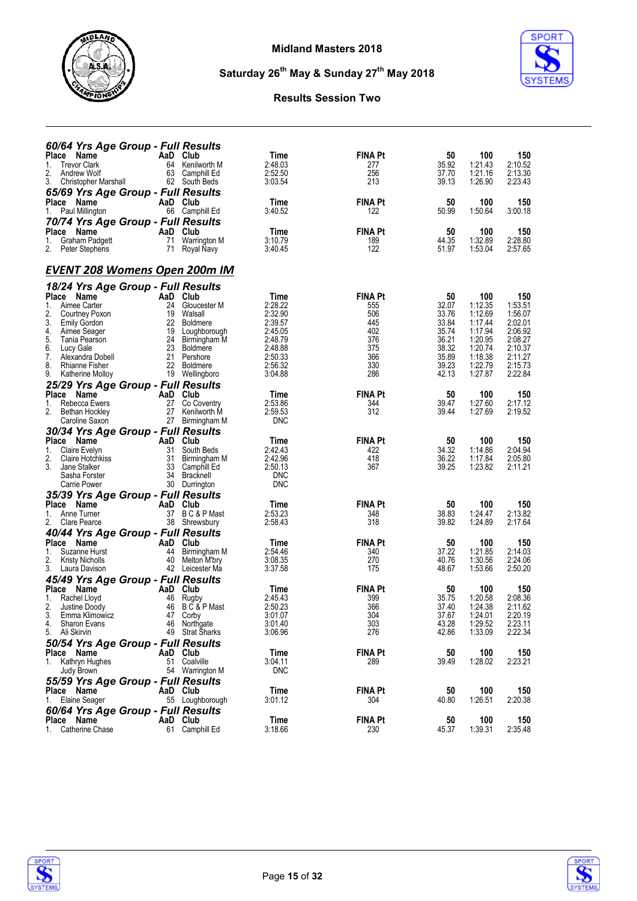### 60/64 Yrs Age Group - Full Results

| Place | Name | AaD | Club | Time | FINA Pt | 50 | 100 | 150 |
|---|---|---|---|---|---|---|---|---|
| 1. | Trevor Clark | 64 | Kenilworth M | 2:48.03 | 277 | 35.92 | 1:21.43 | 2:10.52 |
| 2. | Andrew Wolf | 63 | Camphill Ed | 2:52.50 | 256 | 37.70 | 1:21.16 | 2:13.30 |
| 3. | Christopher Marshall | 62 | South Beds | 3:03.54 | 213 | 39.13 | 1:26.90 | 2:23.43 |

### 65/69 Yrs Age Group - Full Results

| Place | Name | AaD | Club | Time | FINA Pt | 50 | 100 | 150 |
|---|---|---|---|---|---|---|---|---|
| 1. | Paul Millington | 66 | Camphill Ed | 3:40.52 | 122 | 50.99 | 1:50.64 | 3:00.18 |

### 70/74 Yrs Age Group - Full Results

| Place | Name | AaD | Club | Time | FINA Pt | 50 | 100 | 150 |
|---|---|---|---|---|---|---|---|---|
| 1. | Graham Padgett | 71 | Warrington M | 3:10.79 | 189 | 44.35 | 1:32.89 | 2:28.80 |
| 2. | Peter Stephens | 71 | Royal Navy | 3:40.45 | 122 | 51.97 | 1:53.04 | 2:57.65 |

## EVENT 208 Womens Open 200m IM

### 18/24 Yrs Age Group - Full Results

| Place | Name | AaD | Club | Time | FINA Pt | 50 | 100 | 150 |
|---|---|---|---|---|---|---|---|---|
| 1. | Aimee Carter | 24 | Gloucester M | 2:28.22 | 555 | 32.07 | 1:12.35 | 1:53.51 |
| 2. | Courtney Poxon | 19 | Walsall | 2:32.90 | 506 | 33.76 | 1:12.69 | 1:56.07 |
| 3. | Emily Gordon | 22 | Boldmere | 2:39.57 | 445 | 33.84 | 1:17.44 | 2:02.01 |
| 4. | Aimee Seager | 19 | Loughborough | 2:45.05 | 402 | 35.74 | 1:17.94 | 2:06.92 |
| 5. | Tania Pearson | 24 | Birmingham M | 2:48.79 | 376 | 36.21 | 1:20.95 | 2:08.27 |
| 6. | Lucy Gale | 23 | Boldmere | 2:48.88 | 375 | 38.32 | 1:20.74 | 2:10.37 |
| 7. | Alexandra Dobell | 21 | Pershore | 2:50.33 | 366 | 35.89 | 1:18.38 | 2:11.27 |
| 8. | Rhianne Fisher | 22 | Boldmere | 2:56.32 | 330 | 39.23 | 1:22.79 | 2:15.73 |
| 9. | Katherine Molloy | 19 | Wellingboro | 3:04.88 | 286 | 42.13 | 1:27.87 | 2:22.84 |

### 25/29 Yrs Age Group - Full Results

| Place | Name | AaD | Club | Time | FINA Pt | 50 | 100 | 150 |
|---|---|---|---|---|---|---|---|---|
| 1. | Rebecca Ewers | 27 | Co Coventry | 2:53.86 | 344 | 39.47 | 1:27.60 | 2:17.12 |
| 2. | Bethan Hockley | 27 | Kenilworth M | 2:59.53 | 312 | 39.44 | 1:27.69 | 2:19.52 |
| | Caroline Saxon | 27 | Birmingham M | DNC | | | | |

### 30/34 Yrs Age Group - Full Results

| Place | Name | AaD | Club | Time | FINA Pt | 50 | 100 | 150 |
|---|---|---|---|---|---|---|---|---|
| 1. | Claire Evelyn | 31 | South Beds | 2:42.43 | 422 | 34.32 | 1:14.86 | 2:04.94 |
| 2. | Claire Hotchkiss | 31 | Birmingham M | 2:42.96 | 418 | 36.22 | 1:17.84 | 2:05.80 |
| 3. | Jane Stalker | 33 | Camphill Ed | 2:50.13 | 367 | 39.25 | 1:23.82 | 2:11.21 |
| | Sasha Forster | 34 | Bracknell | DNC | | | | |
| | Carrie Power | 30 | Durrington | DNC | | | | |

### 35/39 Yrs Age Group - Full Results

| Place | Name | AaD | Club | Time | FINA Pt | 50 | 100 | 150 |
|---|---|---|---|---|---|---|---|---|
| 1. | Anne Turner | 37 | B C & P Mast | 2:53.23 | 348 | 38.83 | 1:24.47 | 2:13.82 |
| 2. | Clare Pearce | 38 | Shrewsbury | 2:58.43 | 318 | 39.82 | 1:24.89 | 2:17.64 |

### 40/44 Yrs Age Group - Full Results

| Place | Name | AaD | Club | Time | FINA Pt | 50 | 100 | 150 |
|---|---|---|---|---|---|---|---|---|
| 1. | Suzanne Hurst | 44 | Birmingham M | 2:54.46 | 340 | 37.22 | 1:21.85 | 2:14.03 |
| 2. | Kristy Nicholls | 40 | Melton M'bry | 3:08.35 | 270 | 40.76 | 1:30.56 | 2:24.06 |
| 3. | Laura Davison | 42 | Leicester Ma | 3:37.58 | 175 | 48.67 | 1:53.66 | 2:50.20 |

### 45/49 Yrs Age Group - Full Results

| Place | Name | AaD | Club | Time | FINA Pt | 50 | 100 | 150 |
|---|---|---|---|---|---|---|---|---|
| 1. | Rachel Lloyd | 46 | Rugby | 2:45.43 | 399 | 35.75 | 1:20.58 | 2:08.36 |
| 2. | Justine Doody | 46 | B C & P Mast | 2:50.23 | 366 | 37.40 | 1:24.38 | 2:11.62 |
| 3. | Emma Klimowicz | 47 | Corby | 3:01.07 | 304 | 37.67 | 1:24.01 | 2:20.19 |
| 4. | Sharon Evans | 46 | Northgate | 3:01.40 | 303 | 43.28 | 1:29.52 | 2:23.11 |
| 5. | Ali Skirvin | 49 | Strat Sharks | 3:06.96 | 276 | 42.86 | 1:33.09 | 2:22.34 |

### 50/54 Yrs Age Group - Full Results

| Place | Name | AaD | Club | Time | FINA Pt | 50 | 100 | 150 |
|---|---|---|---|---|---|---|---|---|
| 1. | Kathryn Hughes | 51 | Coalville | 3:04.11 | 289 | 39.49 | 1:28.02 | 2:23.21 |
| | Judy Brown | 54 | Warrington M | DNC | | | | |

### 55/59 Yrs Age Group - Full Results

| Place | Name | AaD | Club | Time | FINA Pt | 50 | 100 | 150 |
|---|---|---|---|---|---|---|---|---|
| 1. | Elaine Seager | 55 | Loughborough | 3:01.12 | 304 | 40.80 | 1:26.51 | 2:20.38 |

### 60/64 Yrs Age Group - Full Results

| Place | Name | AaD | Club | Time | FINA Pt | 50 | 100 | 150 |
|---|---|---|---|---|---|---|---|---|
| 1. | Catherine Chase | 61 | Camphill Ed | 3:18.66 | 230 | 45.37 | 1:39.31 | 2:35.48 |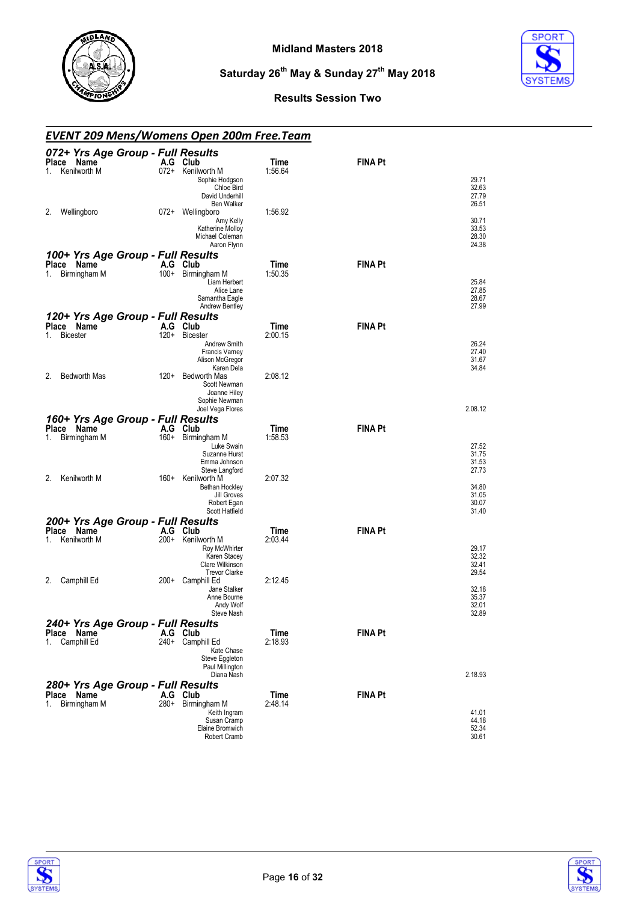# Midland Masters 2018

## Saturday 26th May & Sunday 27th May 2018

### Results Session Two

## EVENT 209 Mens/Womens Open 200m Free.Team

### 072+ Yrs Age Group - Full Results

| Place | Name | A.G | Club | Time | FINA Pt | |
|---|---|---|---|---|---|---|
| 1. | Kenilworth M | 072+ | Kenilworth M | 1:56.64 | | |
| | | | Sophie Hodgson | | | 29.71 |
| | | | Chloe Bird | | | 32.63 |
| | | | David Underhill | | | 27.79 |
| | | | Ben Walker | | | 26.51 |
| 2. | Wellingboro | 072+ | Wellingboro | 1:56.92 | | |
| | | | Amy Kelly | | | 30.71 |
| | | | Katherine Molloy | | | 33.53 |
| | | | Michael Coleman | | | 28.30 |
| | | | Aaron Flynn | | | 24.38 |

### 100+ Yrs Age Group - Full Results

| Place | Name | A.G | Club | Time | FINA Pt | |
|---|---|---|---|---|---|---|
| 1. | Birmingham M | 100+ | Birmingham M | 1:50.35 | | |
| | | | Liam Herbert | | | 25.84 |
| | | | Alice Lane | | | 27.85 |
| | | | Samantha Eagle | | | 28.67 |
| | | | Andrew Bentley | | | 27.99 |

### 120+ Yrs Age Group - Full Results

| Place | Name | A.G | Club | Time | FINA Pt | |
|---|---|---|---|---|---|---|
| 1. | Bicester | 120+ | Bicester | 2:00.15 | | |
| | | | Andrew Smith | | | 26.24 |
| | | | Francis Varney | | | 27.40 |
| | | | Alison McGregor | | | 31.67 |
| | | | Karen Dela | | | 34.84 |
| 2. | Bedworth Mas | 120+ | Bedworth Mas | 2:08.12 | | |
| | | | Scott Newman | | | |
| | | | Joanne Hiley | | | |
| | | | Sophie Newman | | | |
| | | | Joel Vega Flores | | | 2.08.12 |

### 160+ Yrs Age Group - Full Results

| Place | Name | A.G | Club | Time | FINA Pt | |
|---|---|---|---|---|---|---|
| 1. | Birmingham M | 160+ | Birmingham M | 1:58.53 | | |
| | | | Luke Swain | | | 27.52 |
| | | | Suzanne Hurst | | | 31.75 |
| | | | Emma Johnson | | | 31.53 |
| | | | Steve Langford | | | 27.73 |
| 2. | Kenilworth M | 160+ | Kenilworth M | 2:07.32 | | |
| | | | Bethan Hockley | | | 34.80 |
| | | | Jill Groves | | | 31.05 |
| | | | Robert Egan | | | 30.07 |
| | | | Scott Hatfield | | | 31.40 |

### 200+ Yrs Age Group - Full Results

| Place | Name | A.G | Club | Time | FINA Pt | |
|---|---|---|---|---|---|---|
| 1. | Kenilworth M | 200+ | Kenilworth M | 2:03.44 | | |
| | | | Roy McWhirter | | | 29.17 |
| | | | Karen Stacey | | | 32.32 |
| | | | Clare Wilkinson | | | 32.41 |
| | | | Trevor Clarke | | | 29.54 |
| 2. | Camphill Ed | 200+ | Camphill Ed | 2:12.45 | | |
| | | | Jane Stalker | | | 32.18 |
| | | | Anne Bourne | | | 35.37 |
| | | | Andy Wolf | | | 32.01 |
| | | | Steve Nash | | | 32.89 |

### 240+ Yrs Age Group - Full Results

| Place | Name | A.G | Club | Time | FINA Pt | |
|---|---|---|---|---|---|---|
| 1. | Camphill Ed | 240+ | Camphill Ed | 2:18.93 | | |
| | | | Kate Chase | | | |
| | | | Steve Eggleton | | | |
| | | | Paul Millington | | | |
| | | | Diana Nash | | | 2.18.93 |

### 280+ Yrs Age Group - Full Results

| Place | Name | A.G | Club | Time | FINA Pt | |
|---|---|---|---|---|---|---|
| 1. | Birmingham M | 280+ | Birmingham M | 2:48.14 | | |
| | | | Keith Ingram | | | 41.01 |
| | | | Susan Cramp | | | 44.18 |
| | | | Elaine Bromwich | | | 52.34 |
| | | | Robert Cramb | | | 30.61 |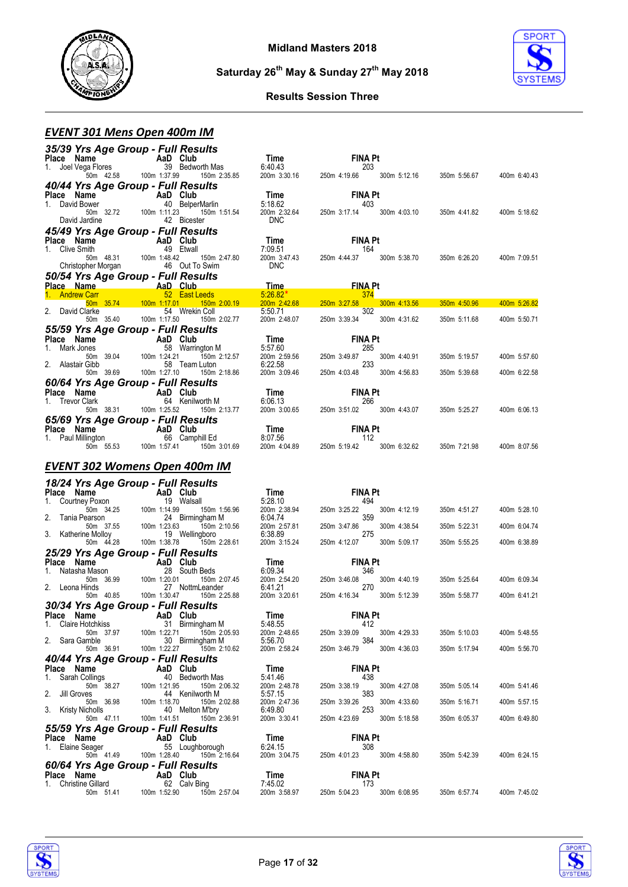# Midland Masters 2018

**Saturday 26th May & Sunday 27th May 2018**

**Results Session Three**

## EVENT 301 Mens Open 400m IM

### 35/39 Yrs Age Group - Full Results

| Place | Name | AaD | Club | Time | FINA Pt | | | |
|---|---|---|---|---|---|---|---|---|
| 1. | Joel Vega Flores | 39 | Bedworth Mas | 6:40.43 | 203 | | | |
| | 50m 42.58 | 100m 1:37.99 | 150m 2:35.85 | 200m 3:30.16 | 250m 4:19.66 | 300m 5:12.16 | 350m 5:56.67 | 400m 6:40.43 |

### 40/44 Yrs Age Group - Full Results

| Place | Name | AaD | Club | Time | FINA Pt | | | |
|---|---|---|---|---|---|---|---|---|
| 1. | David Bower | 40 | BelperMarlin | 5:18.62 | 403 | | | |
| | 50m 32.72 | 100m 1:11.23 | 150m 1:51.54 | 200m 2:32.64 | 250m 3:17.14 | 300m 4:03.10 | 350m 4:41.82 | 400m 5:18.62 |
| | David Jardine | 42 | Bicester | DNC | | | | |

### 45/49 Yrs Age Group - Full Results

| Place | Name | AaD | Club | Time | FINA Pt | | | |
|---|---|---|---|---|---|---|---|---|
| 1. | Clive Smith | 49 | Etwall | 7:09.51 | 164 | | | |
| | 50m 48.31 | 100m 1:48.42 | 150m 2:47.80 | 200m 3:47.43 | 250m 4:44.37 | 300m 5:38.70 | 350m 6:26.20 | 400m 7:09.51 |
| | Christopher Morgan | 46 | Out To Swim | DNC | | | | |

### 50/54 Yrs Age Group - Full Results

| Place | Name | AaD | Club | Time | FINA Pt | | | |
|---|---|---|---|---|---|---|---|---|
| 1. | Andrew Carr | 52 | East Leeds | 5:26.82* | 374 | | | |
| | 50m 35.74 | 100m 1:17.01 | 150m 2:00.19 | 200m 2:42.68 | 250m 3:27.58 | 300m 4:13.56 | 350m 4:50.96 | 400m 5:26.82 |
| 2. | David Clarke | 54 | Wrekin Coll | 5:50.71 | 302 | | | |
| | 50m 35.40 | 100m 1:17.50 | 150m 2:02.77 | 200m 2:48.07 | 250m 3:39.34 | 300m 4:31.62 | 350m 5:11.68 | 400m 5:50.71 |

### 55/59 Yrs Age Group - Full Results

| Place | Name | AaD | Club | Time | FINA Pt | | | |
|---|---|---|---|---|---|---|---|---|
| 1. | Mark Jones | 58 | Warrington M | 5:57.60 | 285 | | | |
| | 50m 39.04 | 100m 1:24.21 | 150m 2:12.57 | 200m 2:59.56 | 250m 3:49.87 | 300m 4:40.91 | 350m 5:19.57 | 400m 5:57.60 |
| 2. | Alastair Gibb | 58 | Team Luton | 6:22.58 | 233 | | | |
| | 50m 39.69 | 100m 1:27.10 | 150m 2:18.86 | 200m 3:09.46 | 250m 4:03.48 | 300m 4:56.83 | 350m 5:39.68 | 400m 6:22.58 |

### 60/64 Yrs Age Group - Full Results

| Place | Name | AaD | Club | Time | FINA Pt | | | |
|---|---|---|---|---|---|---|---|---|
| 1. | Trevor Clark | 64 | Kenilworth M | 6:06.13 | 266 | | | |
| | 50m 38.31 | 100m 1:25.52 | 150m 2:13.77 | 200m 3:00.65 | 250m 3:51.02 | 300m 4:43.07 | 350m 5:25.27 | 400m 6:06.13 |

### 65/69 Yrs Age Group - Full Results

| Place | Name | AaD | Club | Time | FINA Pt | | | |
|---|---|---|---|---|---|---|---|---|
| 1. | Paul Millington | 66 | Camphill Ed | 8:07.56 | 112 | | | |
| | 50m 55.53 | 100m 1:57.41 | 150m 3:01.69 | 200m 4:04.89 | 250m 5:19.42 | 300m 6:32.62 | 350m 7:21.98 | 400m 8:07.56 |

## EVENT 302 Womens Open 400m IM

### 18/24 Yrs Age Group - Full Results

| Place | Name | AaD | Club | Time | FINA Pt | | | |
|---|---|---|---|---|---|---|---|---|
| 1. | Courtney Poxon | 19 | Walsall | 5:28.10 | 494 | | | |
| | 50m 34.25 | 100m 1:14.99 | 150m 1:56.96 | 200m 2:38.94 | 250m 3:25.22 | 300m 4:12.19 | 350m 4:51.27 | 400m 5:28.10 |
| 2. | Tania Pearson | 24 | Birmingham M | 6:04.74 | 359 | | | |
| | 50m 37.55 | 100m 1:23.63 | 150m 2:10.56 | 200m 2:57.81 | 250m 3:47.86 | 300m 4:38.54 | 350m 5:22.31 | 400m 6:04.74 |
| 3. | Katherine Molloy | 19 | Wellingboro | 6:38.89 | 275 | | | |
| | 50m 44.28 | 100m 1:38.78 | 150m 2:28.61 | 200m 3:15.24 | 250m 4:12.07 | 300m 5:09.17 | 350m 5:55.25 | 400m 6:38.89 |

### 25/29 Yrs Age Group - Full Results

| Place | Name | AaD | Club | Time | FINA Pt | | | |
|---|---|---|---|---|---|---|---|---|
| 1. | Natasha Mason | 28 | South Beds | 6:09.34 | 346 | | | |
| | 50m 36.99 | 100m 1:20.01 | 150m 2:07.45 | 200m 2:54.20 | 250m 3:46.08 | 300m 4:40.19 | 350m 5:25.64 | 400m 6:09.34 |
| 2. | Leona Hinds | 27 | NottmLeander | 6:41.21 | 270 | | | |
| | 50m 40.85 | 100m 1:30.47 | 150m 2:25.88 | 200m 3:20.61 | 250m 4:16.34 | 300m 5:12.39 | 350m 5:58.77 | 400m 6:41.21 |

### 30/34 Yrs Age Group - Full Results

| Place | Name | AaD | Club | Time | FINA Pt | | | |
|---|---|---|---|---|---|---|---|---|
| 1. | Claire Hotchkiss | 31 | Birmingham M | 5:48.55 | 412 | | | |
| | 50m 37.97 | 100m 1:22.71 | 150m 2:05.93 | 200m 2:48.65 | 250m 3:39.09 | 300m 4:29.33 | 350m 5:10.03 | 400m 5:48.55 |
| 2. | Sara Gamble | 30 | Birmingham M | 5:56.70 | 384 | | | |
| | 50m 36.91 | 100m 1:22.27 | 150m 2:10.62 | 200m 2:58.24 | 250m 3:46.79 | 300m 4:36.03 | 350m 5:17.94 | 400m 5:56.70 |

### 40/44 Yrs Age Group - Full Results

| Place | Name | AaD | Club | Time | FINA Pt | | | |
|---|---|---|---|---|---|---|---|---|
| 1. | Sarah Collings | 40 | Bedworth Mas | 5:41.46 | 438 | | | |
| | 50m 38.27 | 100m 1:21.95 | 150m 2:06.32 | 200m 2:48.78 | 250m 3:38.19 | 300m 4:27.08 | 350m 5:05.14 | 400m 5:41.46 |
| 2. | Jill Groves | 44 | Kenilworth M | 5:57.15 | 383 | | | |
| | 50m 36.98 | 100m 1:18.70 | 150m 2:02.88 | 200m 2:47.36 | 250m 3:39.26 | 300m 4:33.60 | 350m 5:16.71 | 400m 5:57.15 |
| 3. | Kristy Nicholls | 40 | Melton M'bry | 6:49.80 | 253 | | | |
| | 50m 47.11 | 100m 1:41.51 | 150m 2:36.91 | 200m 3:30.41 | 250m 4:23.69 | 300m 5:18.58 | 350m 6:05.37 | 400m 6:49.80 |

### 55/59 Yrs Age Group - Full Results

| Place | Name | AaD | Club | Time | FINA Pt | | | |
|---|---|---|---|---|---|---|---|---|
| 1. | Elaine Seager | 55 | Loughborough | 6:24.15 | 308 | | | |
| | 50m 41.49 | 100m 1:28.40 | 150m 2:16.64 | 200m 3:04.75 | 250m 4:01.23 | 300m 4:58.80 | 350m 5:42.39 | 400m 6:24.15 |

### 60/64 Yrs Age Group - Full Results

| Place | Name | AaD | Club | Time | FINA Pt | | | |
|---|---|---|---|---|---|---|---|---|
| 1. | Christine Gillard | 62 | Calv Bing | 7:45.02 | 173 | | | |
| | 50m 51.41 | 100m 1:52.90 | 150m 2:57.04 | 200m 3:58.97 | 250m 5:04.23 | 300m 6:08.95 | 350m 6:57.74 | 400m 7:45.02 |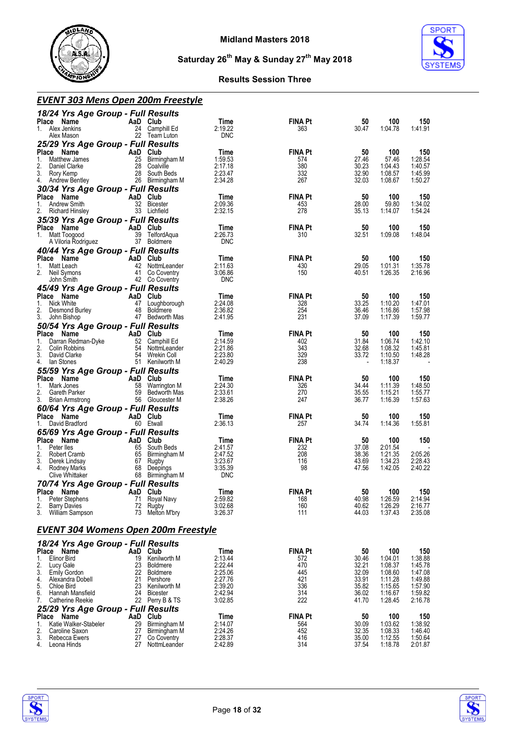# Midland Masters 2018

## Saturday 26th May & Sunday 27th May 2018

### Results Session Three

## EVENT 303 Mens Open 200m Freestyle

### 18/24 Yrs Age Group - Full Results

| Place | Name | AaD | Club | Time | FINA Pt | 50 | 100 | 150 |
|---|---|---|---|---|---|---|---|---|
| 1. | Alex Jenkins | 24 | Camphill Ed | 2:19.22 | 363 | 30.47 | 1:04.78 | 1:41.91 |
| | Alex Mason | 22 | Team Luton | DNC | | | | |

### 25/29 Yrs Age Group - Full Results

| Place | Name | AaD | Club | Time | FINA Pt | 50 | 100 | 150 |
|---|---|---|---|---|---|---|---|---|
| 1. | Matthew James | 25 | Birmingham M | 1:59.53 | 574 | 27.46 | 57.46 | 1:28.54 |
| 2. | Daniel Clarke | 28 | Coalville | 2:17.18 | 380 | 30.23 | 1:04.43 | 1:40.57 |
| 3. | Rory Kemp | 28 | South Beds | 2:23.47 | 332 | 32.90 | 1:08.57 | 1:45.99 |
| 4. | Andrew Bentley | 26 | Birmingham M | 2:34.28 | 267 | 32.03 | 1:08.67 | 1:50.27 |

### 30/34 Yrs Age Group - Full Results

| Place | Name | AaD | Club | Time | FINA Pt | 50 | 100 | 150 |
|---|---|---|---|---|---|---|---|---|
| 1. | Andrew Smith | 32 | Bicester | 2:09.36 | 453 | 28.00 | 59.80 | 1:34.02 |
| 2. | Richard Hinsley | 33 | Lichfield | 2:32.15 | 278 | 35.13 | 1:14.07 | 1:54.24 |

### 35/39 Yrs Age Group - Full Results

| Place | Name | AaD | Club | Time | FINA Pt | 50 | 100 | 150 |
|---|---|---|---|---|---|---|---|---|
| 1. | Matt Toogood | 39 | TelfordAqua | 2:26.73 | 310 | 32.51 | 1:09.08 | 1:48.04 |
| | A Viloria Rodriguez | 37 | Boldmere | DNC | | | | |

### 40/44 Yrs Age Group - Full Results

| Place | Name | AaD | Club | Time | FINA Pt | 50 | 100 | 150 |
|---|---|---|---|---|---|---|---|---|
| 1. | Matt Leach | 42 | NottmLeander | 2:11.63 | 430 | 29.05 | 1:01.31 | 1:35.78 |
| 2. | Neil Symons | 41 | Co Coventry | 3:06.86 | 150 | 40.51 | 1:26.35 | 2:16.96 |
| | John Smith | 42 | Co Coventry | DNC | | | | |

### 45/49 Yrs Age Group - Full Results

| Place | Name | AaD | Club | Time | FINA Pt | 50 | 100 | 150 |
|---|---|---|---|---|---|---|---|---|
| 1. | Nick White | 47 | Loughborough | 2:24.08 | 328 | 33.25 | 1:10.20 | 1:47.01 |
| 2. | Desmond Burley | 48 | Boldmere | 2:36.82 | 254 | 36.46 | 1:16.86 | 1:57.98 |
| 3. | John Bishop | 47 | Bedworth Mas | 2:41.95 | 231 | 37.09 | 1:17.39 | 1:59.77 |

### 50/54 Yrs Age Group - Full Results

| Place | Name | AaD | Club | Time | FINA Pt | 50 | 100 | 150 |
|---|---|---|---|---|---|---|---|---|
| 1. | Darran Redman-Dyke | 52 | Camphill Ed | 2:14.59 | 402 | 31.84 | 1:06.74 | 1:42.10 |
| 2. | Colin Robbins | 54 | NottmLeander | 2:21.86 | 343 | 32.68 | 1:08.32 | 1:45.81 |
| 3. | David Clarke | 54 | Wrekin Coll | 2:23.80 | 329 | 33.72 | 1:10.50 | 1:48.28 |
| 4. | Ian Stones | 51 | Kenilworth M | 2:40.29 | 238 | - | 1:18.37 | - |

### 55/59 Yrs Age Group - Full Results

| Place | Name | AaD | Club | Time | FINA Pt | 50 | 100 | 150 |
|---|---|---|---|---|---|---|---|---|
| 1. | Mark Jones | 58 | Warrington M | 2:24.30 | 326 | 34.44 | 1:11.39 | 1:48.50 |
| 2. | Gareth Parker | 59 | Bedworth Mas | 2:33.61 | 270 | 35.55 | 1:15.21 | 1:55.77 |
| 3. | Brian Armstrong | 56 | Gloucester M | 2:38.26 | 247 | 36.77 | 1:16.39 | 1:57.63 |

### 60/64 Yrs Age Group - Full Results

| Place | Name | AaD | Club | Time | FINA Pt | 50 | 100 | 150 |
|---|---|---|---|---|---|---|---|---|
| 1. | David Bradford | 60 | Etwall | 2:36.13 | 257 | 34.74 | 1:14.36 | 1:55.81 |

### 65/69 Yrs Age Group - Full Results

| Place | Name | AaD | Club | Time | FINA Pt | 50 | 100 | 150 |
|---|---|---|---|---|---|---|---|---|
| 1. | Peter Iles | 65 | South Beds | 2:41.57 | 232 | 37.08 | 2:01.54 | - |
| 2. | Robert Cramb | 65 | Birmingham M | 2:47.52 | 208 | 38.36 | 1:21.35 | 2:05.26 |
| 3. | Derek Lindsay | 67 | Rugby | 3:23.67 | 116 | 43.69 | 1:34.23 | 2:28.43 |
| 4. | Rodney Marks | 68 | Deepings | 3:35.39 | 98 | 47.56 | 1:42.05 | 2:40.22 |
| | Clive Whittaker | 68 | Birmingham M | DNC | | | | |

### 70/74 Yrs Age Group - Full Results

| Place | Name | AaD | Club | Time | FINA Pt | 50 | 100 | 150 |
|---|---|---|---|---|---|---|---|---|
| 1. | Peter Stephens | 71 | Royal Navy | 2:59.82 | 168 | 40.98 | 1:26.59 | 2:14.94 |
| 2. | Barry Davies | 72 | Rugby | 3:02.68 | 160 | 40.62 | 1:26.29 | 2:16.77 |
| 3. | William Sampson | 73 | Melton M'bry | 3:26.37 | 111 | 44.03 | 1:37.43 | 2:35.08 |

## EVENT 304 Womens Open 200m Freestyle

### 18/24 Yrs Age Group - Full Results

| Place | Name | AaD | Club | Time | FINA Pt | 50 | 100 | 150 |
|---|---|---|---|---|---|---|---|---|
| 1. | Elinor Bird | 19 | Kenilworth M | 2:13.44 | 572 | 30.46 | 1:04.01 | 1:38.88 |
| 2. | Lucy Gale | 23 | Boldmere | 2:22.44 | 470 | 32.21 | 1:08.37 | 1:45.78 |
| 3. | Emily Gordon | 22 | Boldmere | 2:25.06 | 445 | 32.09 | 1:08.60 | 1:47.08 |
| 4. | Alexandra Dobell | 21 | Pershore | 2:27.76 | 421 | 33.91 | 1:11.28 | 1:49.88 |
| 5. | Chloe Bird | 23 | Kenilworth M | 2:39.20 | 336 | 35.82 | 1:15.65 | 1:57.90 |
| 6. | Hannah Mansfield | 24 | Bicester | 2:42.94 | 314 | 36.02 | 1:16.67 | 1:59.82 |
| 7. | Catherine Reekie | 22 | Perry B & TS | 3:02.85 | 222 | 41.70 | 1:28.45 | 2:16.78 |

### 25/29 Yrs Age Group - Full Results

| Place | Name | AaD | Club | Time | FINA Pt | 50 | 100 | 150 |
|---|---|---|---|---|---|---|---|---|
| 1. | Katie Walker-Stabeler | 29 | Birmingham M | 2:14.07 | 564 | 30.09 | 1:03.62 | 1:38.92 |
| 2. | Caroline Saxon | 27 | Birmingham M | 2:24.26 | 452 | 32.35 | 1:08.33 | 1:46.40 |
| 3. | Rebecca Ewers | 27 | Co Coventry | 2:28.37 | 416 | 35.00 | 1:12.55 | 1:50.64 |
| 4. | Leona Hinds | 27 | NottmLeander | 2:42.89 | 314 | 37.54 | 1:18.78 | 2:01.87 |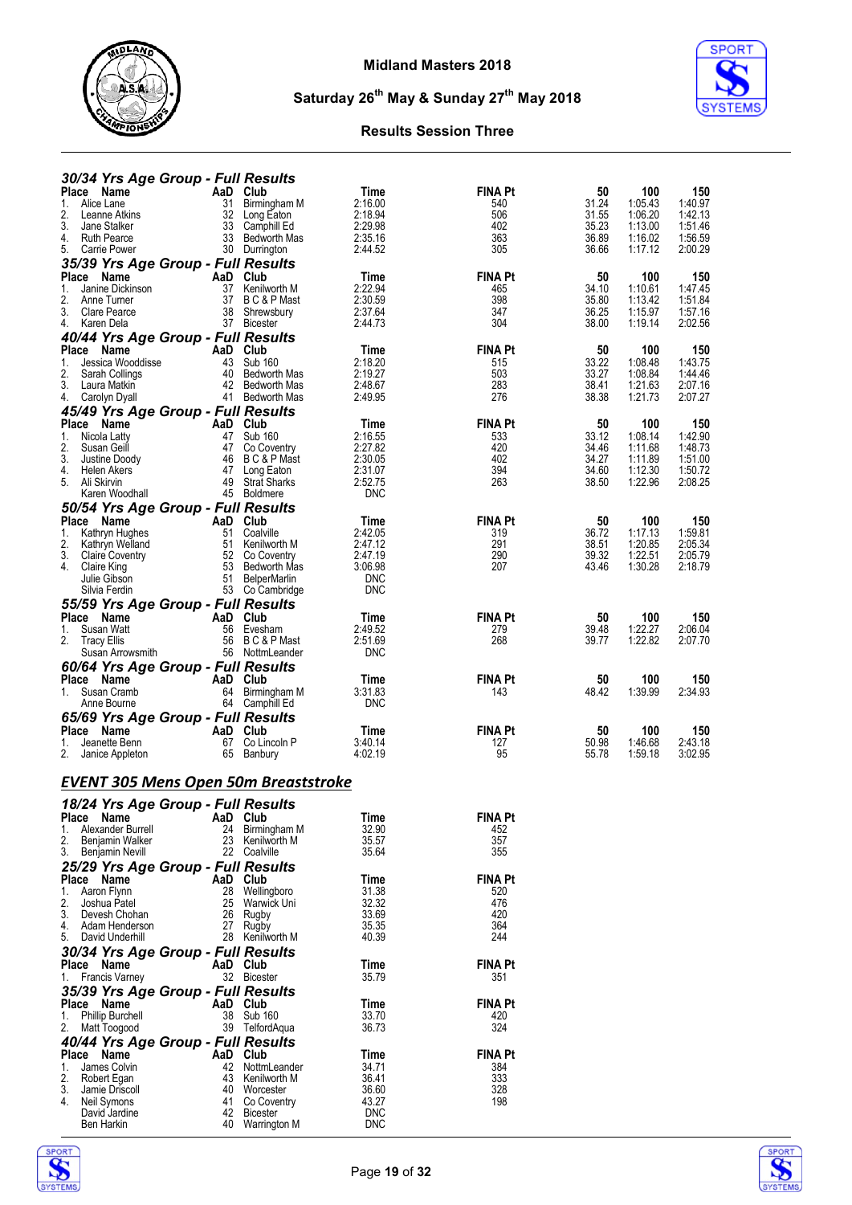### 30/34 Yrs Age Group - Full Results

| Place | Name | AaD | Club | Time | FINA Pt | 50 | 100 | 150 |
|---|---|---|---|---|---|---|---|---|
| 1. | Alice Lane | 31 | Birmingham M | 2:16.00 | 540 | 31.24 | 1:05.43 | 1:40.97 |
| 2. | Leanne Atkins | 32 | Long Eaton | 2:18.94 | 506 | 31.55 | 1:06.20 | 1:42.13 |
| 3. | Jane Stalker | 33 | Camphill Ed | 2:29.98 | 402 | 35.23 | 1:13.00 | 1:51.46 |
| 4. | Ruth Pearce | 33 | Bedworth Mas | 2:35.16 | 363 | 36.89 | 1:16.02 | 1:56.59 |
| 5. | Carrie Power | 30 | Durrington | 2:44.52 | 305 | 36.66 | 1:17.12 | 2:00.29 |

### 35/39 Yrs Age Group - Full Results

| Place | Name | AaD | Club | Time | FINA Pt | 50 | 100 | 150 |
|---|---|---|---|---|---|---|---|---|
| 1. | Janine Dickinson | 37 | Kenilworth M | 2:22.94 | 465 | 34.10 | 1:10.61 | 1:47.45 |
| 2. | Anne Turner | 37 | B C & P Mast | 2:30.59 | 398 | 35.80 | 1:13.42 | 1:51.84 |
| 3. | Clare Pearce | 38 | Shrewsbury | 2:37.64 | 347 | 36.25 | 1:15.97 | 1:57.16 |
| 4. | Karen Dela | 37 | Bicester | 2:44.73 | 304 | 38.00 | 1:19.14 | 2:02.56 |

### 40/44 Yrs Age Group - Full Results

| Place | Name | AaD | Club | Time | FINA Pt | 50 | 100 | 150 |
|---|---|---|---|---|---|---|---|---|
| 1. | Jessica Wooddisse | 43 | Sub 160 | 2:18.20 | 515 | 33.22 | 1:08.48 | 1:43.75 |
| 2. | Sarah Collings | 40 | Bedworth Mas | 2:19.27 | 503 | 33.27 | 1:08.84 | 1:44.46 |
| 3. | Laura Matkin | 42 | Bedworth Mas | 2:48.67 | 283 | 38.41 | 1:21.63 | 2:07.16 |
| 4. | Carolyn Dyall | 41 | Bedworth Mas | 2:49.95 | 276 | 38.38 | 1:21.73 | 2:07.27 |

### 45/49 Yrs Age Group - Full Results

| Place | Name | AaD | Club | Time | FINA Pt | 50 | 100 | 150 |
|---|---|---|---|---|---|---|---|---|
| 1. | Nicola Latty | 47 | Sub 160 | 2:16.55 | 533 | 33.12 | 1:08.14 | 1:42.90 |
| 2. | Susan Geill | 47 | Co Coventry | 2:27.82 | 420 | 34.46 | 1:11.68 | 1:48.73 |
| 3. | Justine Doody | 46 | B C & P Mast | 2:30.05 | 402 | 34.27 | 1:11.89 | 1:51.00 |
| 4. | Helen Akers | 47 | Long Eaton | 2:31.07 | 394 | 34.60 | 1:12.30 | 1:50.72 |
| 5. | Ali Skirvin | 49 | Strat Sharks | 2:52.75 | 263 | 38.50 | 1:22.96 | 2:08.25 |
| | Karen Woodhall | 45 | Boldmere | DNC | | | | |

### 50/54 Yrs Age Group - Full Results

| Place | Name | AaD | Club | Time | FINA Pt | 50 | 100 | 150 |
|---|---|---|---|---|---|---|---|---|
| 1. | Kathryn Hughes | 51 | Coalville | 2:42.05 | 319 | 36.72 | 1:17.13 | 1:59.81 |
| 2. | Kathryn Welland | 51 | Kenilworth M | 2:47.12 | 291 | 38.51 | 1:20.85 | 2:05.34 |
| 3. | Claire Coventry | 52 | Co Coventry | 2:47.19 | 290 | 39.32 | 1:22.51 | 2:05.79 |
| 4. | Claire King | 53 | Bedworth Mas | 3:06.98 | 207 | 43.46 | 1:30.28 | 2:18.79 |
| | Julie Gibson | 51 | BelperMarlin | DNC | | | | |
| | Silvia Ferdin | 53 | Co Cambridge | DNC | | | | |

### 55/59 Yrs Age Group - Full Results

| Place | Name | AaD | Club | Time | FINA Pt | 50 | 100 | 150 |
|---|---|---|---|---|---|---|---|---|
| 1. | Susan Watt | 56 | Evesham | 2:49.52 | 279 | 39.48 | 1:22.27 | 2:06.04 |
| 2. | Tracy Ellis | 56 | B C & P Mast | 2:51.69 | 268 | 39.77 | 1:22.82 | 2:07.70 |
| | Susan Arrowsmith | 56 | NottmLeander | DNC | | | | |

### 60/64 Yrs Age Group - Full Results

| Place | Name | AaD | Club | Time | FINA Pt | 50 | 100 | 150 |
|---|---|---|---|---|---|---|---|---|
| 1. | Susan Cramb | 64 | Birmingham M | 3:31.83 | 143 | 48.42 | 1:39.99 | 2:34.93 |
| | Anne Bourne | 64 | Camphill Ed | DNC | | | | |

### 65/69 Yrs Age Group - Full Results

| Place | Name | AaD | Club | Time | FINA Pt | 50 | 100 | 150 |
|---|---|---|---|---|---|---|---|---|
| 1. | Jeanette Benn | 67 | Co Lincoln P | 3:40.14 | 127 | 50.98 | 1:46.68 | 2:43.18 |
| 2. | Janice Appleton | 65 | Banbury | 4:02.19 | 95 | 55.78 | 1:59.18 | 3:02.95 |

## EVENT 305 Mens Open 50m Breaststroke

### 18/24 Yrs Age Group - Full Results

| Place | Name | AaD | Club | Time | FINA Pt |
|---|---|---|---|---|---|
| 1. | Alexander Burrell | 24 | Birmingham M | 32.90 | 452 |
| 2. | Benjamin Walker | 23 | Kenilworth M | 35.57 | 357 |
| 3. | Benjamin Nevill | 22 | Coalville | 35.64 | 355 |

### 25/29 Yrs Age Group - Full Results

| Place | Name | AaD | Club | Time | FINA Pt |
|---|---|---|---|---|---|
| 1. | Aaron Flynn | 28 | Wellingboro | 31.38 | 520 |
| 2. | Joshua Patel | 25 | Warwick Uni | 32.32 | 476 |
| 3. | Devesh Chohan | 26 | Rugby | 33.69 | 420 |
| 4. | Adam Henderson | 27 | Rugby | 35.35 | 364 |
| 5. | David Underhill | 28 | Kenilworth M | 40.39 | 244 |

### 30/34 Yrs Age Group - Full Results

| Place | Name | AaD | Club | Time | FINA Pt |
|---|---|---|---|---|---|
| 1. | Francis Varney | 32 | Bicester | 35.79 | 351 |

### 35/39 Yrs Age Group - Full Results

| Place | Name | AaD | Club | Time | FINA Pt |
|---|---|---|---|---|---|
| 1. | Phillip Burchell | 38 | Sub 160 | 33.70 | 420 |
| 2. | Matt Toogood | 39 | TelfordAqua | 36.73 | 324 |

### 40/44 Yrs Age Group - Full Results

| Place | Name | AaD | Club | Time | FINA Pt |
|---|---|---|---|---|---|
| 1. | James Colvin | 42 | NottmLeander | 34.71 | 384 |
| 2. | Robert Egan | 43 | Kenilworth M | 36.41 | 333 |
| 3. | Jamie Driscoll | 40 | Worcester | 36.60 | 328 |
| 4. | Neil Symons | 41 | Co Coventry | 43.27 | 198 |
| | David Jardine | 42 | Bicester | DNC | |
| | Ben Harkin | 40 | Warrington M | DNC | |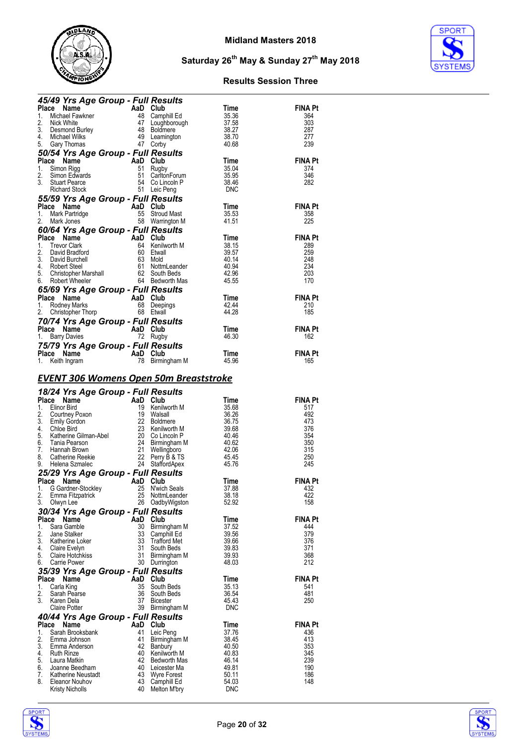# Midland Masters 2018

## Saturday 26th May & Sunday 27th May 2018

### Results Session Three

### 45/49 Yrs Age Group - Full Results

| Place | Name | AaD | Club | Time | FINA Pt |
|---|---|---|---|---|---|
| 1. | Michael Fawkner | 48 | Camphill Ed | 35.36 | 364 |
| 2. | Nick White | 47 | Loughborough | 37.58 | 303 |
| 3. | Desmond Burley | 48 | Boldmere | 38.27 | 287 |
| 4. | Michael Wilks | 49 | Leamington | 38.70 | 277 |
| 5. | Gary Thomas | 47 | Corby | 40.68 | 239 |

### 50/54 Yrs Age Group - Full Results

| Place | Name | AaD | Club | Time | FINA Pt |
|---|---|---|---|---|---|
| 1. | Simon Rigg | 51 | Rugby | 35.04 | 374 |
| 2. | Simon Edwards | 51 | CarltonForum | 35.95 | 346 |
| 3. | Stuart Pearce | 54 | Co Lincoln P | 38.46 | 282 |
| | Richard Stock | 51 | Leic Peng | DNC | |

### 55/59 Yrs Age Group - Full Results

| Place | Name | AaD | Club | Time | FINA Pt |
|---|---|---|---|---|---|
| 1. | Mark Partridge | 55 | Stroud Mast | 35.53 | 358 |
| 2. | Mark Jones | 58 | Warrington M | 41.51 | 225 |

### 60/64 Yrs Age Group - Full Results

| Place | Name | AaD | Club | Time | FINA Pt |
|---|---|---|---|---|---|
| 1. | Trevor Clark | 64 | Kenilworth M | 38.15 | 289 |
| 2. | David Bradford | 60 | Etwall | 39.57 | 259 |
| 3. | David Burchell | 63 | Mold | 40.14 | 248 |
| 4. | Robert Steel | 61 | NottmLeander | 40.94 | 234 |
| 5. | Christopher Marshall | 62 | South Beds | 42.96 | 203 |
| 6. | Robert Wheeler | 64 | Bedworth Mas | 45.55 | 170 |

### 65/69 Yrs Age Group - Full Results

| Place | Name | AaD | Club | Time | FINA Pt |
|---|---|---|---|---|---|
| 1. | Rodney Marks | 68 | Deepings | 42.44 | 210 |
| 2. | Christopher Thorp | 68 | Etwall | 44.28 | 185 |

### 70/74 Yrs Age Group - Full Results

| Place | Name | AaD | Club | Time | FINA Pt |
|---|---|---|---|---|---|
| 1. | Barry Davies | 72 | Rugby | 46.30 | 162 |

### 75/79 Yrs Age Group - Full Results

| Place | Name | AaD | Club | Time | FINA Pt |
|---|---|---|---|---|---|
| 1. | Keith Ingram | 78 | Birmingham M | 45.96 | 165 |

## EVENT 306 Womens Open 50m Breaststroke

### 18/24 Yrs Age Group - Full Results

| Place | Name | AaD | Club | Time | FINA Pt |
|---|---|---|---|---|---|
| 1. | Elinor Bird | 19 | Kenilworth M | 35.68 | 517 |
| 2. | Courtney Poxon | 19 | Walsall | 36.26 | 492 |
| 3. | Emily Gordon | 22 | Boldmere | 36.75 | 473 |
| 4. | Chloe Bird | 23 | Kenilworth M | 39.68 | 376 |
| 5. | Katherine Gilman-Abel | 20 | Co Lincoln P | 40.46 | 354 |
| 6. | Tania Pearson | 24 | Birmingham M | 40.62 | 350 |
| 7. | Hannah Brown | 21 | Wellingboro | 42.06 | 315 |
| 8. | Catherine Reekie | 22 | Perry B & TS | 45.45 | 250 |
| 9. | Helena Szmalec | 24 | StaffordApex | 45.76 | 245 |

### 25/29 Yrs Age Group - Full Results

| Place | Name | AaD | Club | Time | FINA Pt |
|---|---|---|---|---|---|
| 1. | G Gardner-Stockley | 25 | N'wich Seals | 37.88 | 432 |
| 2. | Emma Fitzpatrick | 25 | NottmLeander | 38.18 | 422 |
| 3. | Olwyn Lee | 26 | OadbyWigston | 52.92 | 158 |

### 30/34 Yrs Age Group - Full Results

| Place | Name | AaD | Club | Time | FINA Pt |
|---|---|---|---|---|---|
| 1. | Sara Gamble | 30 | Birmingham M | 37.52 | 444 |
| 2. | Jane Stalker | 33 | Camphill Ed | 39.56 | 379 |
| 3. | Katherine Loker | 33 | Trafford Met | 39.66 | 376 |
| 4. | Claire Evelyn | 31 | South Beds | 39.83 | 371 |
| 5. | Claire Hotchkiss | 31 | Birmingham M | 39.93 | 368 |
| 6. | Carrie Power | 30 | Durrington | 48.03 | 212 |

### 35/39 Yrs Age Group - Full Results

| Place | Name | AaD | Club | Time | FINA Pt |
|---|---|---|---|---|---|
| 1. | Carla King | 35 | South Beds | 35.13 | 541 |
| 2. | Sarah Pearse | 36 | South Beds | 36.54 | 481 |
| 3. | Karen Dela | 37 | Bicester | 45.43 | 250 |
| | Claire Potter | 39 | Birmingham M | DNC | |

### 40/44 Yrs Age Group - Full Results

| Place | Name | AaD | Club | Time | FINA Pt |
|---|---|---|---|---|---|
| 1. | Sarah Brooksbank | 41 | Leic Peng | 37.76 | 436 |
| 2. | Emma Johnson | 41 | Birmingham M | 38.45 | 413 |
| 3. | Emma Anderson | 42 | Banbury | 40.50 | 353 |
| 4. | Ruth Rinze | 40 | Kenilworth M | 40.83 | 345 |
| 5. | Laura Matkin | 42 | Bedworth Mas | 46.14 | 239 |
| 6. | Joanne Beedham | 40 | Leicester Ma | 49.81 | 190 |
| 7. | Katherine Neustadt | 43 | Wyre Forest | 50.11 | 186 |
| 8. | Eleanor Nouhov | 43 | Camphill Ed | 54.03 | 148 |
| | Kristy Nicholls | 40 | Melton M'bry | DNC | |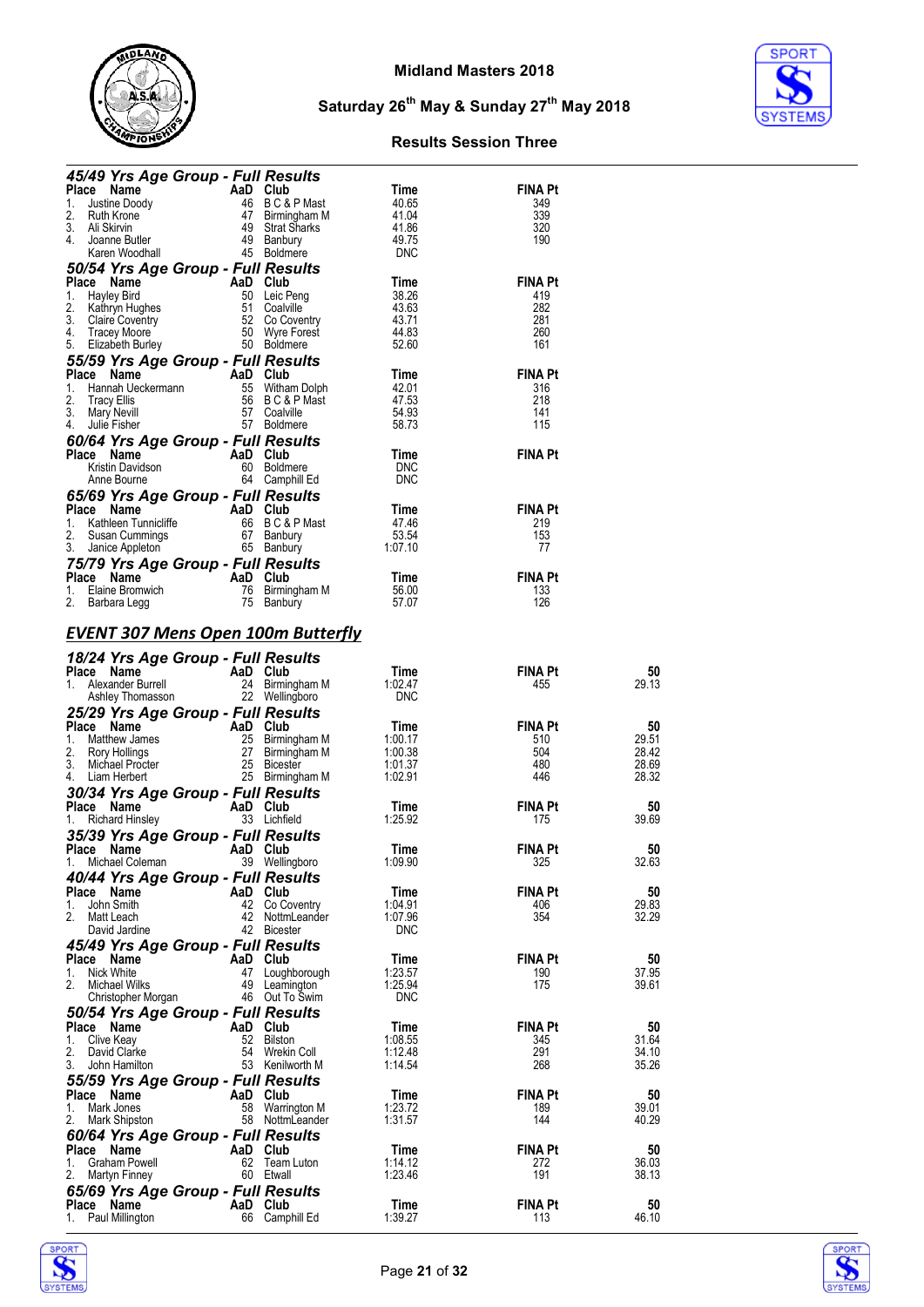### 45/49 Yrs Age Group - Full Results

| Place | Name | AaD | Club | Time | FINA Pt |
|---|---|---|---|---|---|
| 1. | Justine Doody | 46 | B C & P Mast | 40.65 | 349 |
| 2. | Ruth Krone | 47 | Birmingham M | 41.04 | 339 |
| 3. | Ali Skirvin | 49 | Strat Sharks | 41.86 | 320 |
| 4. | Joanne Butler | 49 | Banbury | 49.75 | 190 |
| | Karen Woodhall | 45 | Boldmere | DNC | |

### 50/54 Yrs Age Group - Full Results

| Place | Name | AaD | Club | Time | FINA Pt |
|---|---|---|---|---|---|
| 1. | Hayley Bird | 50 | Leic Peng | 38.26 | 419 |
| 2. | Kathryn Hughes | 51 | Coalville | 43.63 | 282 |
| 3. | Claire Coventry | 52 | Co Coventry | 43.71 | 281 |
| 4. | Tracey Moore | 50 | Wyre Forest | 44.83 | 260 |
| 5. | Elizabeth Burley | 50 | Boldmere | 52.60 | 161 |

### 55/59 Yrs Age Group - Full Results

| Place | Name | AaD | Club | Time | FINA Pt |
|---|---|---|---|---|---|
| 1. | Hannah Ueckermann | 55 | Witham Dolph | 42.01 | 316 |
| 2. | Tracy Ellis | 56 | B C & P Mast | 47.53 | 218 |
| 3. | Mary Nevill | 57 | Coalville | 54.93 | 141 |
| 4. | Julie Fisher | 57 | Boldmere | 58.73 | 115 |

### 60/64 Yrs Age Group - Full Results

| Place | Name | AaD | Club | Time | FINA Pt |
|---|---|---|---|---|---|
| | Kristin Davidson | 60 | Boldmere | DNC | |
| | Anne Bourne | 64 | Camphill Ed | DNC | |

### 65/69 Yrs Age Group - Full Results

| Place | Name | AaD | Club | Time | FINA Pt |
|---|---|---|---|---|---|
| 1. | Kathleen Tunnicliffe | 66 | B C & P Mast | 47.46 | 219 |
| 2. | Susan Cummings | 67 | Banbury | 53.54 | 153 |
| 3. | Janice Appleton | 65 | Banbury | 1:07.10 | 77 |

### 75/79 Yrs Age Group - Full Results

| Place | Name | AaD | Club | Time | FINA Pt |
|---|---|---|---|---|---|
| 1. | Elaine Bromwich | 76 | Birmingham M | 56.00 | 133 |
| 2. | Barbara Legg | 75 | Banbury | 57.07 | 126 |

## EVENT 307 Mens Open 100m Butterfly

### 18/24 Yrs Age Group - Full Results

| Place | Name | AaD | Club | Time | FINA Pt | 50 |
|---|---|---|---|---|---|---|
| 1. | Alexander Burrell | 24 | Birmingham M | 1:02.47 | 455 | 29.13 |
| | Ashley Thomasson | 22 | Wellingboro | DNC | | |

### 25/29 Yrs Age Group - Full Results

| Place | Name | AaD | Club | Time | FINA Pt | 50 |
|---|---|---|---|---|---|---|
| 1. | Matthew James | 25 | Birmingham M | 1:00.17 | 510 | 29.51 |
| 2. | Rory Hollings | 27 | Birmingham M | 1:00.38 | 504 | 28.42 |
| 3. | Michael Procter | 25 | Bicester | 1:01.37 | 480 | 28.69 |
| 4. | Liam Herbert | 25 | Birmingham M | 1:02.91 | 446 | 28.32 |

### 30/34 Yrs Age Group - Full Results

| Place | Name | AaD | Club | Time | FINA Pt | 50 |
|---|---|---|---|---|---|---|
| 1. | Richard Hinsley | 33 | Lichfield | 1:25.92 | 175 | 39.69 |

### 35/39 Yrs Age Group - Full Results

| Place | Name | AaD | Club | Time | FINA Pt | 50 |
|---|---|---|---|---|---|---|
| 1. | Michael Coleman | 39 | Wellingboro | 1:09.90 | 325 | 32.63 |

### 40/44 Yrs Age Group - Full Results

| Place | Name | AaD | Club | Time | FINA Pt | 50 |
|---|---|---|---|---|---|---|
| 1. | John Smith | 42 | Co Coventry | 1:04.91 | 406 | 29.83 |
| 2. | Matt Leach | 42 | NottmLeander | 1:07.96 | 354 | 32.29 |
| | David Jardine | 42 | Bicester | DNC | | |

### 45/49 Yrs Age Group - Full Results

| Place | Name | AaD | Club | Time | FINA Pt | 50 |
|---|---|---|---|---|---|---|
| 1. | Nick White | 47 | Loughborough | 1:23.57 | 190 | 37.95 |
| 2. | Michael Wilks | 49 | Leamington | 1:25.94 | 175 | 39.61 |
| | Christopher Morgan | 46 | Out To Swim | DNC | | |

### 50/54 Yrs Age Group - Full Results

| Place | Name | AaD | Club | Time | FINA Pt | 50 |
|---|---|---|---|---|---|---|
| 1. | Clive Keay | 52 | Bilston | 1:08.55 | 345 | 31.64 |
| 2. | David Clarke | 54 | Wrekin Coll | 1:12.48 | 291 | 34.10 |
| 3. | John Hamilton | 53 | Kenilworth M | 1:14.54 | 268 | 35.26 |

### 55/59 Yrs Age Group - Full Results

| Place | Name | AaD | Club | Time | FINA Pt | 50 |
|---|---|---|---|---|---|---|
| 1. | Mark Jones | 58 | Warrington M | 1:23.72 | 189 | 39.01 |
| 2. | Mark Shipston | 58 | NottmLeander | 1:31.57 | 144 | 40.29 |

### 60/64 Yrs Age Group - Full Results

| Place | Name | AaD | Club | Time | FINA Pt | 50 |
|---|---|---|---|---|---|---|
| 1. | Graham Powell | 62 | Team Luton | 1:14.12 | 272 | 36.03 |
| 2. | Martyn Finney | 60 | Etwall | 1:23.46 | 191 | 38.13 |

### 65/69 Yrs Age Group - Full Results

| Place | Name | AaD | Club | Time | FINA Pt | 50 |
|---|---|---|---|---|---|---|
| 1. | Paul Millington | 66 | Camphill Ed | 1:39.27 | 113 | 46.10 |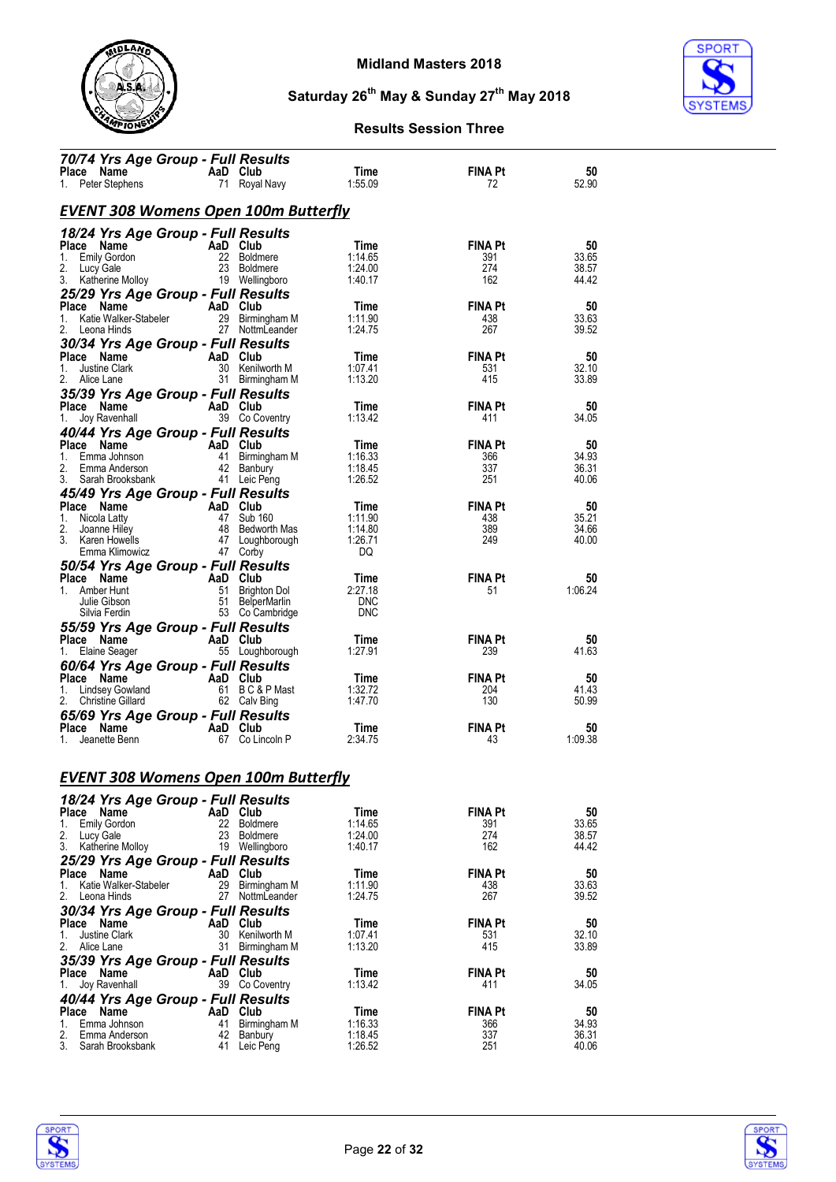Midland Masters 2018

Saturday 26th May & Sunday 27th May 2018

Results Session Three

### 70/74 Yrs Age Group - Full Results

| Place | Name | AaD | Club | Time | FINA Pt | 50 |
|---|---|---|---|---|---|---|
| 1. | Peter Stephens | 71 | Royal Navy | 1:55.09 | 72 | 52.90 |

## EVENT 308 Womens Open 100m Butterfly

### 18/24 Yrs Age Group - Full Results

| Place | Name | AaD | Club | Time | FINA Pt | 50 |
|---|---|---|---|---|---|---|
| 1. | Emily Gordon | 22 | Boldmere | 1:14.65 | 391 | 33.65 |
| 2. | Lucy Gale | 23 | Boldmere | 1:24.00 | 274 | 38.57 |
| 3. | Katherine Molloy | 19 | Wellingboro | 1:40.17 | 162 | 44.42 |

### 25/29 Yrs Age Group - Full Results

| Place | Name | AaD | Club | Time | FINA Pt | 50 |
|---|---|---|---|---|---|---|
| 1. | Katie Walker-Stabeler | 29 | Birmingham M | 1:11.90 | 438 | 33.63 |
| 2. | Leona Hinds | 27 | NottmLeander | 1:24.75 | 267 | 39.52 |

### 30/34 Yrs Age Group - Full Results

| Place | Name | AaD | Club | Time | FINA Pt | 50 |
|---|---|---|---|---|---|---|
| 1. | Justine Clark | 30 | Kenilworth M | 1:07.41 | 531 | 32.10 |
| 2. | Alice Lane | 31 | Birmingham M | 1:13.20 | 415 | 33.89 |

### 35/39 Yrs Age Group - Full Results

| Place | Name | AaD | Club | Time | FINA Pt | 50 |
|---|---|---|---|---|---|---|
| 1. | Joy Ravenhall | 39 | Co Coventry | 1:13.42 | 411 | 34.05 |

### 40/44 Yrs Age Group - Full Results

| Place | Name | AaD | Club | Time | FINA Pt | 50 |
|---|---|---|---|---|---|---|
| 1. | Emma Johnson | 41 | Birmingham M | 1:16.33 | 366 | 34.93 |
| 2. | Emma Anderson | 42 | Banbury | 1:18.45 | 337 | 36.31 |
| 3. | Sarah Brooksbank | 41 | Leic Peng | 1:26.52 | 251 | 40.06 |

### 45/49 Yrs Age Group - Full Results

| Place | Name | AaD | Club | Time | FINA Pt | 50 |
|---|---|---|---|---|---|---|
| 1. | Nicola Latty | 47 | Sub 160 | 1:11.90 | 438 | 35.21 |
| 2. | Joanne Hiley | 48 | Bedworth Mas | 1:14.80 | 389 | 34.66 |
| 3. | Karen Howells | 47 | Loughborough | 1:26.71 | 249 | 40.00 |
| | Emma Klimowicz | 47 | Corby | DQ | | |

### 50/54 Yrs Age Group - Full Results

| Place | Name | AaD | Club | Time | FINA Pt | 50 |
|---|---|---|---|---|---|---|
| 1. | Amber Hunt | 51 | Brighton Dol | 2:27.18 | 51 | 1:06.24 |
| | Julie Gibson | 51 | BelperMarlin | DNC | | |
| | Silvia Ferdin | 53 | Co Cambridge | DNC | | |

### 55/59 Yrs Age Group - Full Results

| Place | Name | AaD | Club | Time | FINA Pt | 50 |
|---|---|---|---|---|---|---|
| 1. | Elaine Seager | 55 | Loughborough | 1:27.91 | 239 | 41.63 |

### 60/64 Yrs Age Group - Full Results

| Place | Name | AaD | Club | Time | FINA Pt | 50 |
|---|---|---|---|---|---|---|
| 1. | Lindsey Gowland | 61 | B C & P Mast | 1:32.72 | 204 | 41.43 |
| 2. | Christine Gillard | 62 | Calv Bing | 1:47.70 | 130 | 50.99 |

### 65/69 Yrs Age Group - Full Results

| Place | Name | AaD | Club | Time | FINA Pt | 50 |
|---|---|---|---|---|---|---|
| 1. | Jeanette Benn | 67 | Co Lincoln P | 2:34.75 | 43 | 1:09.38 |

## EVENT 308 Womens Open 100m Butterfly

### 18/24 Yrs Age Group - Full Results

| Place | Name | AaD | Club | Time | FINA Pt | 50 |
|---|---|---|---|---|---|---|
| 1. | Emily Gordon | 22 | Boldmere | 1:14.65 | 391 | 33.65 |
| 2. | Lucy Gale | 23 | Boldmere | 1:24.00 | 274 | 38.57 |
| 3. | Katherine Molloy | 19 | Wellingboro | 1:40.17 | 162 | 44.42 |

### 25/29 Yrs Age Group - Full Results

| Place | Name | AaD | Club | Time | FINA Pt | 50 |
|---|---|---|---|---|---|---|
| 1. | Katie Walker-Stabeler | 29 | Birmingham M | 1:11.90 | 438 | 33.63 |
| 2. | Leona Hinds | 27 | NottmLeander | 1:24.75 | 267 | 39.52 |

### 30/34 Yrs Age Group - Full Results

| Place | Name | AaD | Club | Time | FINA Pt | 50 |
|---|---|---|---|---|---|---|
| 1. | Justine Clark | 30 | Kenilworth M | 1:07.41 | 531 | 32.10 |
| 2. | Alice Lane | 31 | Birmingham M | 1:13.20 | 415 | 33.89 |

### 35/39 Yrs Age Group - Full Results

| Place | Name | AaD | Club | Time | FINA Pt | 50 |
|---|---|---|---|---|---|---|
| 1. | Joy Ravenhall | 39 | Co Coventry | 1:13.42 | 411 | 34.05 |

### 40/44 Yrs Age Group - Full Results

| Place | Name | AaD | Club | Time | FINA Pt | 50 |
|---|---|---|---|---|---|---|
| 1. | Emma Johnson | 41 | Birmingham M | 1:16.33 | 366 | 34.93 |
| 2. | Emma Anderson | 42 | Banbury | 1:18.45 | 337 | 36.31 |
| 3. | Sarah Brooksbank | 41 | Leic Peng | 1:26.52 | 251 | 40.06 |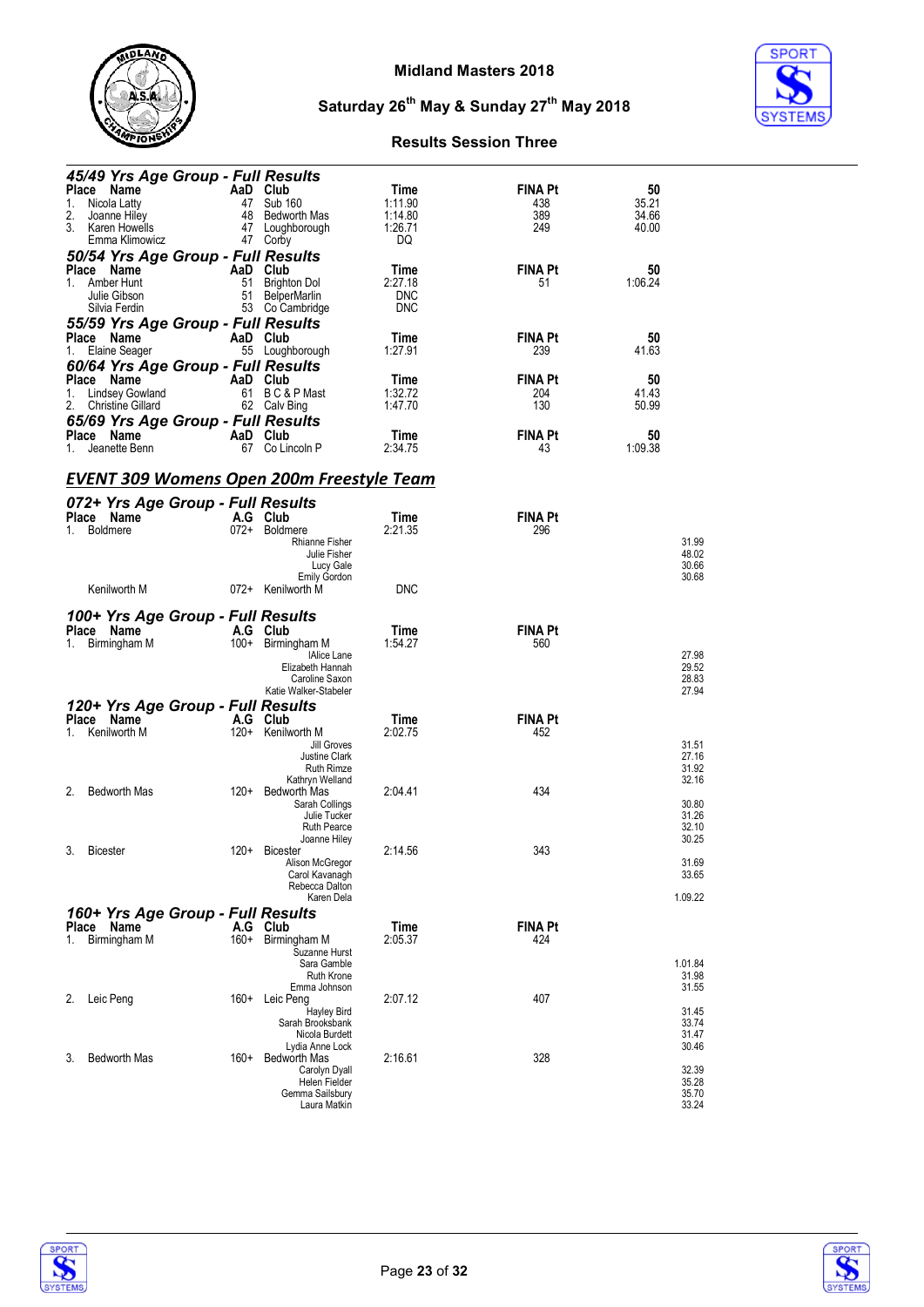## Midland Masters 2018

### Saturday 26th May & Sunday 27th May 2018

### Results Session Three

**45/49 Yrs Age Group - Full Results**

| Place | Name | AaD | Club | Time | FINA Pt | 50 |
|---|---|---|---|---|---|---|
| 1. | Nicola Latty | 47 | Sub 160 | 1:11.90 | 438 | 35.21 |
| 2. | Joanne Hiley | 48 | Bedworth Mas | 1:14.80 | 389 | 34.66 |
| 3. | Karen Howells | 47 | Loughborough | 1:26.71 | 249 | 40.00 |
| | Emma Klimowicz | 47 | Corby | DQ | | |

**50/54 Yrs Age Group - Full Results**

| Place | Name | AaD | Club | Time | FINA Pt | 50 |
|---|---|---|---|---|---|---|
| 1. | Amber Hunt | 51 | Brighton Dol | 2:27.18 | 51 | 1:06.24 |
| | Julie Gibson | 51 | BelperMarlin | DNC | | |
| | Silvia Ferdin | 53 | Co Cambridge | DNC | | |

**55/59 Yrs Age Group - Full Results**

| Place | Name | AaD | Club | Time | FINA Pt | 50 |
|---|---|---|---|---|---|---|
| 1. | Elaine Seager | 55 | Loughborough | 1:27.91 | 239 | 41.63 |

**60/64 Yrs Age Group - Full Results**

| Place | Name | AaD | Club | Time | FINA Pt | 50 |
|---|---|---|---|---|---|---|
| 1. | Lindsey Gowland | 61 | B C & P Mast | 1:32.72 | 204 | 41.43 |
| 2. | Christine Gillard | 62 | Calv Bing | 1:47.70 | 130 | 50.99 |

**65/69 Yrs Age Group - Full Results**

| Place | Name | AaD | Club | Time | FINA Pt | 50 |
|---|---|---|---|---|---|---|
| 1. | Jeanette Benn | 67 | Co Lincoln P | 2:34.75 | 43 | 1:09.38 |

## EVENT 309 Womens Open 200m Freestyle Team

**072+ Yrs Age Group - Full Results**

| Place | Name | A.G | Club | Time | FINA Pt | Split |
|---|---|---|---|---|---|---|
| 1. | Boldmere | 072+ | Boldmere | 2:21.35 | 296 | |
| | | | Rhianne Fisher | | | 31.99 |
| | | | Julie Fisher | | | 48.02 |
| | | | Lucy Gale | | | 30.66 |
| | | | Emily Gordon | | | 30.68 |
| | Kenilworth M | 072+ | Kenilworth M | DNC | | |

**100+ Yrs Age Group - Full Results**

| Place | Name | A.G | Club | Time | FINA Pt | Split |
|---|---|---|---|---|---|---|
| 1. | Birmingham M | 100+ | Birmingham M | 1:54.27 | 560 | |
| | | | IAlice Lane | | | 27.98 |
| | | | Elizabeth Hannah | | | 29.52 |
| | | | Caroline Saxon | | | 28.83 |
| | | | Katie Walker-Stabeler | | | 27.94 |

**120+ Yrs Age Group - Full Results**

| Place | Name | A.G | Club | Time | FINA Pt | Split |
|---|---|---|---|---|---|---|
| 1. | Kenilworth M | 120+ | Kenilworth M | 2:02.75 | 452 | |
| | | | Jill Groves | | | 31.51 |
| | | | Justine Clark | | | 27.16 |
| | | | Ruth Rimze | | | 31.92 |
| | | | Kathryn Welland | | | 32.16 |
| 2. | Bedworth Mas | 120+ | Bedworth Mas | 2:04.41 | 434 | |
| | | | Sarah Collings | | | 30.80 |
| | | | Julie Tucker | | | 31.26 |
| | | | Ruth Pearce | | | 32.10 |
| | | | Joanne Hiley | | | 30.25 |
| 3. | Bicester | 120+ | Bicester | 2:14.56 | 343 | |
| | | | Alison McGregor | | | 31.69 |
| | | | Carol Kavanagh | | | 33.65 |
| | | | Rebecca Dalton | | | |
| | | | Karen Dela | | | 1.09.22 |

**160+ Yrs Age Group - Full Results**

| Place | Name | A.G | Club | Time | FINA Pt | Split |
|---|---|---|---|---|---|---|
| 1. | Birmingham M | 160+ | Birmingham M | 2:05.37 | 424 | |
| | | | Suzanne Hurst | | | |
| | | | Sara Gamble | | | 1.01.84 |
| | | | Ruth Krone | | | 31.98 |
| | | | Emma Johnson | | | 31.55 |
| 2. | Leic Peng | 160+ | Leic Peng | 2:07.12 | 407 | |
| | | | Hayley Bird | | | 31.45 |
| | | | Sarah Brooksbank | | | 33.74 |
| | | | Nicola Burdett | | | 31.47 |
| | | | Lydia Anne Lock | | | 30.46 |
| 3. | Bedworth Mas | 160+ | Bedworth Mas | 2:16.61 | 328 | |
| | | | Carolyn Dyall | | | 32.39 |
| | | | Helen Fielder | | | 35.28 |
| | | | Gemma Sailsbury | | | 35.70 |
| | | | Laura Matkin | | | 33.24 |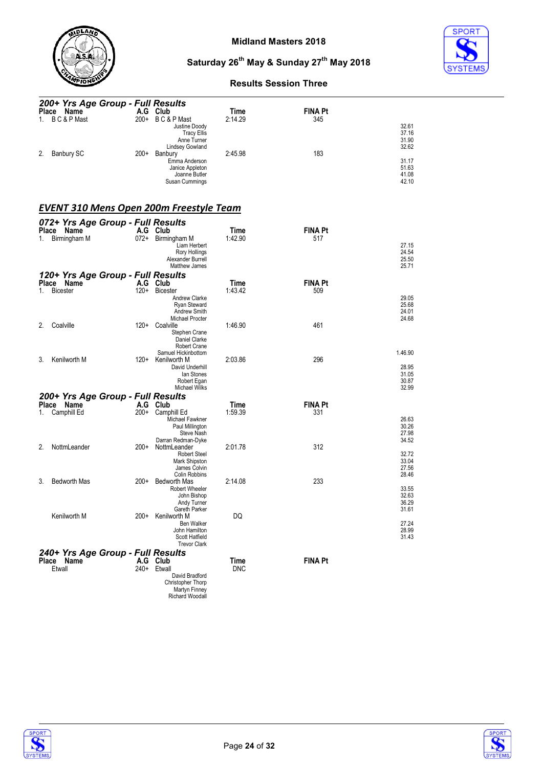### 200+ Yrs Age Group - Full Results

| Place | Name | A.G | Club | Time | FINA Pt | |
|---|---|---|---|---|---|---|
| 1. | B C & P Mast | 200+ | B C & P Mast | 2:14.29 | 345 | |
| | | | Justine Doody | | | 32.61 |
| | | | Tracy Ellis | | | 37.16 |
| | | | Anne Turner | | | 31.90 |
| | | | Lindsey Gowland | | | 32.62 |
| 2. | Banbury SC | 200+ | Banbury | 2:45.98 | 183 | |
| | | | Emma Anderson | | | 31.17 |
| | | | Janice Appleton | | | 51.63 |
| | | | Joanne Butler | | | 41.08 |
| | | | Susan Cummings | | | 42.10 |

## EVENT 310 Mens Open 200m Freestyle Team

### 072+ Yrs Age Group - Full Results

| Place | Name | A.G | Club | Time | FINA Pt | |
|---|---|---|---|---|---|---|
| 1. | Birmingham M | 072+ | Birmingham M | 1:42.90 | 517 | |
| | | | Liam Herbert | | | 27.15 |
| | | | Rory Hollings | | | 24.54 |
| | | | Alexander Burrell | | | 25.50 |
| | | | Matthew James | | | 25.71 |

### 120+ Yrs Age Group - Full Results

| Place | Name | A.G | Club | Time | FINA Pt | |
|---|---|---|---|---|---|---|
| 1. | Bicester | 120+ | Bicester | 1:43.42 | 509 | |
| | | | Andrew Clarke | | | 29.05 |
| | | | Ryan Steward | | | 25.68 |
| | | | Andrew Smith | | | 24.01 |
| | | | Michael Procter | | | 24.68 |
| 2. | Coalville | 120+ | Coalville | 1:46.90 | 461 | |
| | | | Stephen Crane | | | |
| | | | Daniel Clarke | | | |
| | | | Robert Crane | | | |
| | | | Samuel Hickinbottom | | | 1.46.90 |
| 3. | Kenilworth M | 120+ | Kenilworth M | 2:03.86 | 296 | |
| | | | David Underhill | | | 28.95 |
| | | | Ian Stones | | | 31.05 |
| | | | Robert Egan | | | 30.87 |
| | | | Michael Wilks | | | 32.99 |

### 200+ Yrs Age Group - Full Results

| Place | Name | A.G | Club | Time | FINA Pt | |
|---|---|---|---|---|---|---|
| 1. | Camphill Ed | 200+ | Camphill Ed | 1:59.39 | 331 | |
| | | | Michael Fawkner | | | 26.63 |
| | | | Paul Millington | | | 30.26 |
| | | | Steve Nash | | | 27.98 |
| | | | Darran Redman-Dyke | | | 34.52 |
| 2. | NottmLeander | 200+ | NottmLeander | 2:01.78 | 312 | |
| | | | Robert Steel | | | 32.72 |
| | | | Mark Shipston | | | 33.04 |
| | | | James Colvin | | | 27.56 |
| | | | Colin Robbins | | | 28.46 |
| 3. | Bedworth Mas | 200+ | Bedworth Mas | 2:14.08 | 233 | |
| | | | Robert Wheeler | | | 33.55 |
| | | | John Bishop | | | 32.63 |
| | | | Andy Turner | | | 36.29 |
| | | | Gareth Parker | | | 31.61 |
| | Kenilworth M | 200+ | Kenilworth M | DQ | | |
| | | | Ben Walker | | | 27.24 |
| | | | John Hamilton | | | 28.99 |
| | | | Scott Hatfield | | | 31.43 |
| | | | Trevor Clark | | | |

### 240+ Yrs Age Group - Full Results

| Place | Name | A.G | Club | Time | FINA Pt |
|---|---|---|---|---|---|
| | Etwall | 240+ | Etwall | DNC | |
| | | | David Bradford | | |
| | | | Christopher Thorp | | |
| | | | Martyn Finney | | |
| | | | Richard Woodall | | |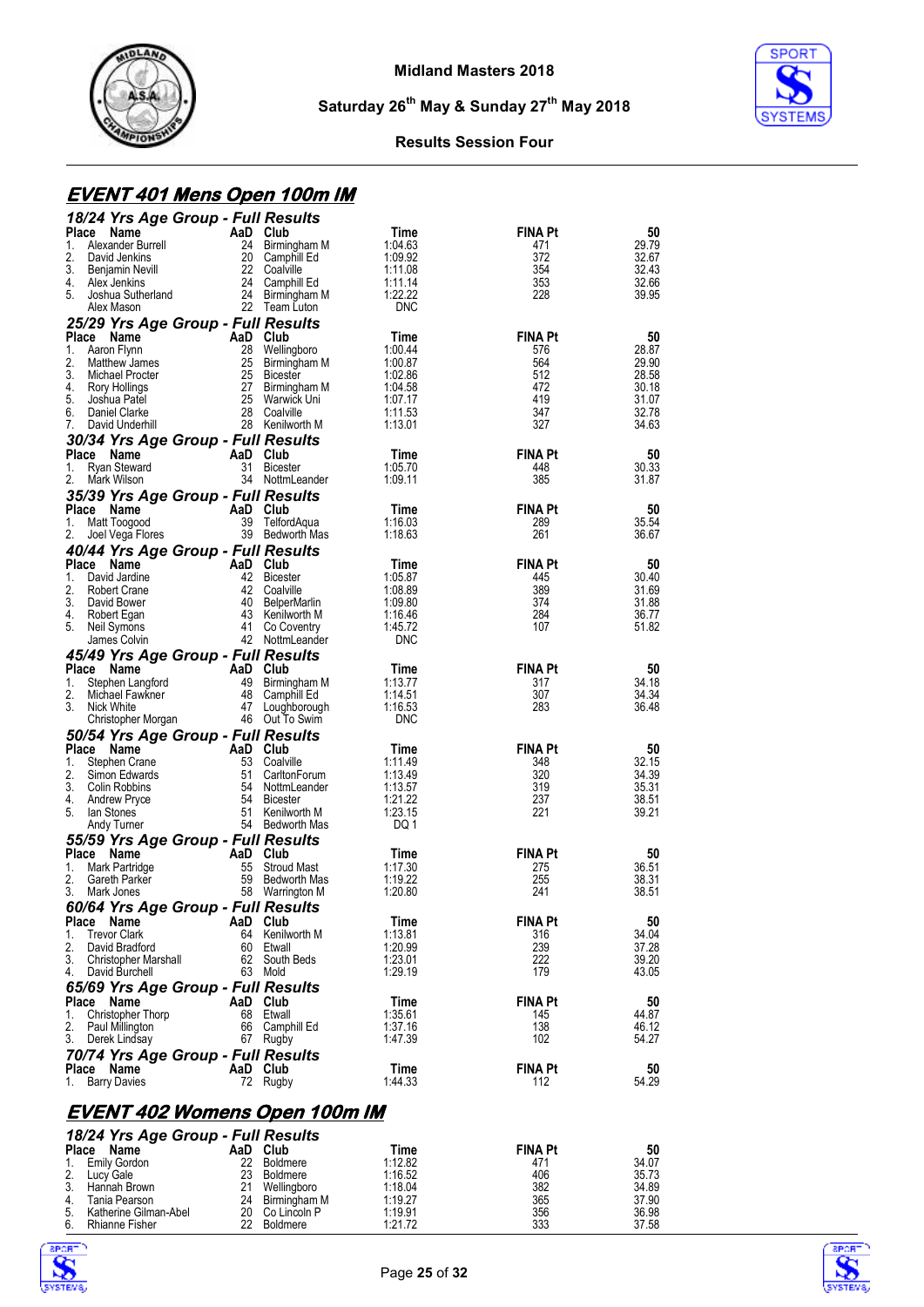# Midland Masters 2018

**Saturday 26th May & Sunday 27th May 2018**

**Results Session Four**

## EVENT 401 Mens Open 100m IM

### 18/24 Yrs Age Group - Full Results

| Place | Name | AaD | Club | Time | FINA Pt | 50 |
|---|---|---|---|---|---|---|
| 1. | Alexander Burrell | 24 | Birmingham M | 1:04.63 | 471 | 29.79 |
| 2. | David Jenkins | 20 | Camphill Ed | 1:09.92 | 372 | 32.67 |
| 3. | Benjamin Nevill | 22 | Coalville | 1:11.08 | 354 | 32.43 |
| 4. | Alex Jenkins | 24 | Camphill Ed | 1:11.14 | 353 | 32.66 |
| 5. | Joshua Sutherland | 24 | Birmingham M | 1:22.22 | 228 | 39.95 |
| | Alex Mason | 22 | Team Luton | DNC | | |

### 25/29 Yrs Age Group - Full Results

| Place | Name | AaD | Club | Time | FINA Pt | 50 |
|---|---|---|---|---|---|---|
| 1. | Aaron Flynn | 28 | Wellingboro | 1:00.44 | 576 | 28.87 |
| 2. | Matthew James | 25 | Birmingham M | 1:00.87 | 564 | 29.90 |
| 3. | Michael Procter | 25 | Bicester | 1:02.86 | 512 | 28.58 |
| 4. | Rory Hollings | 27 | Birmingham M | 1:04.58 | 472 | 30.18 |
| 5. | Joshua Patel | 25 | Warwick Uni | 1:07.17 | 419 | 31.07 |
| 6. | Daniel Clarke | 28 | Coalville | 1:11.53 | 347 | 32.78 |
| 7. | David Underhill | 28 | Kenilworth M | 1:13.01 | 327 | 34.63 |

### 30/34 Yrs Age Group - Full Results

| Place | Name | AaD | Club | Time | FINA Pt | 50 |
|---|---|---|---|---|---|---|
| 1. | Ryan Steward | 31 | Bicester | 1:05.70 | 448 | 30.33 |
| 2. | Mark Wilson | 34 | NottmLeander | 1:09.11 | 385 | 31.87 |

### 35/39 Yrs Age Group - Full Results

| Place | Name | AaD | Club | Time | FINA Pt | 50 |
|---|---|---|---|---|---|---|
| 1. | Matt Toogood | 39 | TelfordAqua | 1:16.03 | 289 | 35.54 |
| 2. | Joel Vega Flores | 39 | Bedworth Mas | 1:18.63 | 261 | 36.67 |

### 40/44 Yrs Age Group - Full Results

| Place | Name | AaD | Club | Time | FINA Pt | 50 |
|---|---|---|---|---|---|---|
| 1. | David Jardine | 42 | Bicester | 1:05.87 | 445 | 30.40 |
| 2. | Robert Crane | 42 | Coalville | 1:08.89 | 389 | 31.69 |
| 3. | David Bower | 40 | BelperMarlin | 1:09.80 | 374 | 31.88 |
| 4. | Robert Egan | 43 | Kenilworth M | 1:16.46 | 284 | 36.77 |
| 5. | Neil Symons | 41 | Co Coventry | 1:45.72 | 107 | 51.82 |
| | James Colvin | 42 | NottmLeander | DNC | | |

### 45/49 Yrs Age Group - Full Results

| Place | Name | AaD | Club | Time | FINA Pt | 50 |
|---|---|---|---|---|---|---|
| 1. | Stephen Langford | 49 | Birmingham M | 1:13.77 | 317 | 34.18 |
| 2. | Michael Fawkner | 48 | Camphill Ed | 1:14.51 | 307 | 34.34 |
| 3. | Nick White | 47 | Loughborough | 1:16.53 | 283 | 36.48 |
| | Christopher Morgan | 46 | Out To Swim | DNC | | |

### 50/54 Yrs Age Group - Full Results

| Place | Name | AaD | Club | Time | FINA Pt | 50 |
|---|---|---|---|---|---|---|
| 1. | Stephen Crane | 53 | Coalville | 1:11.49 | 348 | 32.15 |
| 2. | Simon Edwards | 51 | CarltonForum | 1:13.49 | 320 | 34.39 |
| 3. | Colin Robbins | 54 | NottmLeander | 1:13.57 | 319 | 35.31 |
| 4. | Andrew Pryce | 54 | Bicester | 1:21.22 | 237 | 38.51 |
| 5. | Ian Stones | 51 | Kenilworth M | 1:23.15 | 221 | 39.21 |
| | Andy Turner | 54 | Bedworth Mas | DQ 1 | | |

### 55/59 Yrs Age Group - Full Results

| Place | Name | AaD | Club | Time | FINA Pt | 50 |
|---|---|---|---|---|---|---|
| 1. | Mark Partridge | 55 | Stroud Mast | 1:17.30 | 275 | 36.51 |
| 2. | Gareth Parker | 59 | Bedworth Mas | 1:19.22 | 255 | 38.31 |
| 3. | Mark Jones | 58 | Warrington M | 1:20.80 | 241 | 38.51 |

### 60/64 Yrs Age Group - Full Results

| Place | Name | AaD | Club | Time | FINA Pt | 50 |
|---|---|---|---|---|---|---|
| 1. | Trevor Clark | 64 | Kenilworth M | 1:13.81 | 316 | 34.04 |
| 2. | David Bradford | 60 | Etwall | 1:20.99 | 239 | 37.28 |
| 3. | Christopher Marshall | 62 | South Beds | 1:23.01 | 222 | 39.20 |
| 4. | David Burchell | 63 | Mold | 1:29.19 | 179 | 43.05 |

### 65/69 Yrs Age Group - Full Results

| Place | Name | AaD | Club | Time | FINA Pt | 50 |
|---|---|---|---|---|---|---|
| 1. | Christopher Thorp | 68 | Etwall | 1:35.61 | 145 | 44.87 |
| 2. | Paul Millington | 66 | Camphill Ed | 1:37.16 | 138 | 46.12 |
| 3. | Derek Lindsay | 67 | Rugby | 1:47.39 | 102 | 54.27 |

### 70/74 Yrs Age Group - Full Results

| Place | Name | AaD | Club | Time | FINA Pt | 50 |
|---|---|---|---|---|---|---|
| 1. | Barry Davies | 72 | Rugby | 1:44.33 | 112 | 54.29 |

## EVENT 402 Womens Open 100m IM

### 18/24 Yrs Age Group - Full Results

| Place | Name | AaD | Club | Time | FINA Pt | 50 |
|---|---|---|---|---|---|---|
| 1. | Emily Gordon | 22 | Boldmere | 1:12.82 | 471 | 34.07 |
| 2. | Lucy Gale | 23 | Boldmere | 1:16.52 | 406 | 35.73 |
| 3. | Hannah Brown | 21 | Wellingboro | 1:18.04 | 382 | 34.89 |
| 4. | Tania Pearson | 24 | Birmingham M | 1:19.27 | 365 | 37.90 |
| 5. | Katherine Gilman-Abel | 20 | Co Lincoln P | 1:19.91 | 356 | 36.98 |
| 6. | Rhianne Fisher | 22 | Boldmere | 1:21.72 | 333 | 37.58 |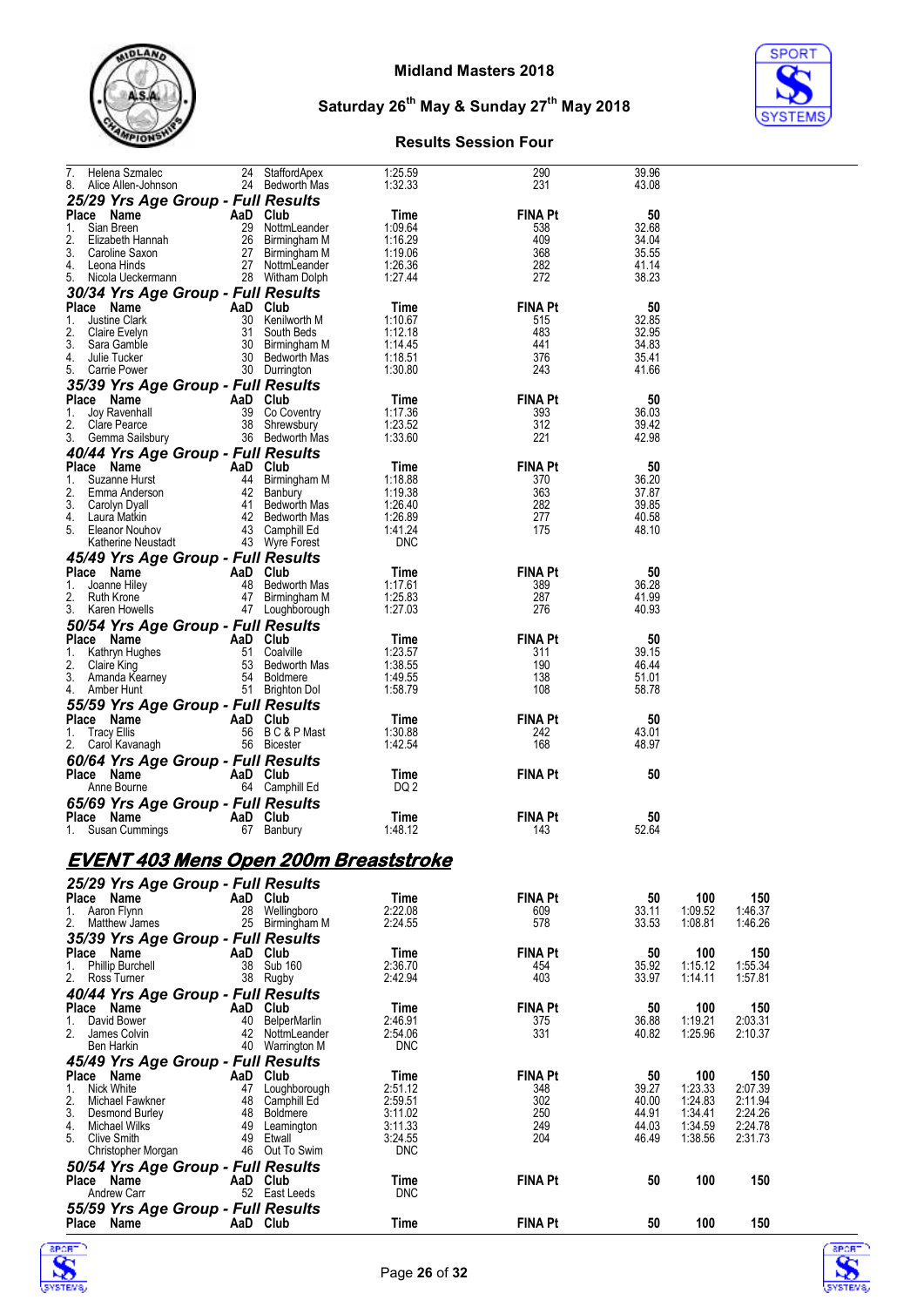Midland Masters 2018

Saturday 26th May & Sunday 27th May 2018

Results Session Four

| Place | Name | AaD | Club | Time | FINA Pt | 50 |
|---|---|---|---|---|---|---|
| 7. | Helena Szmalec | 24 | StaffordApex | 1:25.59 | 290 | 39.96 |
| 8. | Alice Allen-Johnson | 24 | Bedworth Mas | 1:32.33 | 231 | 43.08 |

### 25/29 Yrs Age Group - Full Results

| Place | Name | AaD | Club | Time | FINA Pt | 50 |
|---|---|---|---|---|---|---|
| 1. | Sian Breen | 29 | NottmLeander | 1:09.64 | 538 | 32.68 |
| 2. | Elizabeth Hannah | 26 | Birmingham M | 1:16.29 | 409 | 34.04 |
| 3. | Caroline Saxon | 27 | Birmingham M | 1:19.06 | 368 | 35.55 |
| 4. | Leona Hinds | 27 | NottmLeander | 1:26.36 | 282 | 41.14 |
| 5. | Nicola Ueckermann | 28 | Witham Dolph | 1:27.44 | 272 | 38.23 |

### 30/34 Yrs Age Group - Full Results

| Place | Name | AaD | Club | Time | FINA Pt | 50 |
|---|---|---|---|---|---|---|
| 1. | Justine Clark | 30 | Kenilworth M | 1:10.67 | 515 | 32.85 |
| 2. | Claire Evelyn | 31 | South Beds | 1:12.18 | 483 | 32.95 |
| 3. | Sara Gamble | 30 | Birmingham M | 1:14.45 | 441 | 34.83 |
| 4. | Julie Tucker | 30 | Bedworth Mas | 1:18.51 | 376 | 35.41 |
| 5. | Carrie Power | 30 | Durrington | 1:30.80 | 243 | 41.66 |

### 35/39 Yrs Age Group - Full Results

| Place | Name | AaD | Club | Time | FINA Pt | 50 |
|---|---|---|---|---|---|---|
| 1. | Joy Ravenhall | 39 | Co Coventry | 1:17.36 | 393 | 36.03 |
| 2. | Clare Pearce | 38 | Shrewsbury | 1:23.52 | 312 | 39.42 |
| 3. | Gemma Sailsbury | 36 | Bedworth Mas | 1:33.60 | 221 | 42.98 |

### 40/44 Yrs Age Group - Full Results

| Place | Name | AaD | Club | Time | FINA Pt | 50 |
|---|---|---|---|---|---|---|
| 1. | Suzanne Hurst | 44 | Birmingham M | 1:18.88 | 370 | 36.20 |
| 2. | Emma Anderson | 42 | Banbury | 1:19.38 | 363 | 37.87 |
| 3. | Carolyn Dyall | 41 | Bedworth Mas | 1:26.40 | 282 | 39.85 |
| 4. | Laura Matkin | 42 | Bedworth Mas | 1:26.89 | 277 | 40.58 |
| 5. | Eleanor Nouhov | 43 | Camphill Ed | 1:41.24 | 175 | 48.10 |
| | Katherine Neustadt | 43 | Wyre Forest | DNC | | |

### 45/49 Yrs Age Group - Full Results

| Place | Name | AaD | Club | Time | FINA Pt | 50 |
|---|---|---|---|---|---|---|
| 1. | Joanne Hiley | 48 | Bedworth Mas | 1:17.61 | 389 | 36.28 |
| 2. | Ruth Krone | 47 | Birmingham M | 1:25.83 | 287 | 41.99 |
| 3. | Karen Howells | 47 | Loughborough | 1:27.03 | 276 | 40.93 |

### 50/54 Yrs Age Group - Full Results

| Place | Name | AaD | Club | Time | FINA Pt | 50 |
|---|---|---|---|---|---|---|
| 1. | Kathryn Hughes | 51 | Coalville | 1:23.57 | 311 | 39.15 |
| 2. | Claire King | 53 | Bedworth Mas | 1:38.55 | 190 | 46.44 |
| 3. | Amanda Kearney | 54 | Boldmere | 1:49.55 | 138 | 51.01 |
| 4. | Amber Hunt | 51 | Brighton Dol | 1:58.79 | 108 | 58.78 |

### 55/59 Yrs Age Group - Full Results

| Place | Name | AaD | Club | Time | FINA Pt | 50 |
|---|---|---|---|---|---|---|
| 1. | Tracy Ellis | 56 | B C & P Mast | 1:30.88 | 242 | 43.01 |
| 2. | Carol Kavanagh | 56 | Bicester | 1:42.54 | 168 | 48.97 |

### 60/64 Yrs Age Group - Full Results

| Place | Name | AaD | Club | Time | FINA Pt | 50 |
|---|---|---|---|---|---|---|
| | Anne Bourne | 64 | Camphill Ed | DQ 2 | | |

### 65/69 Yrs Age Group - Full Results

| Place | Name | AaD | Club | Time | FINA Pt | 50 |
|---|---|---|---|---|---|---|
| 1. | Susan Cummings | 67 | Banbury | 1:48.12 | 143 | 52.64 |

## EVENT 403 Mens Open 200m Breaststroke

### 25/29 Yrs Age Group - Full Results

| Place | Name | AaD | Club | Time | FINA Pt | 50 | 100 | 150 |
|---|---|---|---|---|---|---|---|---|
| 1. | Aaron Flynn | 28 | Wellingboro | 2:22.08 | 609 | 33.11 | 1:09.52 | 1:46.37 |
| 2. | Matthew James | 25 | Birmingham M | 2:24.55 | 578 | 33.53 | 1:08.81 | 1:46.26 |

### 35/39 Yrs Age Group - Full Results

| Place | Name | AaD | Club | Time | FINA Pt | 50 | 100 | 150 |
|---|---|---|---|---|---|---|---|---|
| 1. | Phillip Burchell | 38 | Sub 160 | 2:36.70 | 454 | 35.92 | 1:15.12 | 1:55.34 |
| 2. | Ross Turner | 38 | Rugby | 2:42.94 | 403 | 33.97 | 1:14.11 | 1:57.81 |

### 40/44 Yrs Age Group - Full Results

| Place | Name | AaD | Club | Time | FINA Pt | 50 | 100 | 150 |
|---|---|---|---|---|---|---|---|---|
| 1. | David Bower | 40 | BelperMarlin | 2:46.91 | 375 | 36.88 | 1:19.21 | 2:03.31 |
| 2. | James Colvin | 42 | NottmLeander | 2:54.06 | 331 | 40.82 | 1:25.96 | 2:10.37 |
| | Ben Harkin | 40 | Warrington M | DNC | | | | |

### 45/49 Yrs Age Group - Full Results

| Place | Name | AaD | Club | Time | FINA Pt | 50 | 100 | 150 |
|---|---|---|---|---|---|---|---|---|
| 1. | Nick White | 47 | Loughborough | 2:51.12 | 348 | 39.27 | 1:23.33 | 2:07.39 |
| 2. | Michael Fawkner | 48 | Camphill Ed | 2:59.51 | 302 | 40.00 | 1:24.83 | 2:11.94 |
| 3. | Desmond Burley | 48 | Boldmere | 3:11.02 | 250 | 44.91 | 1:34.41 | 2:24.26 |
| 4. | Michael Wilks | 49 | Leamington | 3:11.33 | 249 | 44.03 | 1:34.59 | 2:24.78 |
| 5. | Clive Smith | 49 | Etwall | 3:24.55 | 204 | 46.49 | 1:38.56 | 2:31.73 |
| | Christopher Morgan | 46 | Out To Swim | DNC | | | | |

### 50/54 Yrs Age Group - Full Results

| Place | Name | AaD | Club | Time | FINA Pt | 50 | 100 | 150 |
|---|---|---|---|---|---|---|---|---|
| | Andrew Carr | 52 | East Leeds | DNC | | | | |

### 55/59 Yrs Age Group - Full Results

| Place | Name | AaD | Club | Time | FINA Pt | 50 | 100 | 150 |
|---|---|---|---|---|---|---|---|---|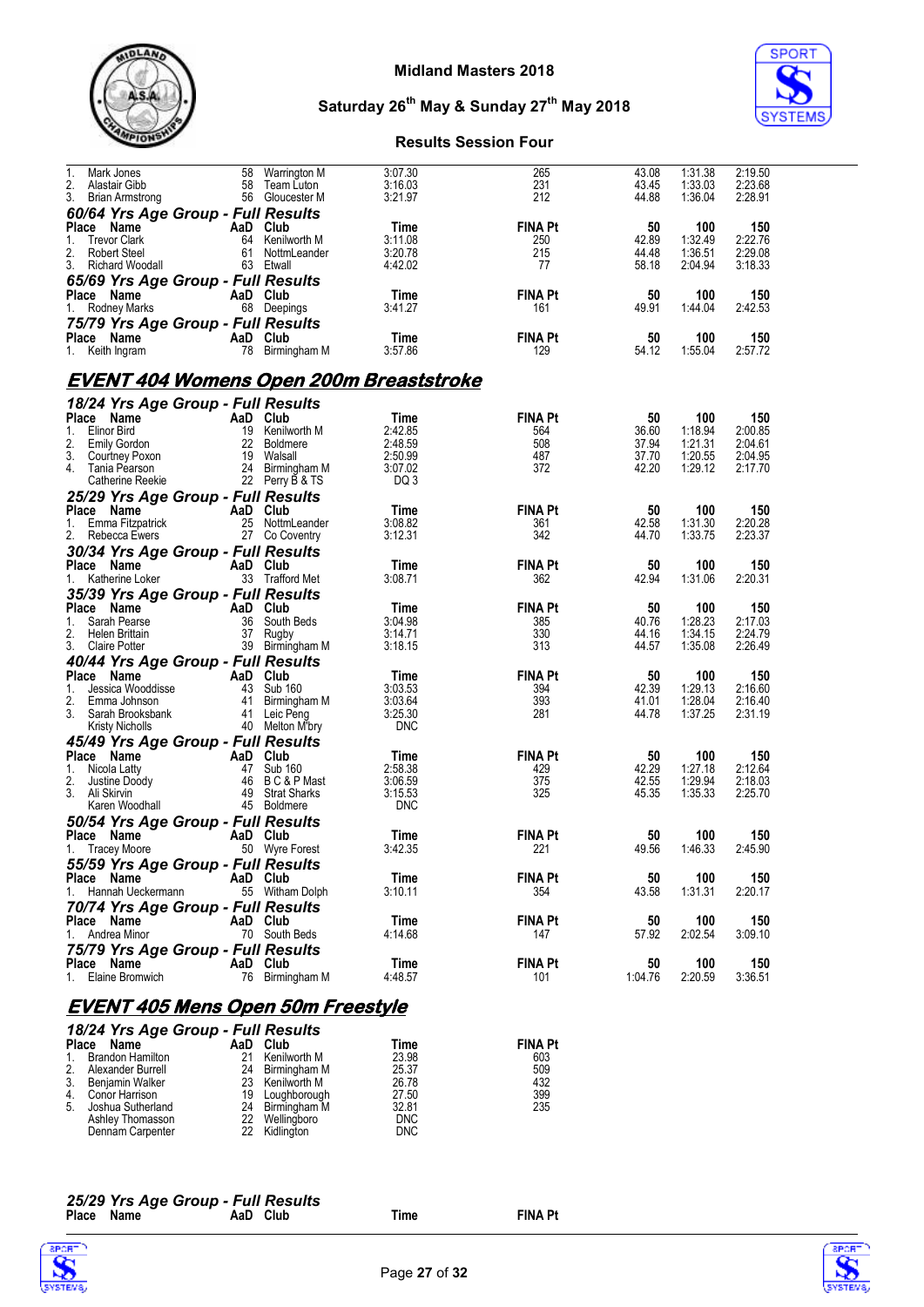| Place | Name | AaD | Club | Time | FINA Pt | 50 | 100 | 150 |
|---|---|---|---|---|---|---|---|---|
| 1. | Mark Jones | 58 | Warrington M | 3:07.30 | 265 | 43.08 | 1:31.38 | 2:19.50 |
| 2. | Alastair Gibb | 58 | Team Luton | 3:16.03 | 231 | 43.45 | 1:33.03 | 2:23.68 |
| 3. | Brian Armstrong | 56 | Gloucester M | 3:21.97 | 212 | 44.88 | 1:36.04 | 2:28.91 |

### 60/64 Yrs Age Group - Full Results

| Place | Name | AaD | Club | Time | FINA Pt | 50 | 100 | 150 |
|---|---|---|---|---|---|---|---|---|
| 1. | Trevor Clark | 64 | Kenilworth M | 3:11.08 | 250 | 42.89 | 1:32.49 | 2:22.76 |
| 2. | Robert Steel | 61 | NottmLeander | 3:20.78 | 215 | 44.48 | 1:36.51 | 2:29.08 |
| 3. | Richard Woodall | 63 | Etwall | 4:42.02 | 77 | 58.18 | 2:04.94 | 3:18.33 |

### 65/69 Yrs Age Group - Full Results

| Place | Name | AaD | Club | Time | FINA Pt | 50 | 100 | 150 |
|---|---|---|---|---|---|---|---|---|
| 1. | Rodney Marks | 68 | Deepings | 3:41.27 | 161 | 49.91 | 1:44.04 | 2:42.53 |

### 75/79 Yrs Age Group - Full Results

| Place | Name | AaD | Club | Time | FINA Pt | 50 | 100 | 150 |
|---|---|---|---|---|---|---|---|---|
| 1. | Keith Ingram | 78 | Birmingham M | 3:57.86 | 129 | 54.12 | 1:55.04 | 2:57.72 |

## EVENT 404 Womens Open 200m Breaststroke

### 18/24 Yrs Age Group - Full Results

| Place | Name | AaD | Club | Time | FINA Pt | 50 | 100 | 150 |
|---|---|---|---|---|---|---|---|---|
| 1. | Elinor Bird | 19 | Kenilworth M | 2:42.85 | 564 | 36.60 | 1:18.94 | 2:00.85 |
| 2. | Emily Gordon | 22 | Boldmere | 2:48.59 | 508 | 37.94 | 1:21.31 | 2:04.61 |
| 3. | Courtney Poxon | 19 | Walsall | 2:50.99 | 487 | 37.70 | 1:20.55 | 2:04.95 |
| 4. | Tania Pearson | 24 | Birmingham M | 3:07.02 | 372 | 42.20 | 1:29.12 | 2:17.70 |
| | Catherine Reekie | 22 | Perry B & TS | DQ 3 | | | | |

### 25/29 Yrs Age Group - Full Results

| Place | Name | AaD | Club | Time | FINA Pt | 50 | 100 | 150 |
|---|---|---|---|---|---|---|---|---|
| 1. | Emma Fitzpatrick | 25 | NottmLeander | 3:08.82 | 361 | 42.58 | 1:31.30 | 2:20.28 |
| 2. | Rebecca Ewers | 27 | Co Coventry | 3:12.31 | 342 | 44.70 | 1:33.75 | 2:23.37 |

### 30/34 Yrs Age Group - Full Results

| Place | Name | AaD | Club | Time | FINA Pt | 50 | 100 | 150 |
|---|---|---|---|---|---|---|---|---|
| 1. | Katherine Loker | 33 | Trafford Met | 3:08.71 | 362 | 42.94 | 1:31.06 | 2:20.31 |

### 35/39 Yrs Age Group - Full Results

| Place | Name | AaD | Club | Time | FINA Pt | 50 | 100 | 150 |
|---|---|---|---|---|---|---|---|---|
| 1. | Sarah Pearse | 36 | South Beds | 3:04.98 | 385 | 40.76 | 1:28.23 | 2:17.03 |
| 2. | Helen Brittain | 37 | Rugby | 3:14.71 | 330 | 44.16 | 1:34.15 | 2:24.79 |
| 3. | Claire Potter | 39 | Birmingham M | 3:18.15 | 313 | 44.57 | 1:35.08 | 2:26.49 |

### 40/44 Yrs Age Group - Full Results

| Place | Name | AaD | Club | Time | FINA Pt | 50 | 100 | 150 |
|---|---|---|---|---|---|---|---|---|
| 1. | Jessica Wooddisse | 43 | Sub 160 | 3:03.53 | 394 | 42.39 | 1:29.13 | 2:16.60 |
| 2. | Emma Johnson | 41 | Birmingham M | 3:03.64 | 393 | 41.01 | 1:28.04 | 2:16.40 |
| 3. | Sarah Brooksbank | 41 | Leic Peng | 3:25.30 | 281 | 44.78 | 1:37.25 | 2:31.19 |
| | Kristy Nicholls | 40 | Melton M'bry | DNC | | | | |

### 45/49 Yrs Age Group - Full Results

| Place | Name | AaD | Club | Time | FINA Pt | 50 | 100 | 150 |
|---|---|---|---|---|---|---|---|---|
| 1. | Nicola Latty | 47 | Sub 160 | 2:58.38 | 429 | 42.29 | 1:27.18 | 2:12.64 |
| 2. | Justine Doody | 46 | B C & P Mast | 3:06.59 | 375 | 42.55 | 1:29.94 | 2:18.03 |
| 3. | Ali Skirvin | 49 | Strat Sharks | 3:15.53 | 325 | 45.35 | 1:35.33 | 2:25.70 |
| | Karen Woodhall | 45 | Boldmere | DNC | | | | |

### 50/54 Yrs Age Group - Full Results

| Place | Name | AaD | Club | Time | FINA Pt | 50 | 100 | 150 |
|---|---|---|---|---|---|---|---|---|
| 1. | Tracey Moore | 50 | Wyre Forest | 3:42.35 | 221 | 49.56 | 1:46.33 | 2:45.90 |

### 55/59 Yrs Age Group - Full Results

| Place | Name | AaD | Club | Time | FINA Pt | 50 | 100 | 150 |
|---|---|---|---|---|---|---|---|---|
| 1. | Hannah Ueckermann | 55 | Witham Dolph | 3:10.11 | 354 | 43.58 | 1:31.31 | 2:20.17 |

### 70/74 Yrs Age Group - Full Results

| Place | Name | AaD | Club | Time | FINA Pt | 50 | 100 | 150 |
|---|---|---|---|---|---|---|---|---|
| 1. | Andrea Minor | 70 | South Beds | 4:14.68 | 147 | 57.92 | 2:02.54 | 3:09.10 |

### 75/79 Yrs Age Group - Full Results

| Place | Name | AaD | Club | Time | FINA Pt | 50 | 100 | 150 |
|---|---|---|---|---|---|---|---|---|
| 1. | Elaine Bromwich | 76 | Birmingham M | 4:48.57 | 101 | 1:04.76 | 2:20.59 | 3:36.51 |

## EVENT 405 Mens Open 50m Freestyle

### 18/24 Yrs Age Group - Full Results

| Place | Name | AaD | Club | Time | FINA Pt |
|---|---|---|---|---|---|
| 1. | Brandon Hamilton | 21 | Kenilworth M | 23.98 | 603 |
| 2. | Alexander Burrell | 24 | Birmingham M | 25.37 | 509 |
| 3. | Benjamin Walker | 23 | Kenilworth M | 26.78 | 432 |
| 4. | Conor Harrison | 19 | Loughborough | 27.50 | 399 |
| 5. | Joshua Sutherland | 24 | Birmingham M | 32.81 | 235 |
| | Ashley Thomasson | 22 | Wellingboro | DNC | |
| | Dennam Carpenter | 22 | Kidlington | DNC | |

### 25/29 Yrs Age Group - Full Results

| Place | Name | AaD | Club | Time | FINA Pt |
|---|---|---|---|---|---|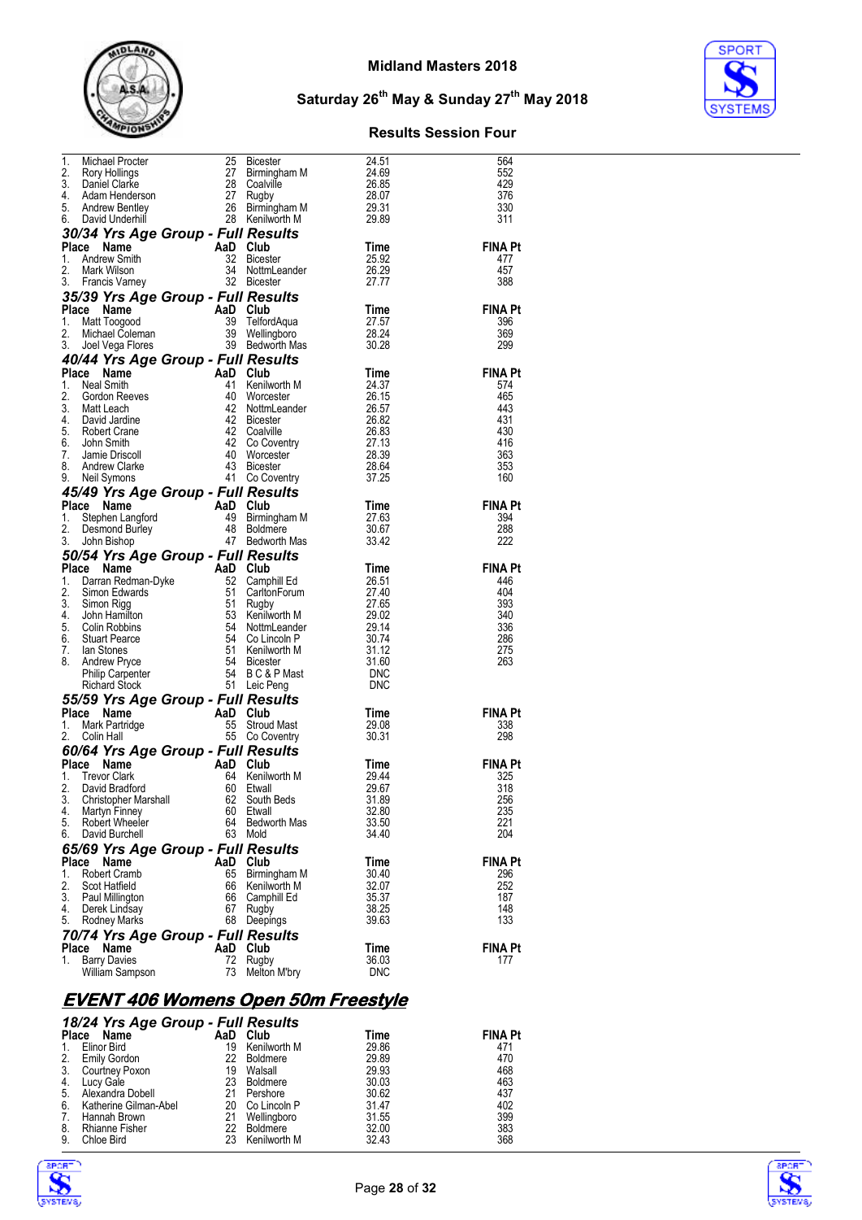| Place | Name | AaD | Club | Time | FINA Pt |
|---|---|---|---|---|---|
| 1. | Michael Procter | 25 | Bicester | 24.51 | 564 |
| 2. | Rory Hollings | 27 | Birmingham M | 24.69 | 552 |
| 3. | Daniel Clarke | 28 | Coalville | 26.85 | 429 |
| 4. | Adam Henderson | 27 | Rugby | 28.07 | 376 |
| 5. | Andrew Bentley | 26 | Birmingham M | 29.31 | 330 |
| 6. | David Underhill | 28 | Kenilworth M | 29.89 | 311 |

### 30/34 Yrs Age Group - Full Results

| Place | Name | AaD | Club | Time | FINA Pt |
|---|---|---|---|---|---|
| 1. | Andrew Smith | 32 | Bicester | 25.92 | 477 |
| 2. | Mark Wilson | 34 | NottmLeander | 26.29 | 457 |
| 3. | Francis Varney | 32 | Bicester | 27.77 | 388 |

### 35/39 Yrs Age Group - Full Results

| Place | Name | AaD | Club | Time | FINA Pt |
|---|---|---|---|---|---|
| 1. | Matt Toogood | 39 | TelfordAqua | 27.57 | 396 |
| 2. | Michael Coleman | 39 | Wellingboro | 28.24 | 369 |
| 3. | Joel Vega Flores | 39 | Bedworth Mas | 30.28 | 299 |

### 40/44 Yrs Age Group - Full Results

| Place | Name | AaD | Club | Time | FINA Pt |
|---|---|---|---|---|---|
| 1. | Neal Smith | 41 | Kenilworth M | 24.37 | 574 |
| 2. | Gordon Reeves | 40 | Worcester | 26.15 | 465 |
| 3. | Matt Leach | 42 | NottmLeander | 26.57 | 443 |
| 4. | David Jardine | 42 | Bicester | 26.82 | 431 |
| 5. | Robert Crane | 42 | Coalville | 26.83 | 430 |
| 6. | John Smith | 42 | Co Coventry | 27.13 | 416 |
| 7. | Jamie Driscoll | 40 | Worcester | 28.39 | 363 |
| 8. | Andrew Clarke | 43 | Bicester | 28.64 | 353 |
| 9. | Neil Symons | 41 | Co Coventry | 37.25 | 160 |

### 45/49 Yrs Age Group - Full Results

| Place | Name | AaD | Club | Time | FINA Pt |
|---|---|---|---|---|---|
| 1. | Stephen Langford | 49 | Birmingham M | 27.63 | 394 |
| 2. | Desmond Burley | 48 | Boldmere | 30.67 | 288 |
| 3. | John Bishop | 47 | Bedworth Mas | 33.42 | 222 |

### 50/54 Yrs Age Group - Full Results

| Place | Name | AaD | Club | Time | FINA Pt |
|---|---|---|---|---|---|
| 1. | Darran Redman-Dyke | 52 | Camphill Ed | 26.51 | 446 |
| 2. | Simon Edwards | 51 | CarltonForum | 27.40 | 404 |
| 3. | Simon Rigg | 51 | Rugby | 27.65 | 393 |
| 4. | John Hamilton | 53 | Kenilworth M | 29.02 | 340 |
| 5. | Colin Robbins | 54 | NottmLeander | 29.14 | 336 |
| 6. | Stuart Pearce | 54 | Co Lincoln P | 30.74 | 286 |
| 7. | Ian Stones | 51 | Kenilworth M | 31.12 | 275 |
| 8. | Andrew Pryce | 54 | Bicester | 31.60 | 263 |
| | Philip Carpenter | 54 | B C & P Mast | DNC | |
| | Richard Stock | 51 | Leic Peng | DNC | |

### 55/59 Yrs Age Group - Full Results

| Place | Name | AaD | Club | Time | FINA Pt |
|---|---|---|---|---|---|
| 1. | Mark Partridge | 55 | Stroud Mast | 29.08 | 338 |
| 2. | Colin Hall | 55 | Co Coventry | 30.31 | 298 |

### 60/64 Yrs Age Group - Full Results

| Place | Name | AaD | Club | Time | FINA Pt |
|---|---|---|---|---|---|
| 1. | Trevor Clark | 64 | Kenilworth M | 29.44 | 325 |
| 2. | David Bradford | 60 | Etwall | 29.67 | 318 |
| 3. | Christopher Marshall | 62 | South Beds | 31.89 | 256 |
| 4. | Martyn Finney | 60 | Etwall | 32.80 | 235 |
| 5. | Robert Wheeler | 64 | Bedworth Mas | 33.50 | 221 |
| 6. | David Burchell | 63 | Mold | 34.40 | 204 |

### 65/69 Yrs Age Group - Full Results

| Place | Name | AaD | Club | Time | FINA Pt |
|---|---|---|---|---|---|
| 1. | Robert Cramb | 65 | Birmingham M | 30.40 | 296 |
| 2. | Scot Hatfield | 66 | Kenilworth M | 32.07 | 252 |
| 3. | Paul Millington | 66 | Camphill Ed | 35.37 | 187 |
| 4. | Derek Lindsay | 67 | Rugby | 38.25 | 148 |
| 5. | Rodney Marks | 68 | Deepings | 39.63 | 133 |

### 70/74 Yrs Age Group - Full Results

| Place | Name | AaD | Club | Time | FINA Pt |
|---|---|---|---|---|---|
| 1. | Barry Davies | 72 | Rugby | 36.03 | 177 |
| | William Sampson | 73 | Melton M'bry | DNC | |

## EVENT 406 Womens Open 50m Freestyle

### 18/24 Yrs Age Group - Full Results

| Place | Name | AaD | Club | Time | FINA Pt |
|---|---|---|---|---|---|
| 1. | Elinor Bird | 19 | Kenilworth M | 29.86 | 471 |
| 2. | Emily Gordon | 22 | Boldmere | 29.89 | 470 |
| 3. | Courtney Poxon | 19 | Walsall | 29.93 | 468 |
| 4. | Lucy Gale | 23 | Boldmere | 30.03 | 463 |
| 5. | Alexandra Dobell | 21 | Pershore | 30.62 | 437 |
| 6. | Katherine Gilman-Abel | 20 | Co Lincoln P | 31.47 | 402 |
| 7. | Hannah Brown | 21 | Wellingboro | 31.55 | 399 |
| 8. | Rhianne Fisher | 22 | Boldmere | 32.00 | 383 |
| 9. | Chloe Bird | 23 | Kenilworth M | 32.43 | 368 |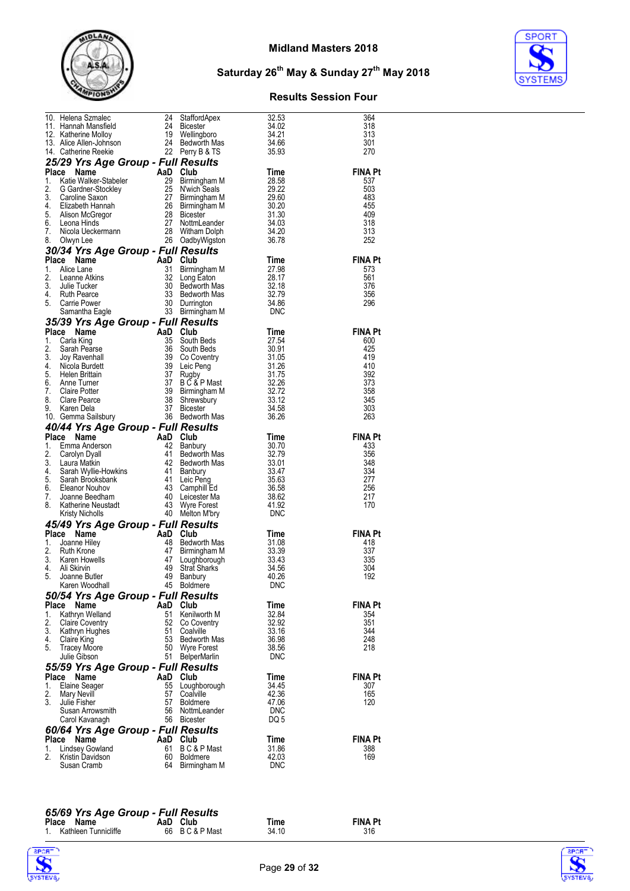| Place | Name | AaD | Club | Time | FINA Pt |
|---|---|---|---|---|---|
| 10. | Helena Szmalec | 24 | StaffordApex | 32.53 | 364 |
| 11. | Hannah Mansfield | 24 | Bicester | 34.02 | 318 |
| 12. | Katherine Molloy | 19 | Wellingboro | 34.21 | 313 |
| 13. | Alice Allen-Johnson | 24 | Bedworth Mas | 34.66 | 301 |
| 14. | Catherine Reekie | 22 | Perry B & TS | 35.93 | 270 |

### *25/29 Yrs Age Group - Full Results*

| Place | Name | AaD | Club | Time | FINA Pt |
|---|---|---|---|---|---|
| 1. | Katie Walker-Stabeler | 29 | Birmingham M | 28.58 | 537 |
| 2. | G Gardner-Stockley | 25 | N'wich Seals | 29.22 | 503 |
| 3. | Caroline Saxon | 27 | Birmingham M | 29.60 | 483 |
| 4. | Elizabeth Hannah | 26 | Birmingham M | 30.20 | 455 |
| 5. | Alison McGregor | 28 | Bicester | 31.30 | 409 |
| 6. | Leona Hinds | 27 | NottmLeander | 34.03 | 318 |
| 7. | Nicola Ueckermann | 28 | Witham Dolph | 34.20 | 313 |
| 8. | Olwyn Lee | 26 | OadbyWigston | 36.78 | 252 |

### *30/34 Yrs Age Group - Full Results*

| Place | Name | AaD | Club | Time | FINA Pt |
|---|---|---|---|---|---|
| 1. | Alice Lane | 31 | Birmingham M | 27.98 | 573 |
| 2. | Leanne Atkins | 32 | Long Eaton | 28.17 | 561 |
| 3. | Julie Tucker | 30 | Bedworth Mas | 32.18 | 376 |
| 4. | Ruth Pearce | 33 | Bedworth Mas | 32.79 | 356 |
| 5. | Carrie Power | 30 | Durrington | 34.86 | 296 |
| | Samantha Eagle | 33 | Birmingham M | DNC | |

### *35/39 Yrs Age Group - Full Results*

| Place | Name | AaD | Club | Time | FINA Pt |
|---|---|---|---|---|---|
| 1. | Carla King | 35 | South Beds | 27.54 | 600 |
| 2. | Sarah Pearse | 36 | South Beds | 30.91 | 425 |
| 3. | Joy Ravenhall | 39 | Co Coventry | 31.05 | 419 |
| 4. | Nicola Burdett | 39 | Leic Peng | 31.26 | 410 |
| 5. | Helen Brittain | 37 | Rugby | 31.75 | 392 |
| 6. | Anne Turner | 37 | B C & P Mast | 32.26 | 373 |
| 7. | Claire Potter | 39 | Birmingham M | 32.72 | 358 |
| 8. | Clare Pearce | 38 | Shrewsbury | 33.12 | 345 |
| 9. | Karen Dela | 37 | Bicester | 34.58 | 303 |
| 10. | Gemma Sailsbury | 36 | Bedworth Mas | 36.26 | 263 |

### *40/44 Yrs Age Group - Full Results*

| Place | Name | AaD | Club | Time | FINA Pt |
|---|---|---|---|---|---|
| 1. | Emma Anderson | 42 | Banbury | 30.70 | 433 |
| 2. | Carolyn Dyall | 41 | Bedworth Mas | 32.79 | 356 |
| 3. | Laura Matkin | 42 | Bedworth Mas | 33.01 | 348 |
| 4. | Sarah Wyllie-Howkins | 41 | Banbury | 33.47 | 334 |
| 5. | Sarah Brooksbank | 41 | Leic Peng | 35.63 | 277 |
| 6. | Eleanor Nouhov | 43 | Camphill Ed | 36.58 | 256 |
| 7. | Joanne Beedham | 40 | Leicester Ma | 38.62 | 217 |
| 8. | Katherine Neustadt | 43 | Wyre Forest | 41.92 | 170 |
| | Kristy Nicholls | 40 | Melton M'bry | DNC | |

### *45/49 Yrs Age Group - Full Results*

| Place | Name | AaD | Club | Time | FINA Pt |
|---|---|---|---|---|---|
| 1. | Joanne Hiley | 48 | Bedworth Mas | 31.08 | 418 |
| 2. | Ruth Krone | 47 | Birmingham M | 33.39 | 337 |
| 3. | Karen Howells | 47 | Loughborough | 33.43 | 335 |
| 4. | Ali Skirvin | 49 | Strat Sharks | 34.56 | 304 |
| 5. | Joanne Butler | 49 | Banbury | 40.26 | 192 |
| | Karen Woodhall | 45 | Boldmere | DNC | |

### *50/54 Yrs Age Group - Full Results*

| Place | Name | AaD | Club | Time | FINA Pt |
|---|---|---|---|---|---|
| 1. | Kathryn Welland | 51 | Kenilworth M | 32.84 | 354 |
| 2. | Claire Coventry | 52 | Co Coventry | 32.92 | 351 |
| 3. | Kathryn Hughes | 51 | Coalville | 33.16 | 344 |
| 4. | Claire King | 53 | Bedworth Mas | 36.98 | 248 |
| 5. | Tracey Moore | 50 | Wyre Forest | 38.56 | 218 |
| | Julie Gibson | 51 | BelperMarlin | DNC | |

### *55/59 Yrs Age Group - Full Results*

| Place | Name | AaD | Club | Time | FINA Pt |
|---|---|---|---|---|---|
| 1. | Elaine Seager | 55 | Loughborough | 34.45 | 307 |
| 2. | Mary Nevill | 57 | Coalville | 42.36 | 165 |
| 3. | Julie Fisher | 57 | Boldmere | 47.06 | 120 |
| | Susan Arrowsmith | 56 | NottmLeander | DNC | |
| | Carol Kavanagh | 56 | Bicester | DQ 5 | |

### *60/64 Yrs Age Group - Full Results*

| Place | Name | AaD | Club | Time | FINA Pt |
|---|---|---|---|---|---|
| 1. | Lindsey Gowland | 61 | B C & P Mast | 31.86 | 388 |
| 2. | Kristin Davidson | 60 | Boldmere | 42.03 | 169 |
| | Susan Cramb | 64 | Birmingham M | DNC | |

### *65/69 Yrs Age Group - Full Results*

| Place | Name | AaD | Club | Time | FINA Pt |
|---|---|---|---|---|---|
| 1. | Kathleen Tunnicliffe | 66 | B C & P Mast | 34.10 | 316 |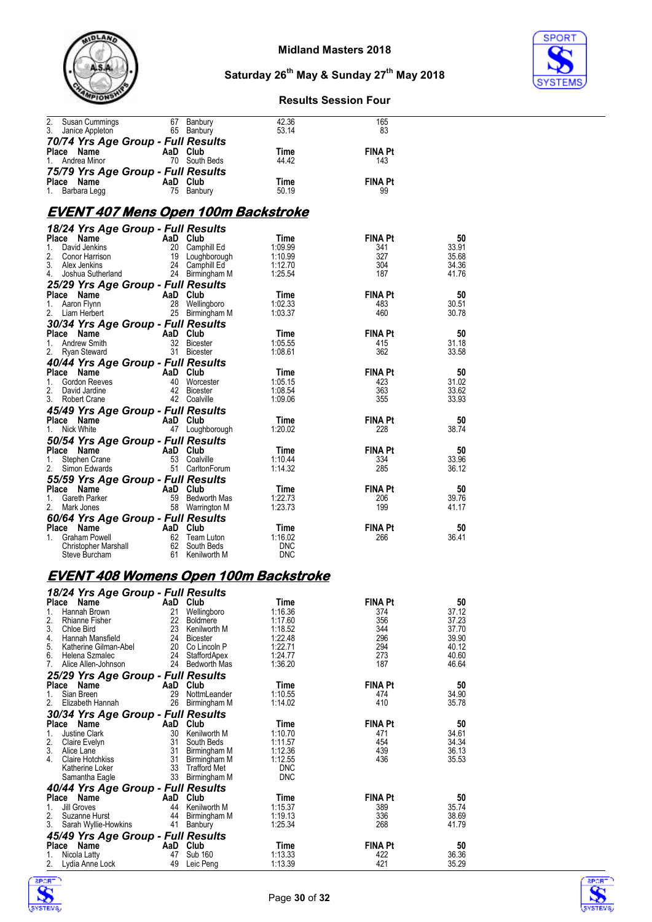| Place | Name | AaD | Club | Time | FINA Pt |
|---|---|---|---|---|---|
| 2. | Susan Cummings | 67 | Banbury | 42.36 | 165 |
| 3. | Janice Appleton | 65 | Banbury | 53.14 | 83 |

### 70/74 Yrs Age Group - Full Results

| Place | Name | AaD | Club | Time | FINA Pt |
|---|---|---|---|---|---|
| 1. | Andrea Minor | 70 | South Beds | 44.42 | 143 |

### 75/79 Yrs Age Group - Full Results

| Place | Name | AaD | Club | Time | FINA Pt |
|---|---|---|---|---|---|
| 1. | Barbara Legg | 75 | Banbury | 50.19 | 99 |

## EVENT 407 Mens Open 100m Backstroke

### 18/24 Yrs Age Group - Full Results

| Place | Name | AaD | Club | Time | FINA Pt | 50 |
|---|---|---|---|---|---|---|
| 1. | David Jenkins | 20 | Camphill Ed | 1:09.99 | 341 | 33.91 |
| 2. | Conor Harrison | 19 | Loughborough | 1:10.99 | 327 | 35.68 |
| 3. | Alex Jenkins | 24 | Camphill Ed | 1:12.70 | 304 | 34.36 |
| 4. | Joshua Sutherland | 24 | Birmingham M | 1:25.54 | 187 | 41.76 |

### 25/29 Yrs Age Group - Full Results

| Place | Name | AaD | Club | Time | FINA Pt | 50 |
|---|---|---|---|---|---|---|
| 1. | Aaron Flynn | 28 | Wellingboro | 1:02.33 | 483 | 30.51 |
| 2. | Liam Herbert | 25 | Birmingham M | 1:03.37 | 460 | 30.78 |

### 30/34 Yrs Age Group - Full Results

| Place | Name | AaD | Club | Time | FINA Pt | 50 |
|---|---|---|---|---|---|---|
| 1. | Andrew Smith | 32 | Bicester | 1:05.55 | 415 | 31.18 |
| 2. | Ryan Steward | 31 | Bicester | 1:08.61 | 362 | 33.58 |

### 40/44 Yrs Age Group - Full Results

| Place | Name | AaD | Club | Time | FINA Pt | 50 |
|---|---|---|---|---|---|---|
| 1. | Gordon Reeves | 40 | Worcester | 1:05.15 | 423 | 31.02 |
| 2. | David Jardine | 42 | Bicester | 1:08.54 | 363 | 33.62 |
| 3. | Robert Crane | 42 | Coalville | 1:09.06 | 355 | 33.93 |

### 45/49 Yrs Age Group - Full Results

| Place | Name | AaD | Club | Time | FINA Pt | 50 |
|---|---|---|---|---|---|---|
| 1. | Nick White | 47 | Loughborough | 1:20.02 | 228 | 38.74 |

### 50/54 Yrs Age Group - Full Results

| Place | Name | AaD | Club | Time | FINA Pt | 50 |
|---|---|---|---|---|---|---|
| 1. | Stephen Crane | 53 | Coalville | 1:10.44 | 334 | 33.96 |
| 2. | Simon Edwards | 51 | CarltonForum | 1:14.32 | 285 | 36.12 |

### 55/59 Yrs Age Group - Full Results

| Place | Name | AaD | Club | Time | FINA Pt | 50 |
|---|---|---|---|---|---|---|
| 1. | Gareth Parker | 59 | Bedworth Mas | 1:22.73 | 206 | 39.76 |
| 2. | Mark Jones | 58 | Warrington M | 1:23.73 | 199 | 41.17 |

### 60/64 Yrs Age Group - Full Results

| Place | Name | AaD | Club | Time | FINA Pt | 50 |
|---|---|---|---|---|---|---|
| 1. | Graham Powell | 62 | Team Luton | 1:16.02 | 266 | 36.41 |
| | Christopher Marshall | 62 | South Beds | DNC | | |
| | Steve Burcham | 61 | Kenilworth M | DNC | | |

## EVENT 408 Womens Open 100m Backstroke

### 18/24 Yrs Age Group - Full Results

| Place | Name | AaD | Club | Time | FINA Pt | 50 |
|---|---|---|---|---|---|---|
| 1. | Hannah Brown | 21 | Wellingboro | 1:16.36 | 374 | 37.12 |
| 2. | Rhianne Fisher | 22 | Boldmere | 1:17.60 | 356 | 37.23 |
| 3. | Chloe Bird | 23 | Kenilworth M | 1:18.52 | 344 | 37.70 |
| 4. | Hannah Mansfield | 24 | Bicester | 1:22.48 | 296 | 39.90 |
| 5. | Katherine Gilman-Abel | 20 | Co Lincoln P | 1:22.71 | 294 | 40.12 |
| 6. | Helena Szmalec | 24 | StaffordApex | 1:24.77 | 273 | 40.60 |
| 7. | Alice Allen-Johnson | 24 | Bedworth Mas | 1:36.20 | 187 | 46.64 |

### 25/29 Yrs Age Group - Full Results

| Place | Name | AaD | Club | Time | FINA Pt | 50 |
|---|---|---|---|---|---|---|
| 1. | Sian Breen | 29 | NottmLeander | 1:10.55 | 474 | 34.90 |
| 2. | Elizabeth Hannah | 26 | Birmingham M | 1:14.02 | 410 | 35.78 |

### 30/34 Yrs Age Group - Full Results

| Place | Name | AaD | Club | Time | FINA Pt | 50 |
|---|---|---|---|---|---|---|
| 1. | Justine Clark | 30 | Kenilworth M | 1:10.70 | 471 | 34.61 |
| 2. | Claire Evelyn | 31 | South Beds | 1:11.57 | 454 | 34.34 |
| 3. | Alice Lane | 31 | Birmingham M | 1:12.36 | 439 | 36.13 |
| 4. | Claire Hotchkiss | 31 | Birmingham M | 1:12.55 | 436 | 35.53 |
| | Katherine Loker | 33 | Trafford Met | DNC | | |
| | Samantha Eagle | 33 | Birmingham M | DNC | | |

### 40/44 Yrs Age Group - Full Results

| Place | Name | AaD | Club | Time | FINA Pt | 50 |
|---|---|---|---|---|---|---|
| 1. | Jill Groves | 44 | Kenilworth M | 1:15.37 | 389 | 35.74 |
| 2. | Suzanne Hurst | 44 | Birmingham M | 1:19.13 | 336 | 38.69 |
| 3. | Sarah Wyllie-Howkins | 41 | Banbury | 1:25.34 | 268 | 41.79 |

### 45/49 Yrs Age Group - Full Results

| Place | Name | AaD | Club | Time | FINA Pt | 50 |
|---|---|---|---|---|---|---|
| 1. | Nicola Latty | 47 | Sub 160 | 1:13.33 | 422 | 36.36 |
| 2. | Lydia Anne Lock | 49 | Leic Peng | 1:13.39 | 421 | 35.29 |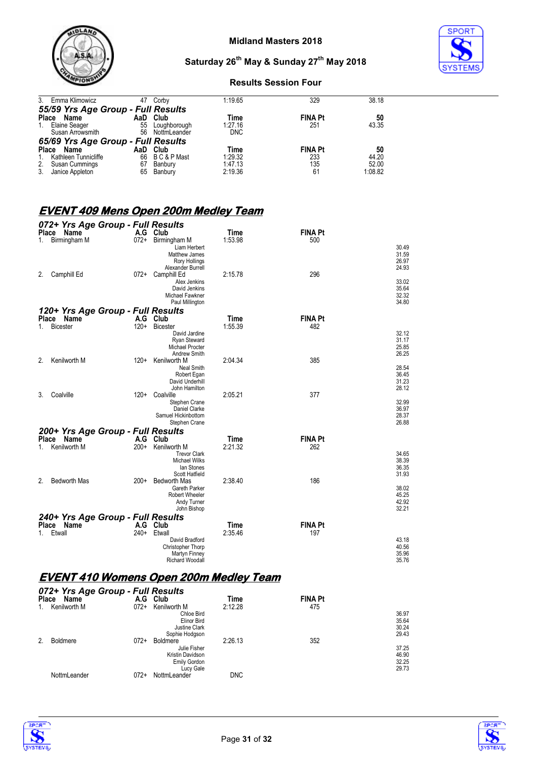| Place | Name | AaD | Club | Time | FINA Pt | 50 |
|---|---|---|---|---|---|---|
| 3. | Emma Klimowicz | 47 | Corby | 1:19.65 | 329 | 38.18 |

### 55/59 Yrs Age Group - Full Results

| Place | Name | AaD | Club | Time | FINA Pt | 50 |
|---|---|---|---|---|---|---|
| 1. | Elaine Seager | 55 | Loughborough | 1:27.16 | 251 | 43.35 |
| | Susan Arrowsmith | 56 | NottmLeander | DNC | | |

### 65/69 Yrs Age Group - Full Results

| Place | Name | AaD | Club | Time | FINA Pt | 50 |
|---|---|---|---|---|---|---|
| 1. | Kathleen Tunnicliffe | 66 | B C & P Mast | 1:29.32 | 233 | 44.20 |
| 2. | Susan Cummings | 67 | Banbury | 1:47.13 | 135 | 52.00 |
| 3. | Janice Appleton | 65 | Banbury | 2:19.36 | 61 | 1:08.82 |

## EVENT 409 Mens Open 200m Medley Team

### 072+ Yrs Age Group - Full Results

| Place | Name | A.G | Club | Time | FINA Pt | Split |
|---|---|---|---|---|---|---|
| 1. | Birmingham M | 072+ | Birmingham M | 1:53.98 | 500 | |
| | | | Liam Herbert | | | 30.49 |
| | | | Matthew James | | | 31.59 |
| | | | Rory Hollings | | | 26.97 |
| | | | Alexander Burrell | | | 24.93 |
| 2. | Camphill Ed | 072+ | Camphill Ed | 2:15.78 | 296 | |
| | | | Alex Jenkins | | | 33.02 |
| | | | David Jenkins | | | 35.64 |
| | | | Michael Fawkner | | | 32.32 |
| | | | Paul Millington | | | 34.80 |

### 120+ Yrs Age Group - Full Results

| Place | Name | A.G | Club | Time | FINA Pt | Split |
|---|---|---|---|---|---|---|
| 1. | Bicester | 120+ | Bicester | 1:55.39 | 482 | |
| | | | David Jardine | | | 32.12 |
| | | | Ryan Steward | | | 31.17 |
| | | | Michael Procter | | | 25.85 |
| | | | Andrew Smith | | | 26.25 |
| 2. | Kenilworth M | 120+ | Kenilworth M | 2:04.34 | 385 | |
| | | | Neal Smith | | | 28.54 |
| | | | Robert Egan | | | 36.45 |
| | | | David Underhill | | | 31.23 |
| | | | John Hamilton | | | 28.12 |
| 3. | Coalville | 120+ | Coalville | 2:05.21 | 377 | |
| | | | Stephen Crane | | | 32.99 |
| | | | Daniel Clarke | | | 36.97 |
| | | | Samuel Hickinbottom | | | 28.37 |
| | | | Stephen Crane | | | 26.88 |

### 200+ Yrs Age Group - Full Results

| Place | Name | A.G | Club | Time | FINA Pt | Split |
|---|---|---|---|---|---|---|
| 1. | Kenilworth M | 200+ | Kenilworth M | 2:21.32 | 262 | |
| | | | Trevor Clark | | | 34.65 |
| | | | Michael Wilks | | | 38.39 |
| | | | Ian Stones | | | 36.35 |
| | | | Scott Hatfield | | | 31.93 |
| 2. | Bedworth Mas | 200+ | Bedworth Mas | 2:38.40 | 186 | |
| | | | Gareth Parker | | | 38.02 |
| | | | Robert Wheeler | | | 45.25 |
| | | | Andy Turner | | | 42.92 |
| | | | John Bishop | | | 32.21 |

### 240+ Yrs Age Group - Full Results

| Place | Name | A.G | Club | Time | FINA Pt | Split |
|---|---|---|---|---|---|---|
| 1. | Etwall | 240+ | Etwall | 2:35.46 | 197 | |
| | | | David Bradford | | | 43.18 |
| | | | Christopher Thorp | | | 40.56 |
| | | | Martyn Finney | | | 35.96 |
| | | | Richard Woodall | | | 35.76 |

## EVENT 410 Womens Open 200m Medley Team

### 072+ Yrs Age Group - Full Results

| Place | Name | A.G | Club | Time | FINA Pt | Split |
|---|---|---|---|---|---|---|
| 1. | Kenilworth M | 072+ | Kenilworth M | 2:12.28 | 475 | |
| | | | Chloe Bird | | | 36.97 |
| | | | Elinor Bird | | | 35.64 |
| | | | Justine Clark | | | 30.24 |
| | | | Sophie Hodgson | | | 29.43 |
| 2. | Boldmere | 072+ | Boldmere | 2:26.13 | 352 | |
| | | | Julie Fisher | | | 37.25 |
| | | | Kristin Davidson | | | 46.90 |
| | | | Emily Gordon | | | 32.25 |
| | | | Lucy Gale | | | 29.73 |
| | NottmLeander | 072+ | NottmLeander | DNC | | |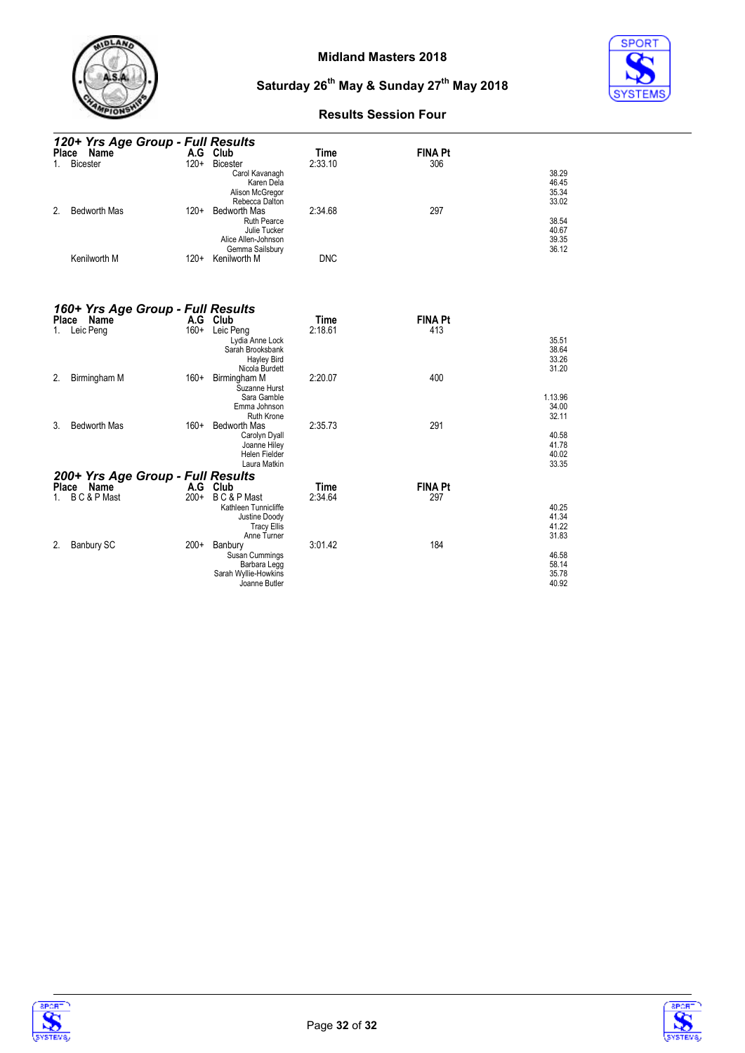# Midland Masters 2018

## Saturday 26th May & Sunday 27th May 2018

## Results Session Four

### 120+ Yrs Age Group - Full Results

| Place | Name | A.G | Club | Time | FINA Pt | |
|---|---|---|---|---|---|---|
| 1. | Bicester | 120+ | Bicester | 2:33.10 | 306 | |
| | | | Carol Kavanagh | | | 38.29 |
| | | | Karen Dela | | | 46.45 |
| | | | Alison McGregor | | | 35.34 |
| | | | Rebecca Dalton | | | 33.02 |
| 2. | Bedworth Mas | 120+ | Bedworth Mas | 2:34.68 | 297 | |
| | | | Ruth Pearce | | | 38.54 |
| | | | Julie Tucker | | | 40.67 |
| | | | Alice Allen-Johnson | | | 39.35 |
| | | | Gemma Sailsbury | | | 36.12 |
| | Kenilworth M | 120+ | Kenilworth M | DNC | | |

### 160+ Yrs Age Group - Full Results

| Place | Name | A.G | Club | Time | FINA Pt | |
|---|---|---|---|---|---|---|
| 1. | Leic Peng | 160+ | Leic Peng | 2:18.61 | 413 | |
| | | | Lydia Anne Lock | | | 35.51 |
| | | | Sarah Brooksbank | | | 38.64 |
| | | | Hayley Bird | | | 33.26 |
| | | | Nicola Burdett | | | 31.20 |
| 2. | Birmingham M | 160+ | Birmingham M | 2:20.07 | 400 | |
| | | | Suzanne Hurst | | | |
| | | | Sara Gamble | | | 1.13.96 |
| | | | Emma Johnson | | | 34.00 |
| | | | Ruth Krone | | | 32.11 |
| 3. | Bedworth Mas | 160+ | Bedworth Mas | 2:35.73 | 291 | |
| | | | Carolyn Dyall | | | 40.58 |
| | | | Joanne Hiley | | | 41.78 |
| | | | Helen Fielder | | | 40.02 |
| | | | Laura Matkin | | | 33.35 |

### 200+ Yrs Age Group - Full Results

| Place | Name | A.G | Club | Time | FINA Pt | |
|---|---|---|---|---|---|---|
| 1. | B C & P Mast | 200+ | B C & P Mast | 2:34.64 | 297 | |
| | | | Kathleen Tunnicliffe | | | 40.25 |
| | | | Justine Doody | | | 41.34 |
| | | | Tracy Ellis | | | 41.22 |
| | | | Anne Turner | | | 31.83 |
| 2. | Banbury SC | 200+ | Banbury | 3:01.42 | 184 | |
| | | | Susan Cummings | | | 46.58 |
| | | | Barbara Legg | | | 58.14 |
| | | | Sarah Wyllie-Howkins | | | 35.78 |
| | | | Joanne Butler | | | 40.92 |